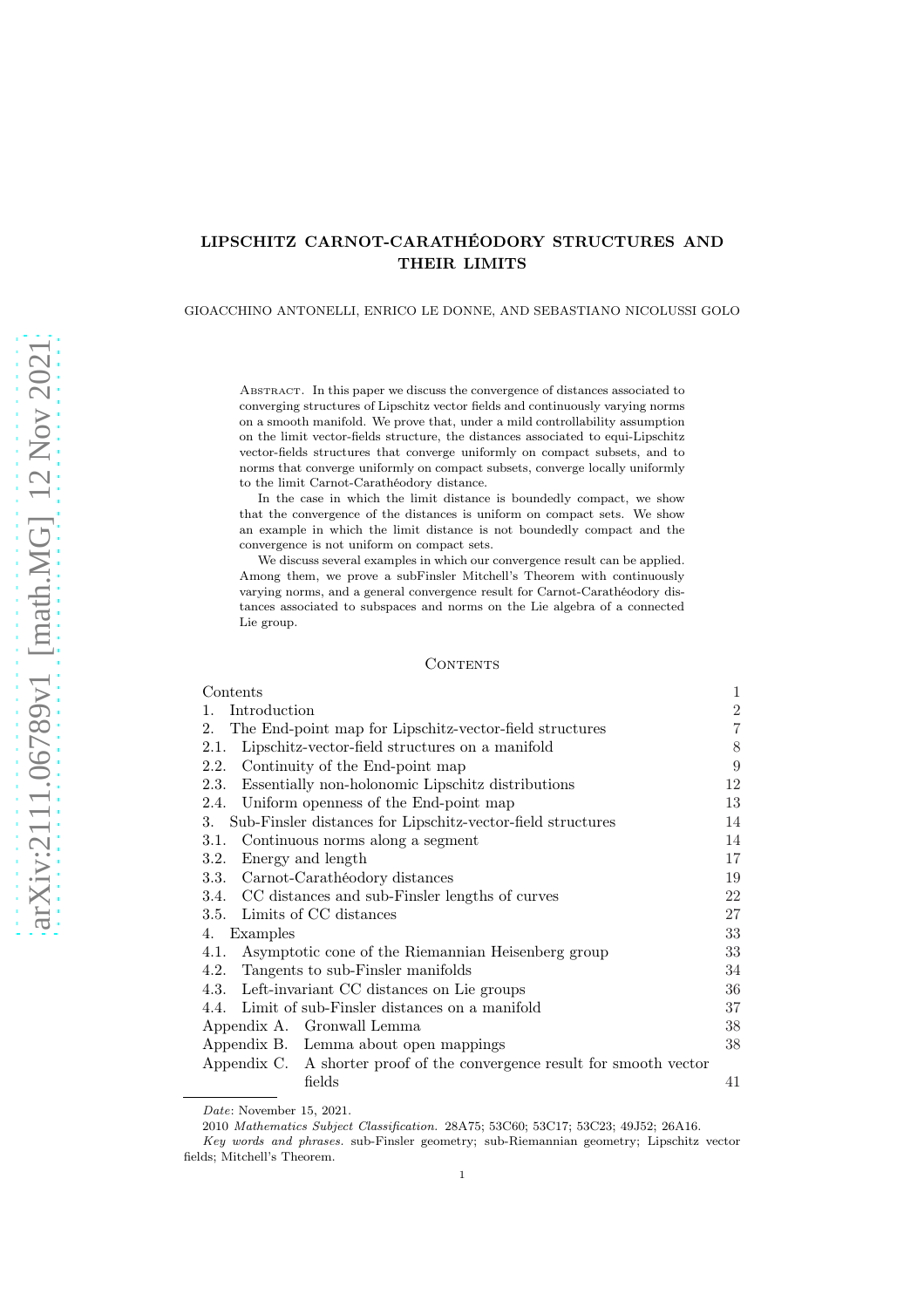# LIPSCHITZ CARNOT-CARATHÉODORY STRUCTURES AND THEIR LIMITS

GIOACCHINO ANTONELLI, ENRICO LE DONNE, AND SEBASTIANO NICOLUSSI GOLO

Abstract. In this paper we discuss the convergence of distances associated to converging structures of Lipschitz vector fields and continuously varying norms on a smooth manifold. We prove that, under a mild controllability assumption on the limit vector-fields structure, the distances associated to equi-Lipschitz vector-fields structures that converge uniformly on compact subsets, and to norms that converge uniformly on compact subsets, converge locally uniformly to the limit Carnot-Carathéodory distance.

In the case in which the limit distance is boundedly compact, we show that the convergence of the distances is uniform on compact sets. We show an example in which the limit distance is not boundedly compact and the convergence is not uniform on compact sets.

We discuss several examples in which our convergence result can be applied. Among them, we prove a subFinsler Mitchell's Theorem with continuously varying norms, and a general convergence result for Carnot-Carathéodory distances associated to subspaces and norms on the Lie algebra of a connected Lie group.

## Contents

| | |
|---|---|
| Contents | 1 |
| 1. Introduction | 2 |
| 2. The End-point map for Lipschitz-vector-field structures | 7 |
| 2.1. Lipschitz-vector-field structures on a manifold | 8 |
| 2.2. Continuity of the End-point map | 9 |
| 2.3. Essentially non-holonomic Lipschitz distributions | 12 |
| 2.4. Uniform openness of the End-point map | 13 |
| 3. Sub-Finsler distances for Lipschitz-vector-field structures | 14 |
| 3.1. Continuous norms along a segment | 14 |
| 3.2. Energy and length | 17 |
| 3.3. Carnot-Carathéodory distances | 19 |
| 3.4. CC distances and sub-Finsler lengths of curves | 22 |
| 3.5. Limits of CC distances | 27 |
| 4. Examples | 33 |
| 4.1. Asymptotic cone of the Riemannian Heisenberg group | 33 |
| 4.2. Tangents to sub-Finsler manifolds | 34 |
| 4.3. Left-invariant CC distances on Lie groups | 36 |
| 4.4. Limit of sub-Finsler distances on a manifold | 37 |
| Appendix A. Gronwall Lemma | 38 |
| Appendix B. Lemma about open mappings | 38 |
| Appendix C. A shorter proof of the convergence result for smooth vector fields | 41 |

*Date*: November 15, 2021.

2010 *Mathematics Subject Classification.* 28A75; 53C60; 53C17; 53C23; 49J52; 26A16.

*Key words and phrases.* sub-Finsler geometry; sub-Riemannian geometry; Lipschitz vector fields; Mitchell's Theorem.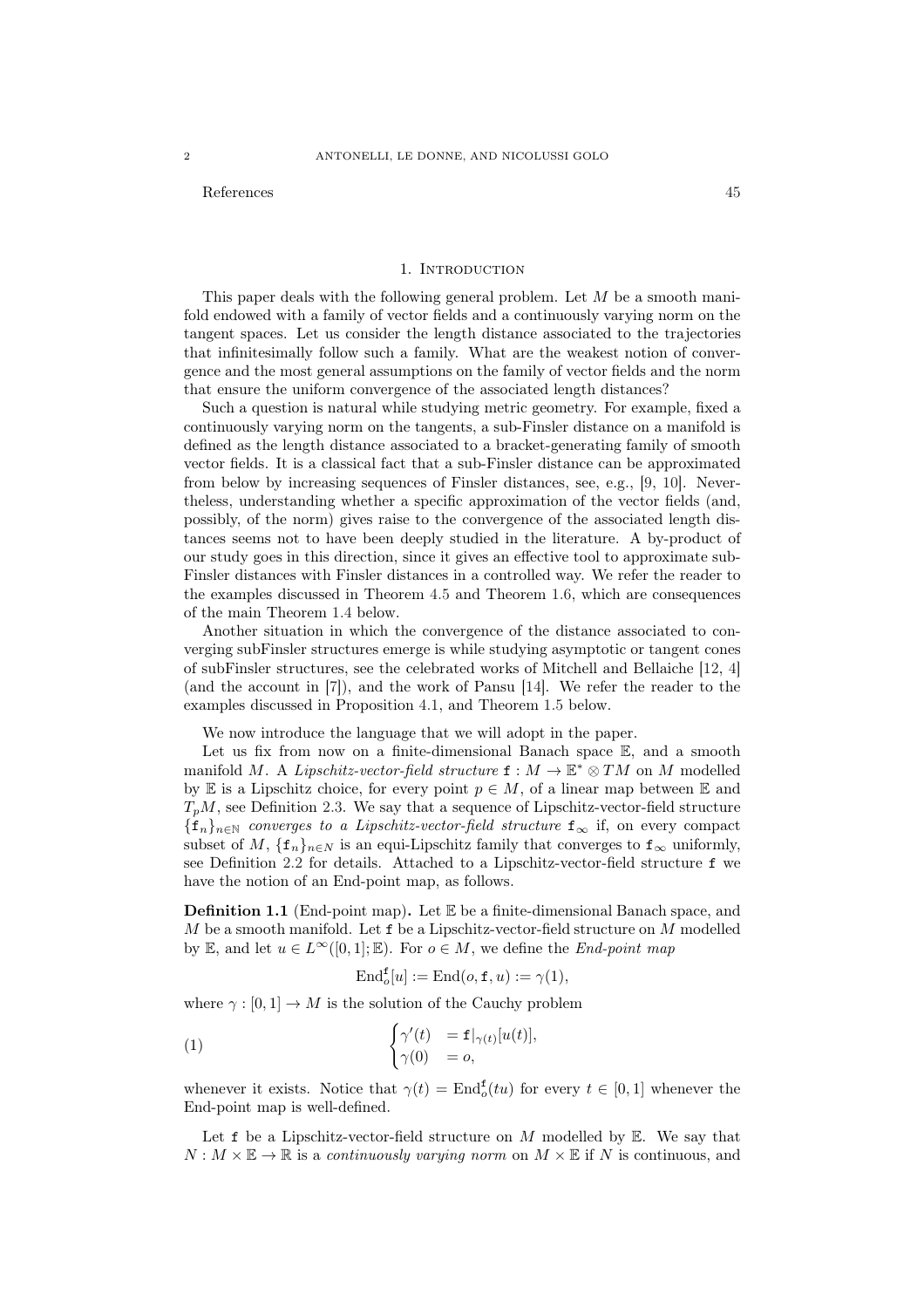References 45

## 1. Introduction

This paper deals with the following general problem. Let $M$ be a smooth manifold endowed with a family of vector fields and a continuously varying norm on the tangent spaces. Let us consider the length distance associated to the trajectories that infinitesimally follow such a family. What are the weakest notion of convergence and the most general assumptions on the family of vector fields and the norm that ensure the uniform convergence of the associated length distances?

Such a question is natural while studying metric geometry. For example, fixed a continuously varying norm on the tangents, a sub-Finsler distance on a manifold is defined as the length distance associated to a bracket-generating family of smooth vector fields. It is a classical fact that a sub-Finsler distance can be approximated from below by increasing sequences of Finsler distances, see, e.g., [9, 10]. Nevertheless, understanding whether a specific approximation of the vector fields (and, possibly, of the norm) gives raise to the convergence of the associated length distances seems not to have been deeply studied in the literature. A by-product of our study goes in this direction, since it gives an effective tool to approximate sub-Finsler distances with Finsler distances in a controlled way. We refer the reader to the examples discussed in Theorem 4.5 and Theorem 1.6, which are consequences of the main Theorem 1.4 below.

Another situation in which the convergence of the distance associated to converging subFinsler structures emerge is while studying asymptotic or tangent cones of subFinsler structures, see the celebrated works of Mitchell and Bellaiche [12, 4] (and the account in [7]), and the work of Pansu [14]. We refer the reader to the examples discussed in Proposition 4.1, and Theorem 1.5 below.

We now introduce the language that we will adopt in the paper.

Let us fix from now on a finite-dimensional Banach space $\mathbb{E}$, and a smooth manifold $M$. A *Lipschitz-vector-field structure* $\mathtt{f} : M \to \mathbb{E}^* \otimes TM$ on $M$ modelled by $\mathbb{E}$ is a Lipschitz choice, for every point $p \in M$, of a linear map between $\mathbb{E}$ and $T_pM$, see Definition 2.3. We say that a sequence of Lipschitz-vector-field structure $\{\mathtt{f}_n\}_{n\in\mathbb{N}}$ *converges to a Lipschitz-vector-field structure* $\mathtt{f}_\infty$ if, on every compact subset of $M$, $\{\mathtt{f}_n\}_{n\in N}$ is an equi-Lipschitz family that converges to $\mathtt{f}_\infty$ uniformly, see Definition 2.2 for details. Attached to a Lipschitz-vector-field structure $\mathtt{f}$ we have the notion of an End-point map, as follows.

**Definition 1.1** (End-point map)**.** Let $\mathbb{E}$ be a finite-dimensional Banach space, and $M$ be a smooth manifold. Let $\mathtt{f}$ be a Lipschitz-vector-field structure on $M$ modelled by $\mathbb{E}$, and let $u \in L^\infty([0,1];\mathbb{E})$. For $o \in M$, we define the *End-point map*

$$\mathrm{End}_o^{\mathtt{f}}[u] := \mathrm{End}(o, \mathtt{f}, u) := \gamma(1),$$

where $\gamma : [0,1] \to M$ is the solution of the Cauchy problem

$$\begin{cases} \gamma'(t) &= \mathtt{f}|_{\gamma(t)}[u(t)], \\ \gamma(0) &= o, \end{cases} \tag{1}$$

whenever it exists. Notice that $\gamma(t) = \mathrm{End}_o^{\mathtt{f}}(tu)$ for every $t \in [0,1]$ whenever the End-point map is well-defined.

Let $\mathtt{f}$ be a Lipschitz-vector-field structure on $M$ modelled by $\mathbb{E}$. We say that $N : M \times \mathbb{E} \to \mathbb{R}$ is a *continuously varying norm* on $M \times \mathbb{E}$ if $N$ is continuous, and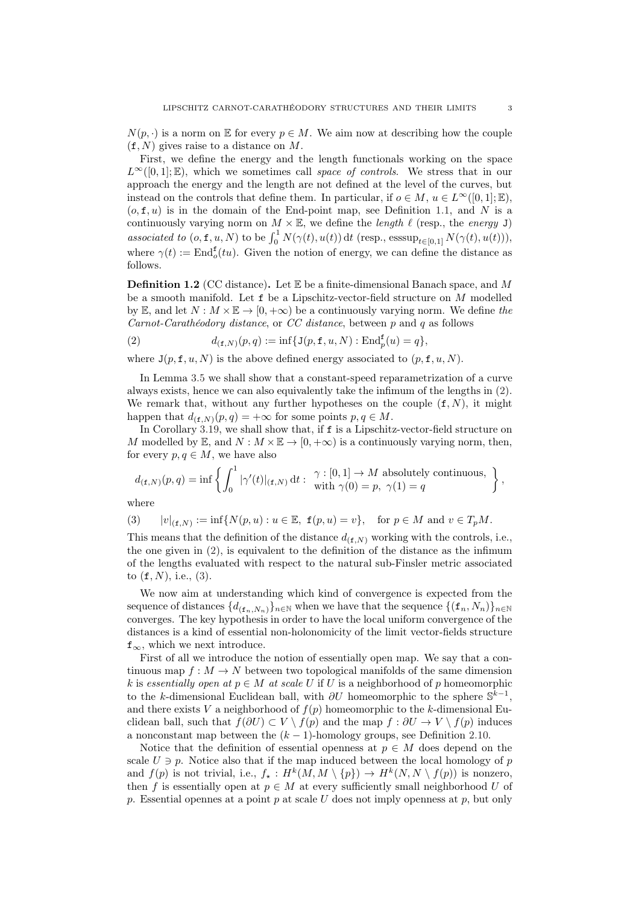$N(p,\cdot)$ is a norm on $\mathbb{E}$ for every $p \in M$. We aim now at describing how the couple $(\mathtt{f}, N)$ gives raise to a distance on $M$.

First, we define the energy and the length functionals working on the space $L^\infty([0,1];\mathbb{E})$, which we sometimes call *space of controls*. We stress that in our approach the energy and the length are not defined at the level of the curves, but instead on the controls that define them. In particular, if $o \in M$, $u \in L^\infty([0,1];\mathbb{E})$, $(o, \mathtt{f}, u)$ is in the domain of the End-point map, see Definition 1.1, and $N$ is a continuously varying norm on $M \times \mathbb{E}$, we define the *length* $\ell$ (resp., the *energy* $\mathtt{J}$) *associated to* $(o, \mathtt{f}, u, N)$ to be $\int_0^1 N(\gamma(t), u(t))\,\mathrm{d}t$ (resp., $\operatorname{esssup}_{t\in[0,1]} N(\gamma(t), u(t))$), where $\gamma(t) := \mathrm{End}_o^{\mathtt{f}}(tu)$. Given the notion of energy, we can define the distance as follows.

**Definition 1.2** (CC distance)**.** Let $\mathbb{E}$ be a finite-dimensional Banach space, and $M$ be a smooth manifold. Let $\mathtt{f}$ be a Lipschitz-vector-field structure on $M$ modelled by $\mathbb{E}$, and let $N : M \times \mathbb{E} \to [0, +\infty)$ be a continuously varying norm. We define *the Carnot-Carathéodory distance*, or *CC distance*, between $p$ and $q$ as follows

$$d_{(\mathtt{f},N)}(p,q) := \inf\{\mathtt{J}(p, \mathtt{f}, u, N) : \mathrm{End}_p^{\mathtt{f}}(u) = q\}, \tag{2}$$

where $\mathtt{J}(p, \mathtt{f}, u, N)$ is the above defined energy associated to $(p, \mathtt{f}, u, N)$.

In Lemma 3.5 we shall show that a constant-speed reparametrization of a curve always exists, hence we can also equivalently take the infimum of the lengths in (2). We remark that, without any further hypotheses on the couple $(\mathtt{f}, N)$, it might happen that $d_{(\mathtt{f},N)}(p,q) = +\infty$ for some points $p, q \in M$.

In Corollary 3.19, we shall show that, if $\mathtt{f}$ is a Lipschitz-vector-field structure on $M$ modelled by $\mathbb{E}$, and $N : M \times \mathbb{E} \to [0, +\infty)$ is a continuously varying norm, then, for every $p, q \in M$, we have also

$$d_{(\mathtt{f},N)}(p,q) = \inf\left\{ \int_0^1 |\gamma'(t)|_{(\mathtt{f},N)}\,\mathrm{d}t : \begin{array}{l} \gamma : [0,1] \to M \text{ absolutely continuous,} \\ \text{with } \gamma(0) = p,\ \gamma(1) = q \end{array} \right\},$$

where

$$|v|_{(\mathtt{f},N)} := \inf\{N(p,u) : u \in \mathbb{E},\ \mathtt{f}(p,u) = v\}, \quad \text{for } p \in M \text{ and } v \in T_pM. \tag{3}$$

This means that the definition of the distance $d_{(\mathtt{f},N)}$ working with the controls, i.e., the one given in (2), is equivalent to the definition of the distance as the infimum of the lengths evaluated with respect to the natural sub-Finsler metric associated to $(\mathtt{f}, N)$, i.e., (3).

We now aim at understanding which kind of convergence is expected from the sequence of distances $\{d_{(\mathtt{f}_n,N_n)}\}_{n\in\mathbb{N}}$ when we have that the sequence $\{(\mathtt{f}_n, N_n)\}_{n\in\mathbb{N}}$ converges. The key hypothesis in order to have the local uniform convergence of the distances is a kind of essential non-holonomicity of the limit vector-fields structure $\mathtt{f}_\infty$, which we next introduce.

First of all we introduce the notion of essentially open map. We say that a continuous map $f : M \to N$ between two topological manifolds of the same dimension $k$ is *essentially open at* $p \in M$ *at scale* $U$ if $U$ is a neighborhood of $p$ homeomorphic to the $k$-dimensional Euclidean ball, with $\partial U$ homeomorphic to the sphere $\mathbb{S}^{k-1}$, and there exists $V$ a neighborhood of $f(p)$ homeomorphic to the $k$-dimensional Euclidean ball, such that $f(\partial U) \subset V \setminus f(p)$ and the map $f : \partial U \to V \setminus f(p)$ induces a nonconstant map between the $(k-1)$-homology groups, see Definition 2.10.

Notice that the definition of essential openness at $p \in M$ does depend on the scale $U \ni p$. Notice also that if the map induced between the local homology of $p$ and $f(p)$ is not trivial, i.e., $f_\star : H^k(M, M \setminus \{p\}) \to H^k(N, N \setminus f(p))$ is nonzero, then $f$ is essentially open at $p \in M$ at every sufficiently small neighborhood $U$ of $p$. Essential opennes at a point $p$ at scale $U$ does not imply openness at $p$, but only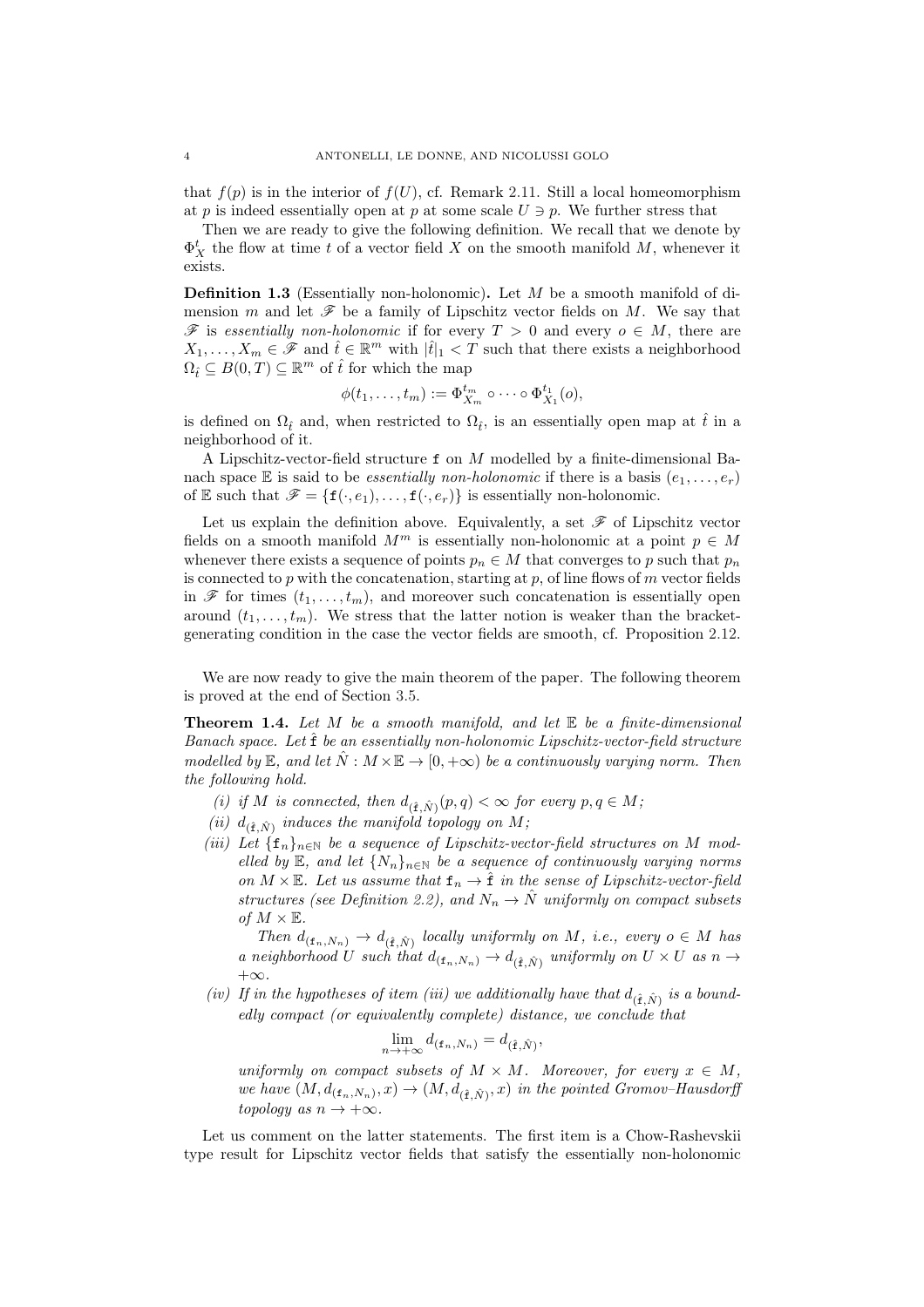that $f(p)$ is in the interior of $f(U)$, cf. Remark 2.11. Still a local homeomorphism at $p$ is indeed essentially open at $p$ at some scale $U \ni p$. We further stress that

Then we are ready to give the following definition. We recall that we denote by $\Phi^t_X$ the flow at time $t$ of a vector field $X$ on the smooth manifold $M$, whenever it exists.

**Definition 1.3** (Essentially non-holonomic)**.** Let $M$ be a smooth manifold of dimension $m$ and let $\mathscr{F}$ be a family of Lipschitz vector fields on $M$. We say that $\mathscr{F}$ is *essentially non-holonomic* if for every $T > 0$ and every $o \in M$, there are $X_1, \dots, X_m \in \mathscr{F}$ and $\hat{t} \in \mathbb{R}^m$ with $|\hat{t}|_1 < T$ such that there exists a neighborhood $\Omega_{\hat{t}} \subseteq B(0,T) \subseteq \mathbb{R}^m$ of $\hat{t}$ for which the map

$$\phi(t_1, \dots, t_m) := \Phi^{t_m}_{X_m} \circ \dots \circ \Phi^{t_1}_{X_1}(o),$$

is defined on $\Omega_{\hat{t}}$ and, when restricted to $\Omega_{\hat{t}}$, is an essentially open map at $\hat{t}$ in a neighborhood of it.

A Lipschitz-vector-field structure $\mathtt{f}$ on $M$ modelled by a finite-dimensional Banach space $\mathbb{E}$ is said to be *essentially non-holonomic* if there is a basis $(e_1, \dots, e_r)$ of $\mathbb{E}$ such that $\mathscr{F} = \{\mathtt{f}(\cdot, e_1), \dots, \mathtt{f}(\cdot, e_r)\}$ is essentially non-holonomic.

Let us explain the definition above. Equivalently, a set $\mathscr{F}$ of Lipschitz vector fields on a smooth manifold $M^m$ is essentially non-holonomic at a point $p \in M$ whenever there exists a sequence of points $p_n \in M$ that converges to $p$ such that $p_n$ is connected to $p$ with the concatenation, starting at $p$, of line flows of $m$ vector fields in $\mathscr{F}$ for times $(t_1, \dots, t_m)$, and moreover such concatenation is essentially open around $(t_1, \dots, t_m)$. We stress that the latter notion is weaker than the bracket-generating condition in the case the vector fields are smooth, cf. Proposition 2.12.

We are now ready to give the main theorem of the paper. The following theorem is proved at the end of Section 3.5.

**Theorem 1.4.** *Let $M$ be a smooth manifold, and let $\mathbb{E}$ be a finite-dimensional Banach space. Let $\hat{\mathtt{f}}$ be an essentially non-holonomic Lipschitz-vector-field structure modelled by $\mathbb{E}$, and let $\hat{N} : M \times \mathbb{E} \to [0, +\infty)$ be a continuously varying norm. Then the following hold.*

*(i) if $M$ is connected, then $d_{(\hat{\mathtt{f}},\hat{N})}(p,q) < \infty$ for every $p, q \in M$;*

*(ii) $d_{(\hat{\mathtt{f}},\hat{N})}$ induces the manifold topology on $M$;*

*(iii) Let $\{\mathtt{f}_n\}_{n\in\mathbb{N}}$ be a sequence of Lipschitz-vector-field structures on $M$ modelled by $\mathbb{E}$, and let $\{N_n\}_{n\in\mathbb{N}}$ be a sequence of continuously varying norms on $M \times \mathbb{E}$. Let us assume that $\mathtt{f}_n \to \hat{\mathtt{f}}$ in the sense of Lipschitz-vector-field structures (see Definition 2.2), and $N_n \to \hat{N}$ uniformly on compact subsets of $M \times \mathbb{E}$.*

*Then $d_{(\mathtt{f}_n,N_n)} \to d_{(\hat{\mathtt{f}},\hat{N})}$ locally uniformly on $M$, i.e., every $o \in M$ has a neighborhood $U$ such that $d_{(\mathtt{f}_n,N_n)} \to d_{(\hat{\mathtt{f}},\hat{N})}$ uniformly on $U \times U$ as $n \to +\infty$.*

*(iv) If in the hypotheses of item (iii) we additionally have that $d_{(\hat{\mathtt{f}},\hat{N})}$ is a boundedly compact (or equivalently complete) distance, we conclude that*

$$\lim_{n\to+\infty} d_{(\mathtt{f}_n,N_n)} = d_{(\hat{\mathtt{f}},\hat{N})},$$

*uniformly on compact subsets of $M \times M$. Moreover, for every $x \in M$, we have $(M, d_{(\mathtt{f}_n,N_n)}, x) \to (M, d_{(\hat{\mathtt{f}},\hat{N})}, x)$ in the pointed Gromov–Hausdorff topology as $n \to +\infty$.*

Let us comment on the latter statements. The first item is a Chow-Rashevskii type result for Lipschitz vector fields that satisfy the essentially non-holonomic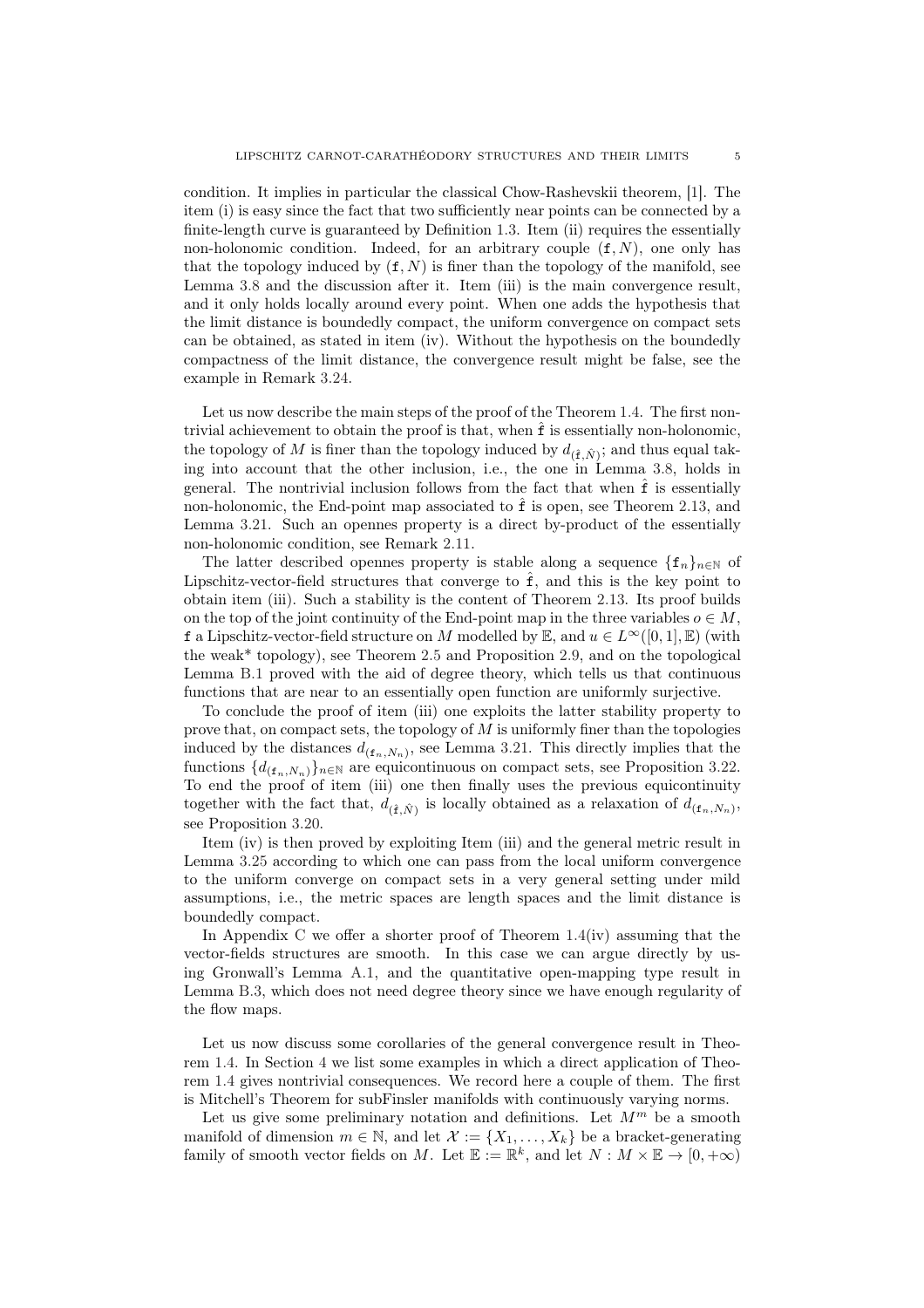condition. It implies in particular the classical Chow-Rashevskii theorem, [1]. The item (i) is easy since the fact that two sufficiently near points can be connected by a finite-length curve is guaranteed by Definition 1.3. Item (ii) requires the essentially non-holonomic condition. Indeed, for an arbitrary couple $(\mathtt{f}, N)$, one only has that the topology induced by $(\mathtt{f}, N)$ is finer than the topology of the manifold, see Lemma 3.8 and the discussion after it. Item (iii) is the main convergence result, and it only holds locally around every point. When one adds the hypothesis that the limit distance is boundedly compact, the uniform convergence on compact sets can be obtained, as stated in item (iv). Without the hypothesis on the boundedly compactness of the limit distance, the convergence result might be false, see the example in Remark 3.24.

Let us now describe the main steps of the proof of the Theorem 1.4. The first nontrivial achievement to obtain the proof is that, when $\hat{\mathtt{f}}$ is essentially non-holonomic, the topology of $M$ is finer than the topology induced by $d_{(\hat{\mathtt{f}},\hat{N})}$; and thus equal taking into account that the other inclusion, i.e., the one in Lemma 3.8, holds in general. The nontrivial inclusion follows from the fact that when $\hat{\mathtt{f}}$ is essentially non-holonomic, the End-point map associated to $\hat{\mathtt{f}}$ is open, see Theorem 2.13, and Lemma 3.21. Such an opennes property is a direct by-product of the essentially non-holonomic condition, see Remark 2.11.

The latter described opennes property is stable along a sequence $\{\mathtt{f}_n\}_{n\in\mathbb{N}}$ of Lipschitz-vector-field structures that converge to $\hat{\mathtt{f}}$, and this is the key point to obtain item (iii). Such a stability is the content of Theorem 2.13. Its proof builds on the top of the joint continuity of the End-point map in the three variables $o \in M$, $\mathtt{f}$ a Lipschitz-vector-field structure on $M$ modelled by $\mathbb{E}$, and $u \in L^\infty([0,1],\mathbb{E})$ (with the weak* topology), see Theorem 2.5 and Proposition 2.9, and on the topological Lemma B.1 proved with the aid of degree theory, which tells us that continuous functions that are near to an essentially open function are uniformly surjective.

To conclude the proof of item (iii) one exploits the latter stability property to prove that, on compact sets, the topology of $M$ is uniformly finer than the topologies induced by the distances $d_{(\mathtt{f}_n,N_n)}$, see Lemma 3.21. This directly implies that the functions $\{d_{(\mathtt{f}_n,N_n)}\}_{n\in\mathbb{N}}$ are equicontinuous on compact sets, see Proposition 3.22. To end the proof of item (iii) one then finally uses the previous equicontinuity together with the fact that, $d_{(\hat{\mathtt{f}},\hat{N})}$ is locally obtained as a relaxation of $d_{(\mathtt{f}_n,N_n)}$, see Proposition 3.20.

Item (iv) is then proved by exploiting Item (iii) and the general metric result in Lemma 3.25 according to which one can pass from the local uniform convergence to the uniform converge on compact sets in a very general setting under mild assumptions, i.e., the metric spaces are length spaces and the limit distance is boundedly compact.

In Appendix C we offer a shorter proof of Theorem 1.4(iv) assuming that the vector-fields structures are smooth. In this case we can argue directly by using Gronwall's Lemma A.1, and the quantitative open-mapping type result in Lemma B.3, which does not need degree theory since we have enough regularity of the flow maps.

Let us now discuss some corollaries of the general convergence result in Theorem 1.4. In Section 4 we list some examples in which a direct application of Theorem 1.4 gives nontrivial consequences. We record here a couple of them. The first is Mitchell's Theorem for subFinsler manifolds with continuously varying norms.

Let us give some preliminary notation and definitions. Let $M^m$ be a smooth manifold of dimension $m \in \mathbb{N}$, and let $\mathcal{X} := \{X_1, \ldots, X_k\}$ be a bracket-generating family of smooth vector fields on $M$. Let $\mathbb{E} := \mathbb{R}^k$, and let $N : M \times \mathbb{E} \to [0, +\infty)$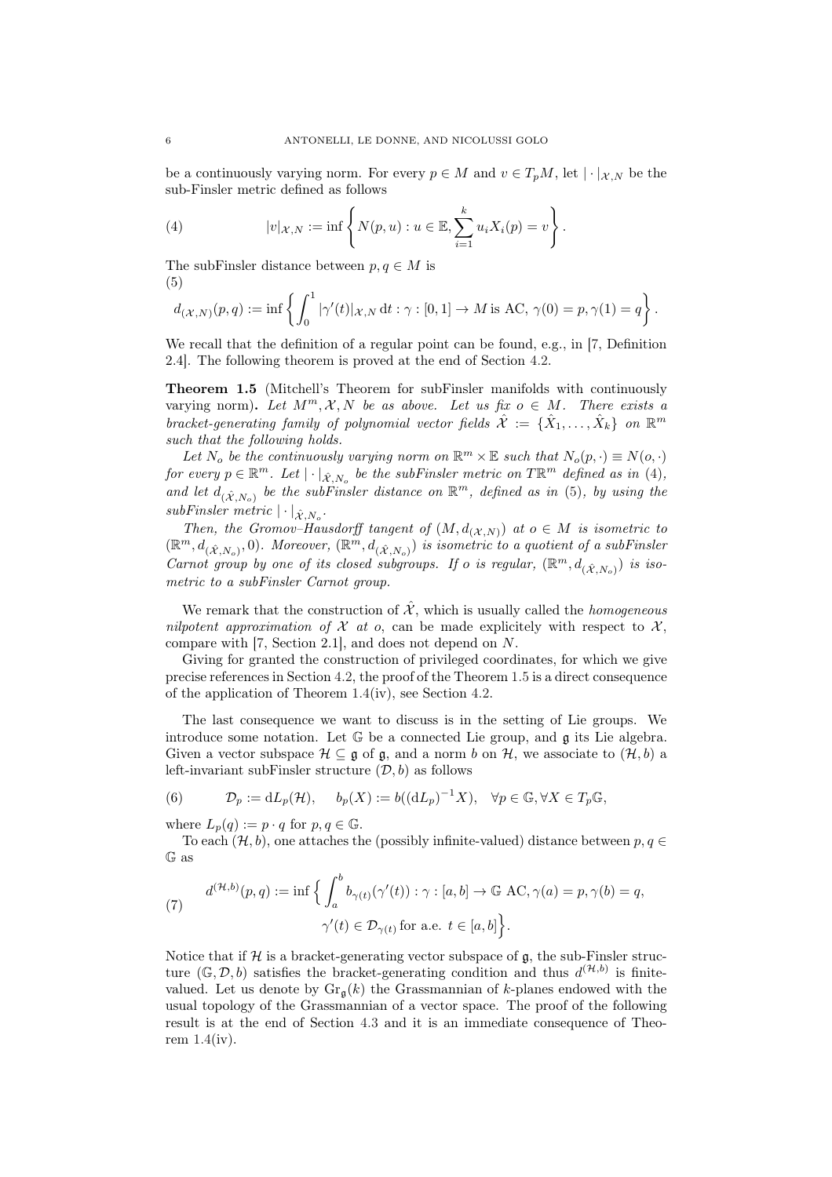be a continuously varying norm. For every $p \in M$ and $v \in T_pM$, let $|\cdot|_{\mathcal{X},N}$ be the sub-Finsler metric defined as follows

$$|v|_{\mathcal{X},N} := \inf\left\{ N(p,u) : u \in \mathbb{E}, \sum_{i=1}^k u_i X_i(p) = v \right\}. \tag{4}$$

The subFinsler distance between $p, q \in M$ is

$$d_{(\mathcal{X},N)}(p,q) := \inf\left\{ \int_0^1 |\gamma'(t)|_{\mathcal{X},N}\, \mathrm{d}t : \gamma : [0,1] \to M \text{ is AC, } \gamma(0) = p, \gamma(1) = q \right\}. \tag{5}$$

We recall that the definition of a regular point can be found, e.g., in [7, Definition 2.4]. The following theorem is proved at the end of Section 4.2.

**Theorem 1.5** (Mitchell's Theorem for subFinsler manifolds with continuously varying norm)**.** *Let $M^m, \mathcal{X}, N$ be as above. Let us fix $o \in M$. There exists a bracket-generating family of polynomial vector fields $\hat{\mathcal{X}} := \{\hat{X}_1, \dots, \hat{X}_k\}$ on $\mathbb{R}^m$ such that the following holds.*

*Let $N_o$ be the continuously varying norm on $\mathbb{R}^m \times \mathbb{E}$ such that $N_o(p,\cdot) \equiv N(o,\cdot)$ for every $p \in \mathbb{R}^m$. Let $|\cdot|_{\hat{\mathcal{X}},N_o}$ be the subFinsler metric on $T\mathbb{R}^m$ defined as in (4), and let $d_{(\hat{\mathcal{X}},N_o)}$ be the subFinsler distance on $\mathbb{R}^m$, defined as in (5), by using the subFinsler metric $|\cdot|_{\hat{\mathcal{X}},N_o}$.*

*Then, the Gromov–Hausdorff tangent of $(M, d_{(\mathcal{X},N)})$ at $o \in M$ is isometric to $(\mathbb{R}^m, d_{(\hat{\mathcal{X}},N_o)}, 0)$. Moreover, $(\mathbb{R}^m, d_{(\hat{\mathcal{X}},N_o)})$ is isometric to a quotient of a subFinsler Carnot group by one of its closed subgroups. If $o$ is regular, $(\mathbb{R}^m, d_{(\hat{\mathcal{X}},N_o)})$ is isometric to a subFinsler Carnot group.*

We remark that the construction of $\hat{\mathcal{X}}$, which is usually called the *homogeneous nilpotent approximation of $\mathcal{X}$ at $o$*, can be made explicitely with respect to $\mathcal{X}$, compare with [7, Section 2.1], and does not depend on $N$.

Giving for granted the construction of privileged coordinates, for which we give precise references in Section 4.2, the proof of the Theorem 1.5 is a direct consequence of the application of Theorem 1.4(iv), see Section 4.2.

The last consequence we want to discuss is in the setting of Lie groups. We introduce some notation. Let $\mathbb{G}$ be a connected Lie group, and $\mathfrak{g}$ its Lie algebra. Given a vector subspace $\mathcal{H} \subseteq \mathfrak{g}$ of $\mathfrak{g}$, and a norm $b$ on $\mathcal{H}$, we associate to $(\mathcal{H}, b)$ a left-invariant subFinsler structure $(\mathcal{D}, b)$ as follows

$$\mathcal{D}_p := \mathrm{d}L_p(\mathcal{H}), \quad b_p(X) := b((\mathrm{d}L_p)^{-1}X), \quad \forall p \in \mathbb{G}, \forall X \in T_p\mathbb{G}, \tag{6}$$

where $L_p(q) := p \cdot q$ for $p, q \in \mathbb{G}$.

To each $(\mathcal{H}, b)$, one attaches the (possibly infinite-valued) distance between $p, q \in \mathbb{G}$ as

$$d^{(\mathcal{H},b)}(p,q) := \inf\Big\{ \int_a^b b_{\gamma(t)}(\gamma'(t)) : \gamma : [a,b] \to \mathbb{G} \text{ AC}, \gamma(a) = p, \gamma(b) = q, \\ \gamma'(t) \in \mathcal{D}_{\gamma(t)} \text{ for a.e. } t \in [a,b] \Big\}. \tag{7}$$

Notice that if $\mathcal{H}$ is a bracket-generating vector subspace of $\mathfrak{g}$, the sub-Finsler structure $(\mathbb{G}, \mathcal{D}, b)$ satisfies the bracket-generating condition and thus $d^{(\mathcal{H},b)}$ is finite-valued. Let us denote by $\mathrm{Gr}_{\mathfrak{g}}(k)$ the Grassmannian of $k$-planes endowed with the usual topology of the Grassmannian of a vector space. The proof of the following result is at the end of Section 4.3 and it is an immediate consequence of Theorem 1.4(iv).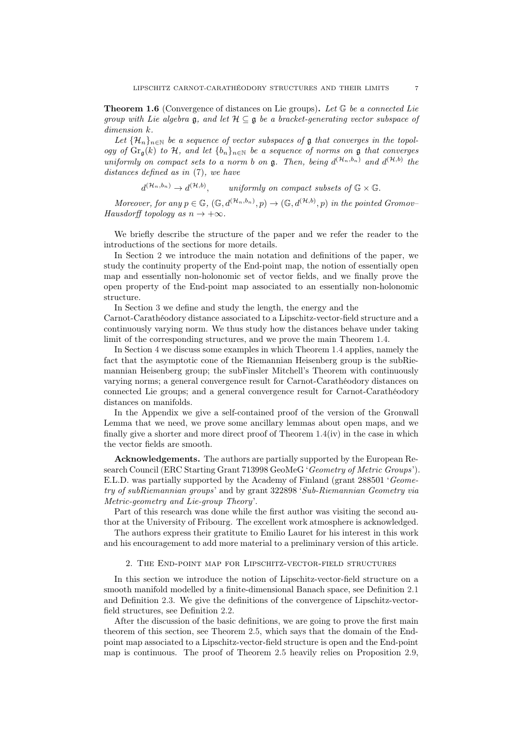**Theorem 1.6** (Convergence of distances on Lie groups)**.** *Let $\mathbb{G}$ be a connected Lie group with Lie algebra $\mathfrak{g}$, and let $\mathcal{H} \subseteq \mathfrak{g}$ be a bracket-generating vector subspace of dimension $k$.*

*Let $\{\mathcal{H}_n\}_{n\in\mathbb{N}}$ be a sequence of vector subspaces of $\mathfrak{g}$ that converges in the topology of $\mathrm{Gr}_{\mathfrak{g}}(k)$ to $\mathcal{H}$, and let $\{b_n\}_{n\in\mathbb{N}}$ be a sequence of norms on $\mathfrak{g}$ that converges uniformly on compact sets to a norm $b$ on $\mathfrak{g}$. Then, being $d^{(\mathcal{H}_n,b_n)}$ and $d^{(\mathcal{H},b)}$ the distances defined as in (7), we have*

$$d^{(\mathcal{H}_n,b_n)} \to d^{(\mathcal{H},b)}, \qquad \textit{uniformly on compact subsets of } \mathbb{G}\times\mathbb{G}.$$

*Moreover, for any $p \in \mathbb{G}$, $(\mathbb{G}, d^{(\mathcal{H}_n,b_n)}, p) \to (\mathbb{G}, d^{(\mathcal{H},b)}, p)$ in the pointed Gromov–Hausdorff topology as $n \to +\infty$.*

We briefly describe the structure of the paper and we refer the reader to the introductions of the sections for more details.

In Section 2 we introduce the main notation and definitions of the paper, we study the continuity property of the End-point map, the notion of essentially open map and essentially non-holonomic set of vector fields, and we finally prove the open property of the End-point map associated to an essentially non-holonomic structure.

In Section 3 we define and study the length, the energy and the Carnot-Carathéodory distance associated to a Lipschitz-vector-field structure and a continuously varying norm. We thus study how the distances behave under taking limit of the corresponding structures, and we prove the main Theorem 1.4.

In Section 4 we discuss some examples in which Theorem 1.4 applies, namely the fact that the asymptotic cone of the Riemannian Heisenberg group is the subRiemannian Heisenberg group; the subFinsler Mitchell's Theorem with continuously varying norms; a general convergence result for Carnot-Carathéodory distances on connected Lie groups; and a general convergence result for Carnot-Carathéodory distances on manifolds.

In the Appendix we give a self-contained proof of the version of the Gronwall Lemma that we need, we prove some ancillary lemmas about open maps, and we finally give a shorter and more direct proof of Theorem 1.4(iv) in the case in which the vector fields are smooth.

**Acknowledgements.** The authors are partially supported by the European Research Council (ERC Starting Grant 713998 GeoMeG '*Geometry of Metric Groups*'). E.L.D. was partially supported by the Academy of Finland (grant 288501 '*Geometry of subRiemannian groups*' and by grant 322898 '*Sub-Riemannian Geometry via Metric-geometry and Lie-group Theory*'.

Part of this research was done while the first author was visiting the second author at the University of Fribourg. The excellent work atmosphere is acknowledged.

The authors express their gratitute to Emilio Lauret for his interest in this work and his encouragement to add more material to a preliminary version of this article.

## 2. The End-point map for Lipschitz-vector-field structures

In this section we introduce the notion of Lipschitz-vector-field structure on a smooth manifold modelled by a finite-dimensional Banach space, see Definition 2.1 and Definition 2.3. We give the definitions of the convergence of Lipschitz-vector-field structures, see Definition 2.2.

After the discussion of the basic definitions, we are going to prove the first main theorem of this section, see Theorem 2.5, which says that the domain of the End-point map associated to a Lipschitz-vector-field structure is open and the End-point map is continuous. The proof of Theorem 2.5 heavily relies on Proposition 2.9,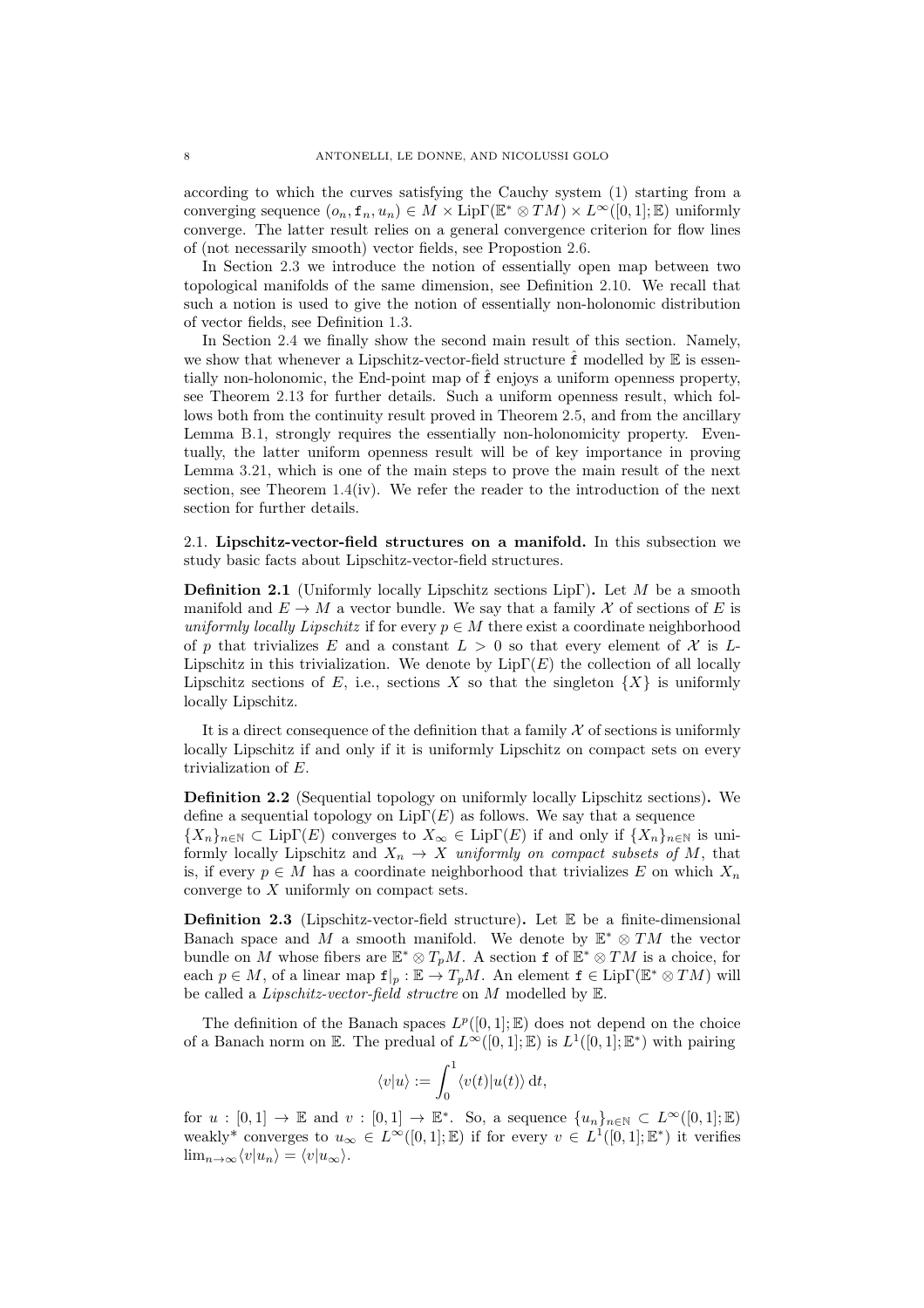according to which the curves satisfying the Cauchy system (1) starting from a converging sequence $(o_n, \mathtt{f}_n, u_n) \in M \times \mathrm{Lip}\Gamma(\mathbb{E}^* \otimes TM) \times L^\infty([0,1];\mathbb{E})$ uniformly converge. The latter result relies on a general convergence criterion for flow lines of (not necessarily smooth) vector fields, see Propostion 2.6.

In Section 2.3 we introduce the notion of essentially open map between two topological manifolds of the same dimension, see Definition 2.10. We recall that such a notion is used to give the notion of essentially non-holonomic distribution of vector fields, see Definition 1.3.

In Section 2.4 we finally show the second main result of this section. Namely, we show that whenever a Lipschitz-vector-field structure $\hat{\mathtt{f}}$ modelled by $\mathbb{E}$ is essentially non-holonomic, the End-point map of $\hat{\mathtt{f}}$ enjoys a uniform openness property, see Theorem 2.13 for further details. Such a uniform openness result, which follows both from the continuity result proved in Theorem 2.5, and from the ancillary Lemma B.1, strongly requires the essentially non-holonomicity property. Eventually, the latter uniform openness result will be of key importance in proving Lemma 3.21, which is one of the main steps to prove the main result of the next section, see Theorem 1.4(iv). We refer the reader to the introduction of the next section for further details.

## 2.1. Lipschitz-vector-field structures on a manifold.

In this subsection we study basic facts about Lipschitz-vector-field structures.

**Definition 2.1** (Uniformly locally Lipschitz sections $\mathrm{Lip}\Gamma$)**.** Let $M$ be a smooth manifold and $E \to M$ a vector bundle. We say that a family $\mathcal{X}$ of sections of $E$ is *uniformly locally Lipschitz* if for every $p \in M$ there exist a coordinate neighborhood of $p$ that trivializes $E$ and a constant $L > 0$ so that every element of $\mathcal{X}$ is $L$-Lipschitz in this trivialization. We denote by $\mathrm{Lip}\Gamma(E)$ the collection of all locally Lipschitz sections of $E$, i.e., sections $X$ so that the singleton $\{X\}$ is uniformly locally Lipschitz.

It is a direct consequence of the definition that a family $\mathcal{X}$ of sections is uniformly locally Lipschitz if and only if it is uniformly Lipschitz on compact sets on every trivialization of $E$.

**Definition 2.2** (Sequential topology on uniformly locally Lipschitz sections)**.** We define a sequential topology on $\mathrm{Lip}\Gamma(E)$ as follows. We say that a sequence $\{X_n\}_{n\in\mathbb{N}} \subset \mathrm{Lip}\Gamma(E)$ converges to $X_\infty \in \mathrm{Lip}\Gamma(E)$ if and only if $\{X_n\}_{n\in\mathbb{N}}$ is uniformly locally Lipschitz and $X_n \to X$ *uniformly on compact subsets of* $M$, that is, if every $p \in M$ has a coordinate neighborhood that trivializes $E$ on which $X_n$ converge to $X$ uniformly on compact sets.

**Definition 2.3** (Lipschitz-vector-field structure)**.** Let $\mathbb{E}$ be a finite-dimensional Banach space and $M$ a smooth manifold. We denote by $\mathbb{E}^* \otimes TM$ the vector bundle on $M$ whose fibers are $\mathbb{E}^* \otimes T_pM$. A section $\mathtt{f}$ of $\mathbb{E}^* \otimes TM$ is a choice, for each $p \in M$, of a linear map $\mathtt{f}|_p : \mathbb{E} \to T_pM$. An element $\mathtt{f} \in \mathrm{Lip}\Gamma(\mathbb{E}^* \otimes TM)$ will be called a *Lipschitz-vector-field structre* on $M$ modelled by $\mathbb{E}$.

The definition of the Banach spaces $L^p([0,1];\mathbb{E})$ does not depend on the choice of a Banach norm on $\mathbb{E}$. The predual of $L^\infty([0,1];\mathbb{E})$ is $L^1([0,1];\mathbb{E}^*)$ with pairing

$$\langle v|u\rangle := \int_0^1 \langle v(t)|u(t)\rangle \,\mathrm{d}t,$$

for $u : [0,1] \to \mathbb{E}$ and $v : [0,1] \to \mathbb{E}^*$. So, a sequence $\{u_n\}_{n\in\mathbb{N}} \subset L^\infty([0,1];\mathbb{E})$ weakly* converges to $u_\infty \in L^\infty([0,1];\mathbb{E})$ if for every $v \in L^1([0,1];\mathbb{E}^*)$ it verifies $\lim_{n\to\infty}\langle v|u_n\rangle = \langle v|u_\infty\rangle$.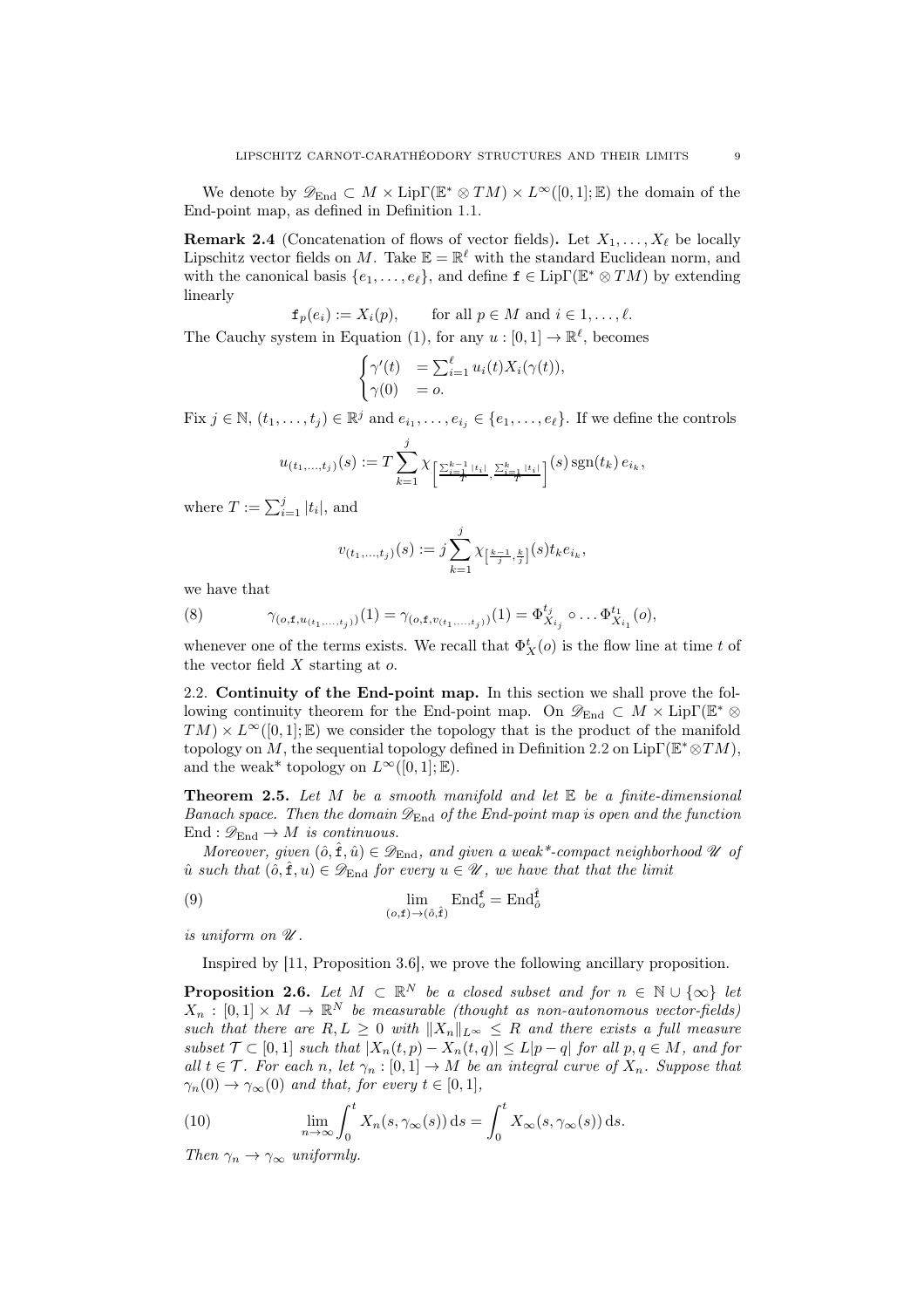We denote by $\mathscr{D}_{\mathrm{End}} \subset M \times \mathrm{Lip}\Gamma(\mathbb{E}^* \otimes TM) \times L^\infty([0,1];\mathbb{E})$ the domain of the End-point map, as defined in Definition 1.1.

**Remark 2.4** (Concatenation of flows of vector fields)**.** Let $X_1, \dots, X_\ell$ be locally Lipschitz vector fields on $M$. Take $\mathbb{E} = \mathbb{R}^\ell$ with the standard Euclidean norm, and with the canonical basis $\{e_1, \dots, e_\ell\}$, and define $\mathtt{f} \in \mathrm{Lip}\Gamma(\mathbb{E}^* \otimes TM)$ by extending linearly

$$\mathtt{f}_p(e_i) := X_i(p), \qquad \text{for all } p \in M \text{ and } i \in 1, \dots, \ell.$$

The Cauchy system in Equation (1), for any $u : [0,1] \to \mathbb{R}^\ell$, becomes

$$\begin{cases} \gamma'(t) &= \sum_{i=1}^\ell u_i(t) X_i(\gamma(t)), \\ \gamma(0) &= o. \end{cases}$$

Fix $j \in \mathbb{N}$, $(t_1, \dots, t_j) \in \mathbb{R}^j$ and $e_{i_1}, \dots, e_{i_j} \in \{e_1, \dots, e_\ell\}$. If we define the controls

$$u_{(t_1,\dots,t_j)}(s) := T \sum_{k=1}^{j} \chi_{\left[\frac{\sum_{i=1}^{k-1} |t_i|}{T}, \frac{\sum_{i=1}^{k} |t_i|}{T}\right]}(s) \operatorname{sgn}(t_k)\, e_{i_k},$$

where $T := \sum_{i=1}^j |t_i|$, and

$$v_{(t_1,\dots,t_j)}(s) := j \sum_{k=1}^{j} \chi_{\left[\frac{k-1}{j}, \frac{k}{j}\right]}(s) t_k e_{i_k},$$

we have that

$$\gamma_{(o,\mathtt{f},u_{(t_1,\dots,t_j)})}(1) = \gamma_{(o,\mathtt{f},v_{(t_1,\dots,t_j)})}(1) = \Phi^{t_j}_{X_{i_j}} \circ \dots \Phi^{t_1}_{X_{i_1}}(o), \tag{8}$$

whenever one of the terms exists. We recall that $\Phi^t_X(o)$ is the flow line at time $t$ of the vector field $X$ starting at $o$.

### 2.2. Continuity of the End-point map.

In this section we shall prove the following continuity theorem for the End-point map. On $\mathscr{D}_{\mathrm{End}} \subset M \times \mathrm{Lip}\Gamma(\mathbb{E}^* \otimes TM) \times L^\infty([0,1];\mathbb{E})$ we consider the topology that is the product of the manifold topology on $M$, the sequential topology defined in Definition 2.2 on $\mathrm{Lip}\Gamma(\mathbb{E}^* \otimes TM)$, and the weak* topology on $L^\infty([0,1];\mathbb{E})$.

**Theorem 2.5.** *Let $M$ be a smooth manifold and let $\mathbb{E}$ be a finite-dimensional Banach space. Then the domain $\mathscr{D}_{\mathrm{End}}$ of the End-point map is open and the function $\mathrm{End} : \mathscr{D}_{\mathrm{End}} \to M$ is continuous.*

*Moreover, given $(\hat{o}, \hat{\mathtt{f}}, \hat{u}) \in \mathscr{D}_{\mathrm{End}}$, and given a weak\*-compact neighborhood $\mathscr{U}$ of $\hat{u}$ such that $(\hat{o}, \hat{\mathtt{f}}, u) \in \mathscr{D}_{\mathrm{End}}$ for every $u \in \mathscr{U}$, we have that that the limit*

$$\lim_{(o,\mathtt{f}) \to (\hat{o}, \hat{\mathtt{f}})} \mathrm{End}^{\mathtt{f}}_o = \mathrm{End}^{\hat{\mathtt{f}}}_{\hat{o}} \tag{9}$$

*is uniform on $\mathscr{U}$.*

Inspired by [11, Proposition 3.6], we prove the following ancillary proposition.

**Proposition 2.6.** *Let $M \subset \mathbb{R}^N$ be a closed subset and for $n \in \mathbb{N} \cup \{\infty\}$ let $X_n : [0,1] \times M \to \mathbb{R}^N$ be measurable (thought as non-autonomous vector-fields) such that there are $R, L \geq 0$ with $\|X_n\|_{L^\infty} \leq R$ and there exists a full measure subset $\mathcal{T} \subset [0,1]$ such that $|X_n(t,p) - X_n(t,q)| \leq L|p-q|$ for all $p, q \in M$, and for all $t \in \mathcal{T}$. For each $n$, let $\gamma_n : [0,1] \to M$ be an integral curve of $X_n$. Suppose that $\gamma_n(0) \to \gamma_\infty(0)$ and that, for every $t \in [0,1]$,*

$$\lim_{n\to\infty} \int_0^t X_n(s, \gamma_\infty(s))\,\mathrm{d}s = \int_0^t X_\infty(s, \gamma_\infty(s))\,\mathrm{d}s. \tag{10}$$

*Then $\gamma_n \to \gamma_\infty$ uniformly.*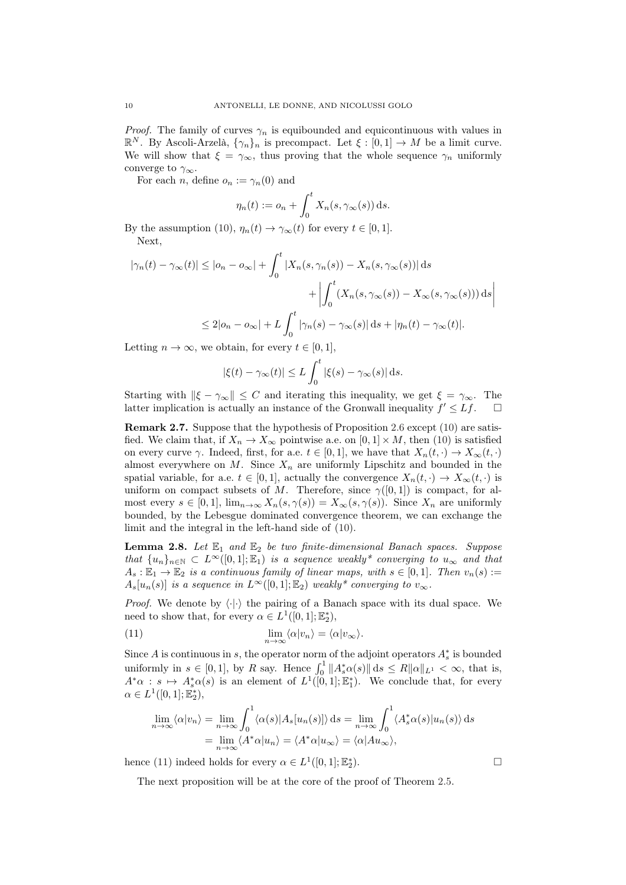*Proof.* The family of curves $\gamma_n$ is equibounded and equicontinuous with values in $\mathbb{R}^N$. By Ascoli-Arzelà, $\{\gamma_n\}_n$ is precompact. Let $\xi : [0,1] \to M$ be a limit curve. We will show that $\xi = \gamma_\infty$, thus proving that the whole sequence $\gamma_n$ uniformly converge to $\gamma_\infty$.

For each $n$, define $o_n := \gamma_n(0)$ and

$$\eta_n(t) := o_n + \int_0^t X_n(s, \gamma_\infty(s))\,\mathrm{d}s.$$

By the assumption (10), $\eta_n(t) \to \gamma_\infty(t)$ for every $t \in [0,1]$.

Next,

$$\begin{aligned}
|\gamma_n(t) - \gamma_\infty(t)| &\le |o_n - o_\infty| + \int_0^t |X_n(s,\gamma_n(s)) - X_n(s,\gamma_\infty(s))|\,\mathrm{d}s \\
&\qquad + \left| \int_0^t (X_n(s,\gamma_\infty(s)) - X_\infty(s,\gamma_\infty(s)))\,\mathrm{d}s \right| \\
&\le 2|o_n - o_\infty| + L\int_0^t |\gamma_n(s) - \gamma_\infty(s)|\,\mathrm{d}s + |\eta_n(t) - \gamma_\infty(t)|.
\end{aligned}$$

Letting $n \to \infty$, we obtain, for every $t \in [0,1]$,

$$|\xi(t) - \gamma_\infty(t)| \le L \int_0^t |\xi(s) - \gamma_\infty(s)|\,\mathrm{d}s.$$

Starting with $\|\xi - \gamma_\infty\| \le C$ and iterating this inequality, we get $\xi = \gamma_\infty$. The latter implication is actually an instance of the Gronwall inequality $f' \le Lf$. $\square$

**Remark 2.7.** Suppose that the hypothesis of Proposition 2.6 except (10) are satisfied. We claim that, if $X_n \to X_\infty$ pointwise a.e. on $[0,1] \times M$, then (10) is satisfied on every curve $\gamma$. Indeed, first, for a.e. $t \in [0,1]$, we have that $X_n(t,\cdot) \to X_\infty(t,\cdot)$ almost everywhere on $M$. Since $X_n$ are uniformly Lipschitz and bounded in the spatial variable, for a.e. $t \in [0,1]$, actually the convergence $X_n(t,\cdot) \to X_\infty(t,\cdot)$ is uniform on compact subsets of $M$. Therefore, since $\gamma([0,1])$ is compact, for almost every $s \in [0,1]$, $\lim_{n\to\infty} X_n(s,\gamma(s)) = X_\infty(s,\gamma(s))$. Since $X_n$ are uniformly bounded, by the Lebesgue dominated convergence theorem, we can exchange the limit and the integral in the left-hand side of (10).

**Lemma 2.8.** *Let $\mathbb{E}_1$ and $\mathbb{E}_2$ be two finite-dimensional Banach spaces. Suppose that $\{u_n\}_{n\in\mathbb{N}} \subset L^\infty([0,1];\mathbb{E}_1)$ is a sequence weakly\* converging to $u_\infty$ and that $A_s : \mathbb{E}_1 \to \mathbb{E}_2$ is a continuous family of linear maps, with $s \in [0,1]$. Then $v_n(s) := A_s[u_n(s)]$ is a sequence in $L^\infty([0,1];\mathbb{E}_2)$ weakly\* converging to $v_\infty$.*

*Proof.* We denote by $\langle\cdot|\cdot\rangle$ the pairing of a Banach space with its dual space. We need to show that, for every $\alpha \in L^1([0,1];\mathbb{E}_2^*)$,

$$\lim_{n\to\infty} \langle \alpha | v_n \rangle = \langle \alpha | v_\infty \rangle. \tag{11}$$

Since $A$ is continuous in $s$, the operator norm of the adjoint operators $A_s^*$ is bounded uniformly in $s \in [0,1]$, by $R$ say. Hence $\int_0^1 \|A_s^*\alpha(s)\|\,\mathrm{d}s \le R\|\alpha\|_{L^1} < \infty$, that is, $A^*\alpha : s \mapsto A_s^*\alpha(s)$ is an element of $L^1([0,1];\mathbb{E}_1^*)$. We conclude that, for every $\alpha \in L^1([0,1];\mathbb{E}_2^*)$,

$$\begin{aligned}
\lim_{n\to\infty} \langle \alpha | v_n \rangle &= \lim_{n\to\infty} \int_0^1 \langle \alpha(s) | A_s[u_n(s)] \rangle\,\mathrm{d}s = \lim_{n\to\infty} \int_0^1 \langle A_s^*\alpha(s) | u_n(s) \rangle\,\mathrm{d}s \\
&= \lim_{n\to\infty} \langle A^*\alpha | u_n \rangle = \langle A^*\alpha | u_\infty \rangle = \langle \alpha | A u_\infty \rangle,
\end{aligned}$$

hence (11) indeed holds for every $\alpha \in L^1([0,1];\mathbb{E}_2^*)$. $\square$

The next proposition will be at the core of the proof of Theorem 2.5.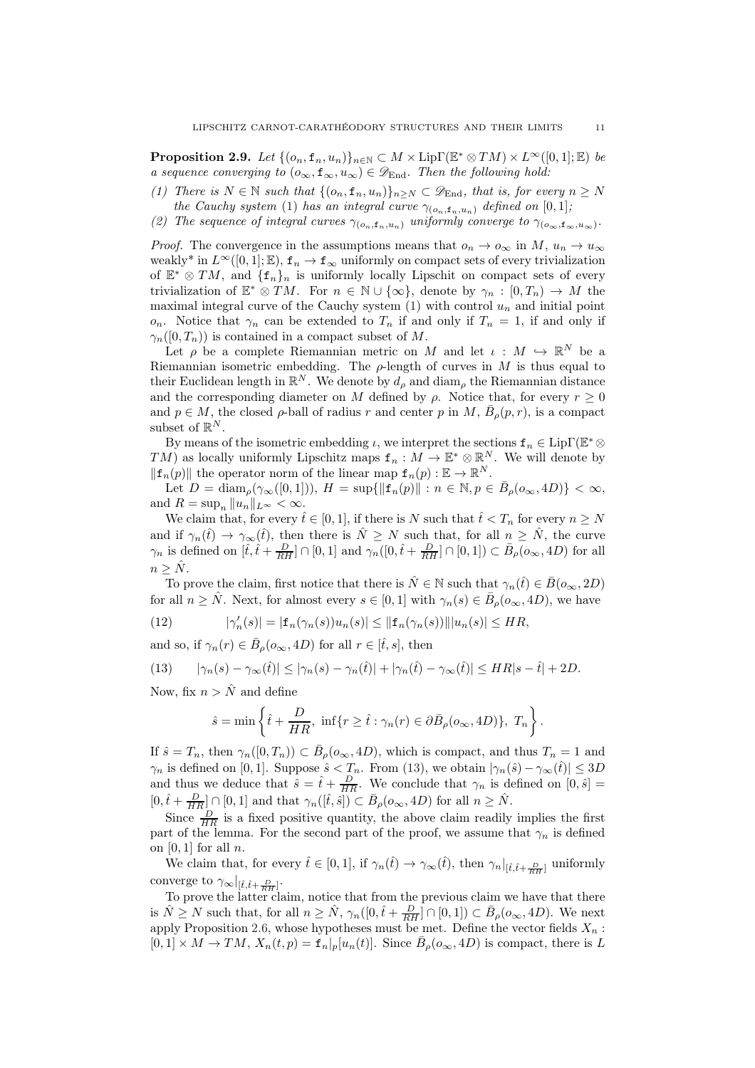**Proposition 2.9.** *Let $\{(o_n, \mathtt{f}_n, u_n)\}_{n\in\mathbb{N}} \subset M \times \mathrm{Lip}\Gamma(\mathbb{E}^* \otimes TM) \times L^\infty([0,1];\mathbb{E})$ be a sequence converging to $(o_\infty, \mathtt{f}_\infty, u_\infty) \in \mathscr{D}_{\mathrm{End}}$. Then the following hold:*

*(1) There is $N \in \mathbb{N}$ such that $\{(o_n, \mathtt{f}_n, u_n)\}_{n\geq N} \subset \mathscr{D}_{\mathrm{End}}$, that is, for every $n \geq N$ the Cauchy system (1) has an integral curve $\gamma_{(o_n,\mathtt{f}_n,u_n)}$ defined on $[0,1]$;*

*(2) The sequence of integral curves $\gamma_{(o_n,\mathtt{f}_n,u_n)}$ uniformly converge to $\gamma_{(o_\infty,\mathtt{f}_\infty,u_\infty)}$.*

*Proof.* The convergence in the assumptions means that $o_n \to o_\infty$ in $M$, $u_n \to u_\infty$ weakly* in $L^\infty([0,1];\mathbb{E})$, $\mathtt{f}_n \to \mathtt{f}_\infty$ uniformly on compact sets of every trivialization of $\mathbb{E}^* \otimes TM$, and $\{\mathtt{f}_n\}_n$ is uniformly locally Lipschit on compact sets of every trivialization of $\mathbb{E}^* \otimes TM$. For $n \in \mathbb{N} \cup \{\infty\}$, denote by $\gamma_n : [0, T_n) \to M$ the maximal integral curve of the Cauchy system (1) with control $u_n$ and initial point $o_n$. Notice that $\gamma_n$ can be extended to $T_n$ if and only if $T_n = 1$, if and only if $\gamma_n([0,T_n))$ is contained in a compact subset of $M$.

Let $\rho$ be a complete Riemannian metric on $M$ and let $\iota : M \hookrightarrow \mathbb{R}^N$ be a Riemannian isometric embedding. The $\rho$-length of curves in $M$ is thus equal to their Euclidean length in $\mathbb{R}^N$. We denote by $d_\rho$ and $\mathrm{diam}_\rho$ the Riemannian distance and the corresponding diameter on $M$ defined by $\rho$. Notice that, for every $r \geq 0$ and $p \in M$, the closed $\rho$-ball of radius $r$ and center $p$ in $M$, $\bar{B}_\rho(p,r)$, is a compact subset of $\mathbb{R}^N$.

By means of the isometric embedding $\iota$, we interpret the sections $\mathtt{f}_n \in \mathrm{Lip}\Gamma(\mathbb{E}^* \otimes TM)$ as locally uniformly Lipschitz maps $\mathtt{f}_n : M \to \mathbb{E}^* \otimes \mathbb{R}^N$. We will denote by $\|\mathtt{f}_n(p)\|$ the operator norm of the linear map $\mathtt{f}_n(p) : \mathbb{E} \to \mathbb{R}^N$.

Let $D = \mathrm{diam}_\rho(\gamma_\infty([0,1]))$, $H = \sup\{\|\mathtt{f}_n(p)\| : n \in \mathbb{N}, p \in \bar{B}_\rho(o_\infty, 4D)\} < \infty$, and $R = \sup_n \|u_n\|_{L^\infty} < \infty$.

We claim that, for every $\hat{t} \in [0,1]$, if there is $N$ such that $\hat{t} < T_n$ for every $n \geq N$ and if $\gamma_n(\hat{t}) \to \gamma_\infty(\hat{t})$, then there is $\hat{N} \geq N$ such that, for all $n \geq \hat{N}$, the curve $\gamma_n$ is defined on $[\hat{t}, \hat{t} + \frac{D}{RH}] \cap [0,1]$ and $\gamma_n([0, \hat{t} + \frac{D}{RH}] \cap [0,1]) \subset \bar{B}_\rho(o_\infty, 4D)$ for all $n \geq \hat{N}$.

To prove the claim, first notice that there is $\hat{N} \in \mathbb{N}$ such that $\gamma_n(\hat{t}) \in \bar{B}(o_\infty, 2D)$ for all $n \geq \hat{N}$. Next, for almost every $s \in [0,1]$ with $\gamma_n(s) \in \bar{B}_\rho(o_\infty, 4D)$, we have

$$|\gamma_n'(s)| = |\mathtt{f}_n(\gamma_n(s))u_n(s)| \leq \|\mathtt{f}_n(\gamma_n(s))\||u_n(s)| \leq HR, \tag{12}$$

and so, if $\gamma_n(r) \in \bar{B}_\rho(o_\infty, 4D)$ for all $r \in [\hat{t}, s]$, then

$$|\gamma_n(s) - \gamma_\infty(\hat{t})| \leq |\gamma_n(s) - \gamma_n(\hat{t})| + |\gamma_n(\hat{t}) - \gamma_\infty(\hat{t})| \leq HR|s - \hat{t}| + 2D. \tag{13}$$

Now, fix $n > \hat{N}$ and define

$$\hat{s} = \min\left\{\hat{t} + \frac{D}{HR},\ \inf\{r \geq \hat{t} : \gamma_n(r) \in \partial\bar{B}_\rho(o_\infty, 4D)\},\ T_n\right\}.$$

If $\hat{s} = T_n$, then $\gamma_n([0,T_n)) \subset \bar{B}_\rho(o_\infty, 4D)$, which is compact, and thus $T_n = 1$ and $\gamma_n$ is defined on $[0,1]$. Suppose $\hat{s} < T_n$. From (13), we obtain $|\gamma_n(\hat{s}) - \gamma_\infty(\hat{t})| \leq 3D$ and thus we deduce that $\hat{s} = \hat{t} + \frac{D}{HR}$. We conclude that $\gamma_n$ is defined on $[0, \hat{s}] = [0, \hat{t} + \frac{D}{RH}] \cap [0,1]$ and that $\gamma_n([\hat{t}, \hat{s}]) \subset \bar{B}_\rho(o_\infty, 4D)$ for all $n \geq \hat{N}$.

Since $\frac{D}{HR}$ is a fixed positive quantity, the above claim readily implies the first part of the lemma. For the second part of the proof, we assume that $\gamma_n$ is defined on $[0,1]$ for all $n$.

We claim that, for every $\hat{t} \in [0,1]$, if $\gamma_n(\hat{t}) \to \gamma_\infty(\hat{t})$, then $\gamma_n|_{[\hat{t}, \hat{t}+\frac{D}{RH}]}$ uniformly converge to $\gamma_\infty|_{[\hat{t}, \hat{t}+\frac{D}{RH}]}$.

To prove the latter claim, notice that from the previous claim we have that there is $\hat{N} \geq N$ such that, for all $n \geq \hat{N}$, $\gamma_n([0, \hat{t} + \frac{D}{RH}] \cap [0,1]) \subset \bar{B}_\rho(o_\infty, 4D)$. We next apply Proposition 2.6, whose hypotheses must be met. Define the vector fields $X_n : [0,1] \times M \to TM$, $X_n(t,p) = \mathtt{f}_n|_p[u_n(t)]$. Since $\bar{B}_\rho(o_\infty, 4D)$ is compact, there is $L$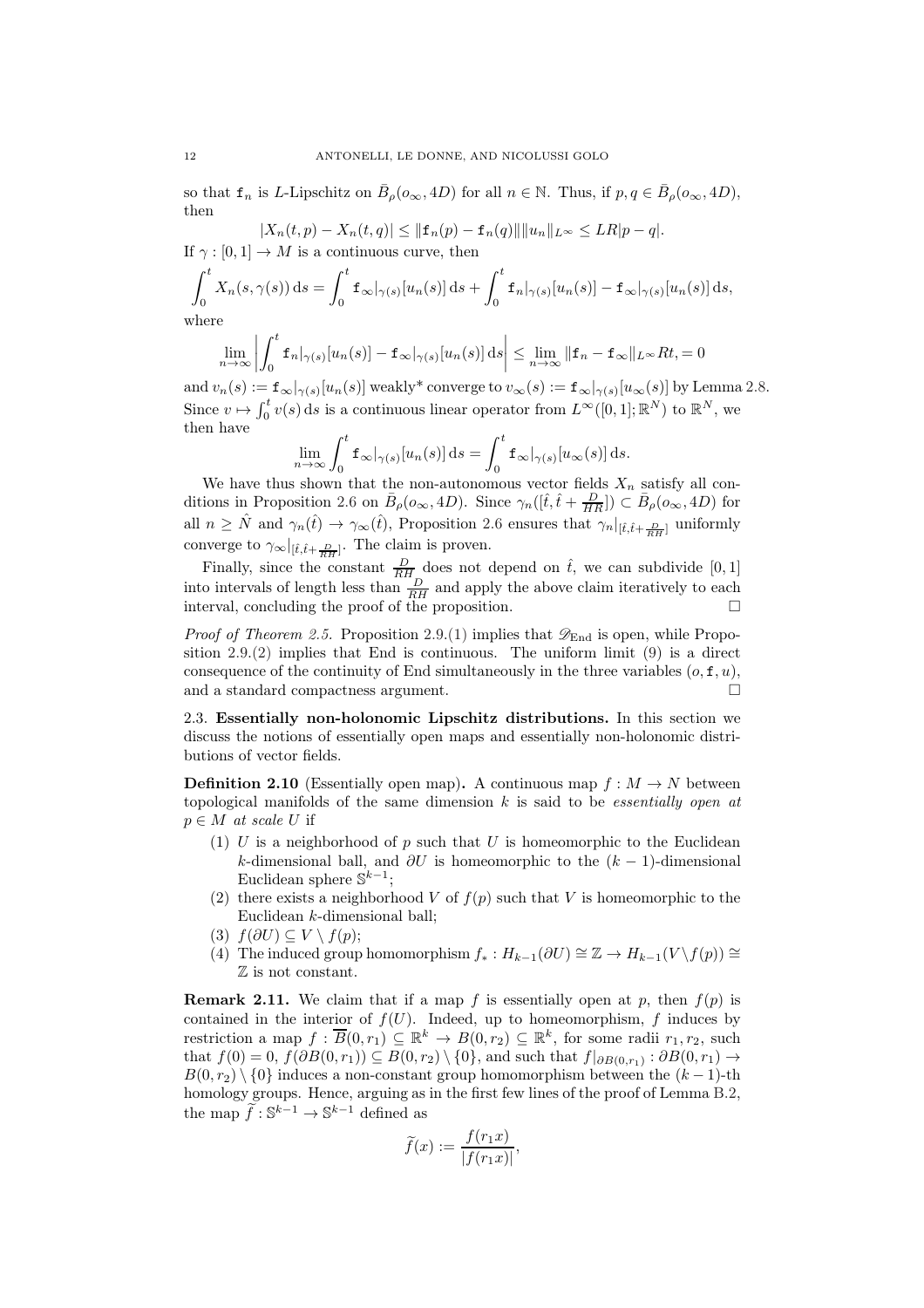so that $\mathtt{f}_n$ is $L$-Lipschitz on $\bar{B}_\rho(o_\infty, 4D)$ for all $n \in \mathbb{N}$. Thus, if $p, q \in \bar{B}_\rho(o_\infty, 4D)$, then

$$|X_n(t,p) - X_n(t,q)| \leq \|\mathtt{f}_n(p) - \mathtt{f}_n(q)\| \|u_n\|_{L^\infty} \leq LR|p-q|.$$

If $\gamma : [0,1] \to M$ is a continuous curve, then

$$\int_0^t X_n(s, \gamma(s))\, \mathrm{d}s = \int_0^t \mathtt{f}_\infty|_{\gamma(s)}[u_n(s)]\, \mathrm{d}s + \int_0^t \mathtt{f}_n|_{\gamma(s)}[u_n(s)] - \mathtt{f}_\infty|_{\gamma(s)}[u_n(s)]\, \mathrm{d}s,$$

where

$$\lim_{n\to\infty} \left| \int_0^t \mathtt{f}_n|_{\gamma(s)}[u_n(s)] - \mathtt{f}_\infty|_{\gamma(s)}[u_n(s)]\, \mathrm{d}s \right| \leq \lim_{n\to\infty} \|\mathtt{f}_n - \mathtt{f}_\infty\|_{L^\infty} Rt, = 0$$

and $v_n(s) := \mathtt{f}_\infty|_{\gamma(s)}[u_n(s)]$ weakly* converge to $v_\infty(s) := \mathtt{f}_\infty|_{\gamma(s)}[u_\infty(s)]$ by Lemma 2.8. Since $v \mapsto \int_0^t v(s)\, \mathrm{d}s$ is a continuous linear operator from $L^\infty([0,1]; \mathbb{R}^N)$ to $\mathbb{R}^N$, we then have

$$\lim_{n\to\infty} \int_0^t \mathtt{f}_\infty|_{\gamma(s)}[u_n(s)]\, \mathrm{d}s = \int_0^t \mathtt{f}_\infty|_{\gamma(s)}[u_\infty(s)]\, \mathrm{d}s.$$

We have thus shown that the non-autonomous vector fields $X_n$ satisfy all conditions in Proposition 2.6 on $\bar{B}_\rho(o_\infty, 4D)$. Since $\gamma_n([\hat{t}, \hat{t} + \frac{D}{HR}]) \subset \bar{B}_\rho(o_\infty, 4D)$ for all $n \geq \hat{N}$ and $\gamma_n(\hat{t}) \to \gamma_\infty(\hat{t})$, Proposition 2.6 ensures that $\gamma_n|_{[\hat{t}, \hat{t} + \frac{D}{RH}]}$ uniformly converge to $\gamma_\infty|_{[\hat{t}, \hat{t} + \frac{D}{RH}]}$. The claim is proven.

Finally, since the constant $\frac{D}{RH}$ does not depend on $\hat{t}$, we can subdivide $[0,1]$ into intervals of length less than $\frac{D}{RH}$ and apply the above claim iteratively to each interval, concluding the proof of the proposition. $\square$

*Proof of Theorem 2.5.* Proposition 2.9.(1) implies that $\mathscr{D}_{\mathrm{End}}$ is open, while Proposition 2.9.(2) implies that End is continuous. The uniform limit (9) is a direct consequence of the continuity of End simultaneously in the three variables $(o, \mathtt{f}, u)$, and a standard compactness argument. $\square$

## 2.3. Essentially non-holonomic Lipschitz distributions.

In this section we discuss the notions of essentially open maps and essentially non-holonomic distributions of vector fields.

**Definition 2.10** (Essentially open map)**.** A continuous map $f : M \to N$ between topological manifolds of the same dimension $k$ is said to be *essentially open at $p \in M$ at scale $U$* if

1. $U$ is a neighborhood of $p$ such that $U$ is homeomorphic to the Euclidean $k$-dimensional ball, and $\partial U$ is homeomorphic to the $(k-1)$-dimensional Euclidean sphere $\mathbb{S}^{k-1}$;
2. there exists a neighborhood $V$ of $f(p)$ such that $V$ is homeomorphic to the Euclidean $k$-dimensional ball;
3. $f(\partial U) \subseteq V \setminus f(p)$;
4. The induced group homomorphism $f_* : H_{k-1}(\partial U) \cong \mathbb{Z} \to H_{k-1}(V \setminus f(p)) \cong \mathbb{Z}$ is not constant.

**Remark 2.11.** We claim that if a map $f$ is essentially open at $p$, then $f(p)$ is contained in the interior of $f(U)$. Indeed, up to homeomorphism, $f$ induces by restriction a map $f : \overline{B}(0, r_1) \subseteq \mathbb{R}^k \to B(0, r_2) \subseteq \mathbb{R}^k$, for some radii $r_1, r_2$, such that $f(0) = 0$, $f(\partial B(0, r_1)) \subseteq B(0, r_2) \setminus \{0\}$, and such that $f|_{\partial B(0,r_1)} : \partial B(0, r_1) \to B(0, r_2) \setminus \{0\}$ induces a non-constant group homomorphism between the $(k-1)$-th homology groups. Hence, arguing as in the first few lines of the proof of Lemma B.2, the map $\widetilde{f} : \mathbb{S}^{k-1} \to \mathbb{S}^{k-1}$ defined as

$$\widetilde{f}(x) := \frac{f(r_1 x)}{|f(r_1 x)|},$$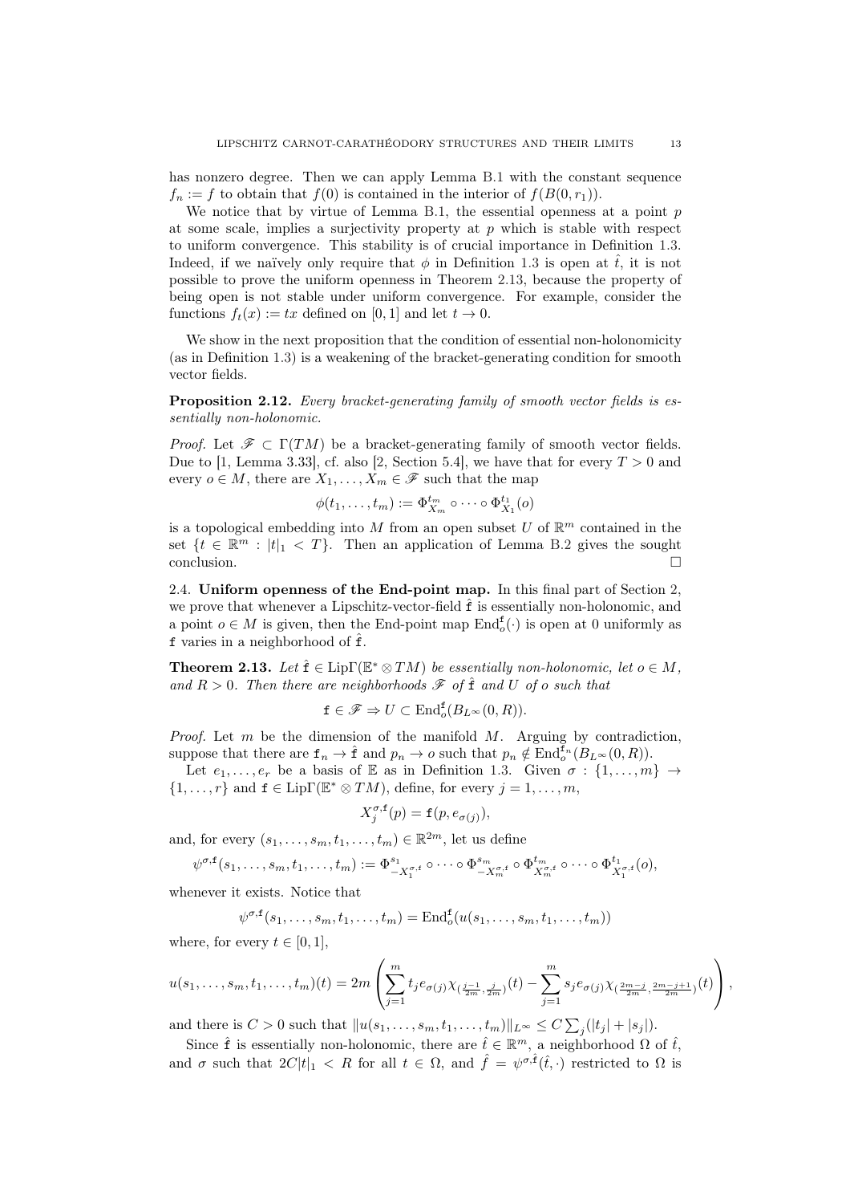has nonzero degree. Then we can apply Lemma B.1 with the constant sequence $f_n := f$ to obtain that $f(0)$ is contained in the interior of $f(B(0, r_1))$.

We notice that by virtue of Lemma B.1, the essential openness at a point $p$ at some scale, implies a surjectivity property at $p$ which is stable with respect to uniform convergence. This stability is of crucial importance in Definition 1.3. Indeed, if we naïvely only require that $\phi$ in Definition 1.3 is open at $\hat{t}$, it is not possible to prove the uniform openness in Theorem 2.13, because the property of being open is not stable under uniform convergence. For example, consider the functions $f_t(x) := tx$ defined on $[0, 1]$ and let $t \to 0$.

We show in the next proposition that the condition of essential non-holonomicity (as in Definition 1.3) is a weakening of the bracket-generating condition for smooth vector fields.

**Proposition 2.12.** *Every bracket-generating family of smooth vector fields is essentially non-holonomic.*

*Proof.* Let $\mathscr{F} \subset \Gamma(TM)$ be a bracket-generating family of smooth vector fields. Due to [1, Lemma 3.33], cf. also [2, Section 5.4], we have that for every $T > 0$ and every $o \in M$, there are $X_1, \dots, X_m \in \mathscr{F}$ such that the map

$$\phi(t_1, \dots, t_m) := \Phi^{t_m}_{X_m} \circ \dots \circ \Phi^{t_1}_{X_1}(o)$$

is a topological embedding into $M$ from an open subset $U$ of $\mathbb{R}^m$ contained in the set $\{t \in \mathbb{R}^m : |t|_1 < T\}$. Then an application of Lemma B.2 gives the sought conclusion. $\square$

## 2.4. Uniform openness of the End-point map.

In this final part of Section 2, we prove that whenever a Lipschitz-vector-field $\hat{\mathtt{f}}$ is essentially non-holonomic, and a point $o \in M$ is given, then the End-point map $\mathrm{End}^{\mathtt{f}}_o(\cdot)$ is open at 0 uniformly as $\mathtt{f}$ varies in a neighborhood of $\hat{\mathtt{f}}$.

**Theorem 2.13.** *Let $\hat{\mathtt{f}} \in \mathrm{Lip}\Gamma(\mathbb{E}^* \otimes TM)$ be essentially non-holonomic, let $o \in M$, and $R > 0$. Then there are neighborhoods $\mathscr{F}$ of $\hat{\mathtt{f}}$ and $U$ of $o$ such that*

$$\mathtt{f} \in \mathscr{F} \Rightarrow U \subset \mathrm{End}^{\mathtt{f}}_o(B_{L^\infty}(0, R)).$$

*Proof.* Let $m$ be the dimension of the manifold $M$. Arguing by contradiction, suppose that there are $\mathtt{f}_n \to \hat{\mathtt{f}}$ and $p_n \to o$ such that $p_n \notin \mathrm{End}^{\mathtt{f}_n}_o(B_{L^\infty}(0, R))$.

Let $e_1, \dots, e_r$ be a basis of $\mathbb{E}$ as in Definition 1.3. Given $\sigma : \{1, \dots, m\} \to \{1, \dots, r\}$ and $\mathtt{f} \in \mathrm{Lip}\Gamma(\mathbb{E}^* \otimes TM)$, define, for every $j = 1, \dots, m$,

$$X^{\sigma,\mathtt{f}}_j(p) = \mathtt{f}(p, e_{\sigma(j)}),$$

and, for every $(s_1, \dots, s_m, t_1, \dots, t_m) \in \mathbb{R}^{2m}$, let us define

$$\psi^{\sigma,\mathtt{f}}(s_1, \dots, s_m, t_1, \dots, t_m) := \Phi^{s_1}_{-X^{\sigma,\mathtt{f}}_1} \circ \dots \circ \Phi^{s_m}_{-X^{\sigma,\mathtt{f}}_m} \circ \Phi^{t_m}_{X^{\sigma,\mathtt{f}}_m} \circ \dots \circ \Phi^{t_1}_{X^{\sigma,\mathtt{f}}_1}(o),$$

whenever it exists. Notice that

$$\psi^{\sigma,\mathtt{f}}(s_1, \dots, s_m, t_1, \dots, t_m) = \mathrm{End}^{\mathtt{f}}_o(u(s_1, \dots, s_m, t_1, \dots, t_m))$$

where, for every $t \in [0, 1]$,

$$u(s_1, \dots, s_m, t_1, \dots, t_m)(t) = 2m \left( \sum_{j=1}^m t_j e_{\sigma(j)} \chi_{(\frac{j-1}{2m}, \frac{j}{2m})}(t) - \sum_{j=1}^m s_j e_{\sigma(j)} \chi_{(\frac{2m-j}{2m}, \frac{2m-j+1}{2m})}(t) \right),$$

and there is $C > 0$ such that $\|u(s_1, \dots, s_m, t_1, \dots, t_m)\|_{L^\infty} \le C \sum_j (|t_j| + |s_j|)$.

Since $\hat{\mathtt{f}}$ is essentially non-holonomic, there are $\hat{t} \in \mathbb{R}^m$, a neighborhood $\Omega$ of $\hat{t}$, and $\sigma$ such that $2C|t|_1 < R$ for all $t \in \Omega$, and $\hat{f} = \psi^{\sigma,\hat{\mathtt{f}}}(\hat{t}, \cdot)$ restricted to $\Omega$ is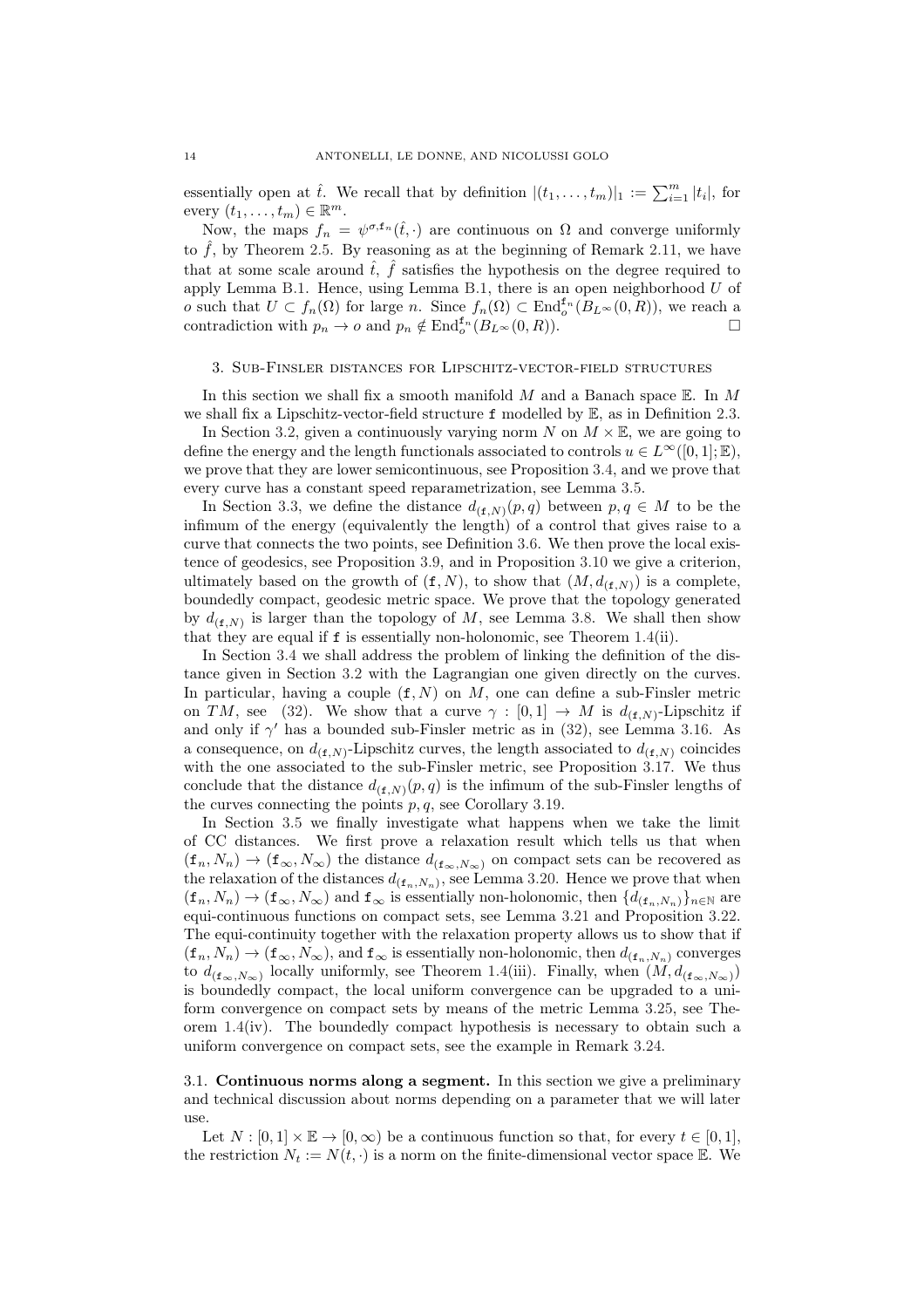essentially open at $\hat{t}$. We recall that by definition $|(t_1,\dots,t_m)|_1 := \sum_{i=1}^m |t_i|$, for every $(t_1,\dots,t_m) \in \mathbb{R}^m$.

Now, the maps $f_n = \psi^{\sigma,\mathtt{f}_n}(\hat{t},\cdot)$ are continuous on $\Omega$ and converge uniformly to $\hat{f}$, by Theorem 2.5. By reasoning as at the beginning of Remark 2.11, we have that at some scale around $\hat{t}$, $\hat{f}$ satisfies the hypothesis on the degree required to apply Lemma B.1. Hence, using Lemma B.1, there is an open neighborhood $U$ of $o$ such that $U \subset f_n(\Omega)$ for large $n$. Since $f_n(\Omega) \subset \mathrm{End}_o^{\mathtt{f}_n}(B_{L^\infty}(0,R))$, we reach a contradiction with $p_n \to o$ and $p_n \notin \mathrm{End}_o^{\mathtt{f}_n}(B_{L^\infty}(0,R))$. □

## 3. Sub-Finsler distances for Lipschitz-vector-field structures

In this section we shall fix a smooth manifold $M$ and a Banach space $\mathbb{E}$. In $M$ we shall fix a Lipschitz-vector-field structure $\mathtt{f}$ modelled by $\mathbb{E}$, as in Definition 2.3.

In Section 3.2, given a continuously varying norm $N$ on $M \times \mathbb{E}$, we are going to define the energy and the length functionals associated to controls $u \in L^\infty([0,1];\mathbb{E})$, we prove that they are lower semicontinuous, see Proposition 3.4, and we prove that every curve has a constant speed reparametrization, see Lemma 3.5.

In Section 3.3, we define the distance $d_{(\mathtt{f},N)}(p,q)$ between $p,q \in M$ to be the infimum of the energy (equivalently the length) of a control that gives raise to a curve that connects the two points, see Definition 3.6. We then prove the local existence of geodesics, see Proposition 3.9, and in Proposition 3.10 we give a criterion, ultimately based on the growth of $(\mathtt{f},N)$, to show that $(M,d_{(\mathtt{f},N)})$ is a complete, boundedly compact, geodesic metric space. We prove that the topology generated by $d_{(\mathtt{f},N)}$ is larger than the topology of $M$, see Lemma 3.8. We shall then show that they are equal if $\mathtt{f}$ is essentially non-holonomic, see Theorem 1.4(ii).

In Section 3.4 we shall address the problem of linking the definition of the distance given in Section 3.2 with the Lagrangian one given directly on the curves. In particular, having a couple $(\mathtt{f},N)$ on $M$, one can define a sub-Finsler metric on $TM$, see (32). We show that a curve $\gamma : [0,1] \to M$ is $d_{(\mathtt{f},N)}$-Lipschitz if and only if $\gamma'$ has a bounded sub-Finsler metric as in (32), see Lemma 3.16. As a consequence, on $d_{(\mathtt{f},N)}$-Lipschitz curves, the length associated to $d_{(\mathtt{f},N)}$ coincides with the one associated to the sub-Finsler metric, see Proposition 3.17. We thus conclude that the distance $d_{(\mathtt{f},N)}(p,q)$ is the infimum of the sub-Finsler lengths of the curves connecting the points $p,q$, see Corollary 3.19.

In Section 3.5 we finally investigate what happens when we take the limit of CC distances. We first prove a relaxation result which tells us that when $(\mathtt{f}_n,N_n) \to (\mathtt{f}_\infty,N_\infty)$ the distance $d_{(\mathtt{f}_\infty,N_\infty)}$ on compact sets can be recovered as the relaxation of the distances $d_{(\mathtt{f}_n,N_n)}$, see Lemma 3.20. Hence we prove that when $(\mathtt{f}_n,N_n) \to (\mathtt{f}_\infty,N_\infty)$ and $\mathtt{f}_\infty$ is essentially non-holonomic, then $\{d_{(\mathtt{f}_n,N_n)}\}_{n\in\mathbb{N}}$ are equi-continuous functions on compact sets, see Lemma 3.21 and Proposition 3.22. The equi-continuity together with the relaxation property allows us to show that if $(\mathtt{f}_n,N_n) \to (\mathtt{f}_\infty,N_\infty)$, and $\mathtt{f}_\infty$ is essentially non-holonomic, then $d_{(\mathtt{f}_n,N_n)}$ converges to $d_{(\mathtt{f}_\infty,N_\infty)}$ locally uniformly, see Theorem 1.4(iii). Finally, when $(M,d_{(\mathtt{f}_\infty,N_\infty)})$ is boundedly compact, the local uniform convergence can be upgraded to a uniform convergence on compact sets by means of the metric Lemma 3.25, see Theorem 1.4(iv). The boundedly compact hypothesis is necessary to obtain such a uniform convergence on compact sets, see the example in Remark 3.24.

### 3.1. Continuous norms along a segment.

In this section we give a preliminary and technical discussion about norms depending on a parameter that we will later use.

Let $N : [0,1] \times \mathbb{E} \to [0,\infty)$ be a continuous function so that, for every $t \in [0,1]$, the restriction $N_t := N(t,\cdot)$ is a norm on the finite-dimensional vector space $\mathbb{E}$. We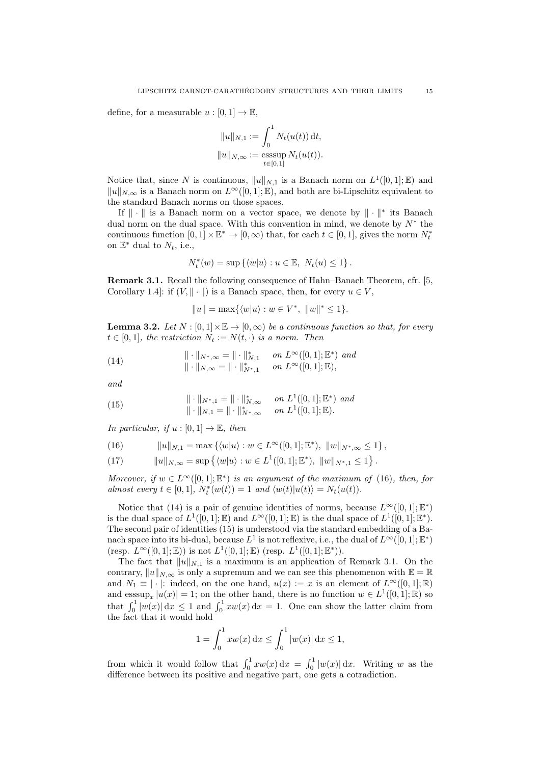define, for a measurable $u : [0,1] \to \mathbb{E}$,

$$
\|u\|_{N,1} := \int_0^1 N_t(u(t))\,\mathrm{d}t,
$$
$$
\|u\|_{N,\infty} := \operatorname*{esssup}_{t\in[0,1]} N_t(u(t)).
$$

Notice that, since $N$ is continuous, $\|u\|_{N,1}$ is a Banach norm on $L^1([0,1];\mathbb{E})$ and $\|u\|_{N,\infty}$ is a Banach norm on $L^\infty([0,1];\mathbb{E})$, and both are bi-Lipschitz equivalent to the standard Banach norms on those spaces.

If $\|\cdot\|$ is a Banach norm on a vector space, we denote by $\|\cdot\|^*$ its Banach dual norm on the dual space. With this convention in mind, we denote by $N^*$ the continuous function $[0,1]\times\mathbb{E}^* \to [0,\infty)$ that, for each $t \in [0,1]$, gives the norm $N_t^*$ on $\mathbb{E}^*$ dual to $N_t$, i.e.,

$$
N_t^*(w) = \sup\left\{\langle w|u\rangle : u \in \mathbb{E},\ N_t(u) \le 1\right\}.
$$

**Remark 3.1.** Recall the following consequence of Hahn–Banach Theorem, cfr. [5, Corollary 1.4]: if $(V, \|\cdot\|)$ is a Banach space, then, for every $u \in V$,

$$
\|u\| = \max\{\langle w|u\rangle : w \in V^*,\ \|w\|^* \le 1\}.
$$

**Lemma 3.2.** *Let $N : [0,1]\times\mathbb{E} \to [0,\infty)$ be a continuous function so that, for every $t \in [0,1]$, the restriction $N_t := N(t,\cdot)$ is a norm. Then*

$$
\begin{aligned}
&\|\cdot\|_{N^*,\infty} = \|\cdot\|_{N,1}^* \quad \text{on } L^\infty([0,1];\mathbb{E}^*) \text{ and}\\
&\|\cdot\|_{N,\infty} = \|\cdot\|_{N^*,1}^* \quad \text{on } L^\infty([0,1];\mathbb{E}),
\end{aligned} \tag{14}
$$

*and*

$$
\begin{aligned}
&\|\cdot\|_{N^*,1} = \|\cdot\|_{N,\infty}^* \quad \text{on } L^1([0,1];\mathbb{E}^*) \text{ and}\\
&\|\cdot\|_{N,1} = \|\cdot\|_{N^*,\infty}^* \quad \text{on } L^1([0,1];\mathbb{E}).
\end{aligned} \tag{15}
$$

*In particular, if $u : [0,1] \to \mathbb{E}$, then*

$$
\|u\|_{N,1} = \max\left\{\langle w|u\rangle : w \in L^\infty([0,1];\mathbb{E}^*),\ \|w\|_{N^*,\infty} \le 1\right\}, \tag{16}
$$

$$
\|u\|_{N,\infty} = \sup\left\{\langle w|u\rangle : w \in L^1([0,1];\mathbb{E}^*),\ \|w\|_{N^*,1} \le 1\right\}. \tag{17}
$$

*Moreover, if $w \in L^\infty([0,1];\mathbb{E}^*)$ is an argument of the maximum of (16), then, for almost every $t \in [0,1]$, $N_t^*(w(t)) = 1$ and $\langle w(t)|u(t)\rangle = N_t(u(t))$.*

Notice that (14) is a pair of genuine identities of norms, because $L^\infty([0,1];\mathbb{E}^*)$ is the dual space of $L^1([0,1];\mathbb{E})$ and $L^\infty([0,1];\mathbb{E})$ is the dual space of $L^1([0,1];\mathbb{E}^*)$. The second pair of identities (15) is understood via the standard embedding of a Banach space into its bi-dual, because $L^1$ is not reflexive, i.e., the dual of $L^\infty([0,1];\mathbb{E}^*)$ (resp. $L^\infty([0,1];\mathbb{E})$) is not $L^1([0,1];\mathbb{E})$ (resp. $L^1([0,1];\mathbb{E}^*)$).

The fact that $\|u\|_{N,1}$ is a maximum is an application of Remark 3.1. On the contrary, $\|u\|_{N,\infty}$ is only a supremum and we can see this phenomenon with $\mathbb{E} = \mathbb{R}$ and $N_1 \equiv |\cdot|$: indeed, on the one hand, $u(x) := x$ is an element of $L^\infty([0,1];\mathbb{R})$ and $\operatorname{esssup}_x |u(x)| = 1$; on the other hand, there is no function $w \in L^1([0,1];\mathbb{R})$ so that $\int_0^1 |w(x)|\,\mathrm{d}x \le 1$ and $\int_0^1 xw(x)\,\mathrm{d}x = 1$. One can show the latter claim from the fact that it would hold

$$
1 = \int_0^1 xw(x)\,\mathrm{d}x \le \int_0^1 |w(x)|\,\mathrm{d}x \le 1,
$$

from which it would follow that $\int_0^1 xw(x)\,\mathrm{d}x = \int_0^1 |w(x)|\,\mathrm{d}x$. Writing $w$ as the difference between its positive and negative part, one gets a cotradiction.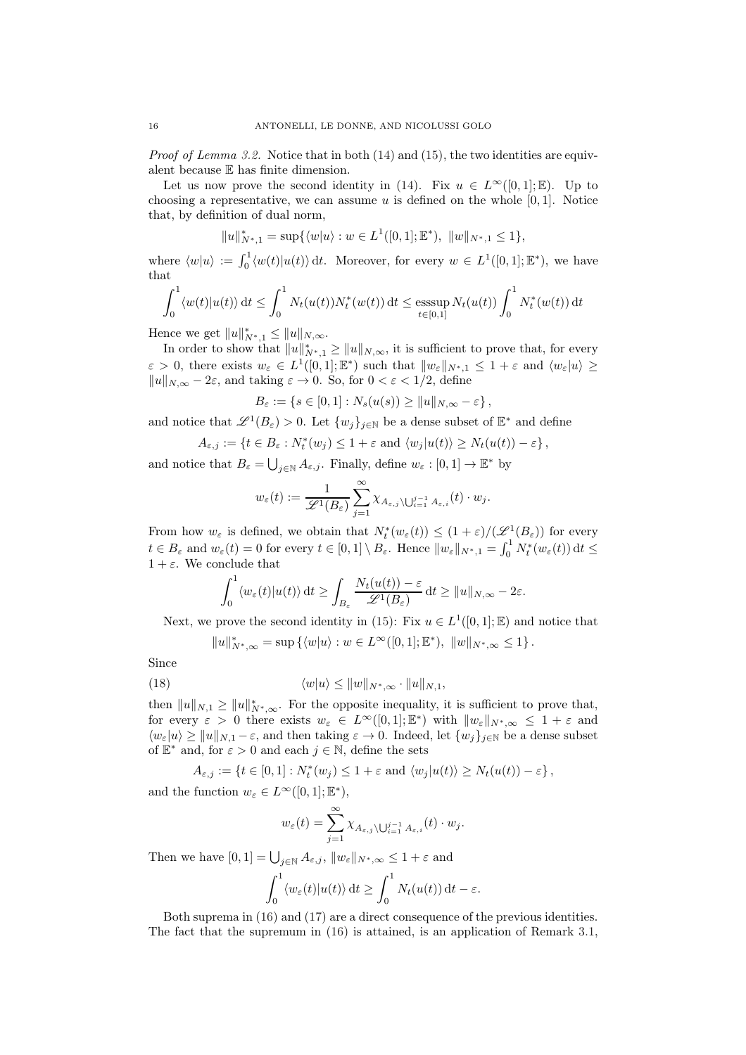*Proof of Lemma 3.2.* Notice that in both (14) and (15), the two identities are equivalent because $\mathbb{E}$ has finite dimension.

Let us now prove the second identity in (14). Fix $u \in L^\infty([0,1];\mathbb{E})$. Up to choosing a representative, we can assume $u$ is defined on the whole $[0,1]$. Notice that, by definition of dual norm,

$$\|u\|^*_{N^*,1} = \sup\{\langle w|u\rangle : w \in L^1([0,1];\mathbb{E}^*),\ \|w\|_{N^*,1} \le 1\},$$

where $\langle w|u\rangle := \int_0^1 \langle w(t)|u(t)\rangle\,\mathrm{d}t$. Moreover, for every $w \in L^1([0,1];\mathbb{E}^*)$, we have that

$$\int_0^1 \langle w(t)|u(t)\rangle\,\mathrm{d}t \le \int_0^1 N_t(u(t))N_t^*(w(t))\,\mathrm{d}t \le \operatorname*{esssup}_{t\in[0,1]} N_t(u(t)) \int_0^1 N_t^*(w(t))\,\mathrm{d}t$$

Hence we get $\|u\|^*_{N^*,1} \le \|u\|_{N,\infty}$.

In order to show that $\|u\|^*_{N^*,1} \ge \|u\|_{N,\infty}$, it is sufficient to prove that, for every $\varepsilon > 0$, there exists $w_\varepsilon \in L^1([0,1];\mathbb{E}^*)$ such that $\|w_\varepsilon\|_{N^*,1} \le 1+\varepsilon$ and $\langle w_\varepsilon|u\rangle \ge \|u\|_{N,\infty} - 2\varepsilon$, and taking $\varepsilon \to 0$. So, for $0 < \varepsilon < 1/2$, define

$$B_\varepsilon := \{s \in [0,1] : N_s(u(s)) \ge \|u\|_{N,\infty} - \varepsilon\},$$

and notice that $\mathscr{L}^1(B_\varepsilon) > 0$. Let $\{w_j\}_{j\in\mathbb{N}}$ be a dense subset of $\mathbb{E}^*$ and define

$$A_{\varepsilon,j} := \{t \in B_\varepsilon : N_t^*(w_j) \le 1+\varepsilon \text{ and } \langle w_j|u(t)\rangle \ge N_t(u(t)) - \varepsilon\},$$

and notice that $B_\varepsilon = \bigcup_{j\in\mathbb{N}} A_{\varepsilon,j}$. Finally, define $w_\varepsilon : [0,1] \to \mathbb{E}^*$ by

$$w_\varepsilon(t) := \frac{1}{\mathscr{L}^1(B_\varepsilon)} \sum_{j=1}^\infty \chi_{A_{\varepsilon,j}\setminus \bigcup_{i=1}^{j-1} A_{\varepsilon,i}}(t)\cdot w_j.$$

From how $w_\varepsilon$ is defined, we obtain that $N_t^*(w_\varepsilon(t)) \le (1+\varepsilon)/(\mathscr{L}^1(B_\varepsilon))$ for every $t \in B_\varepsilon$ and $w_\varepsilon(t) = 0$ for every $t \in [0,1]\setminus B_\varepsilon$. Hence $\|w_\varepsilon\|_{N^*,1} = \int_0^1 N_t^*(w_\varepsilon(t))\,\mathrm{d}t \le 1+\varepsilon$. We conclude that

$$\int_0^1 \langle w_\varepsilon(t)|u(t)\rangle\,\mathrm{d}t \ge \int_{B_\varepsilon} \frac{N_t(u(t)) - \varepsilon}{\mathscr{L}^1(B_\varepsilon)}\,\mathrm{d}t \ge \|u\|_{N,\infty} - 2\varepsilon.$$

Next, we prove the second identity in (15): Fix $u \in L^1([0,1];\mathbb{E})$ and notice that

$$\|u\|^*_{N^*,\infty} = \sup\{\langle w|u\rangle : w \in L^\infty([0,1];\mathbb{E}^*),\ \|w\|_{N^*,\infty} \le 1\}.$$

Since

$$\langle w|u\rangle \le \|w\|_{N^*,\infty}\cdot\|u\|_{N,1}, \tag{18}$$

then $\|u\|_{N,1} \ge \|u\|^*_{N^*,\infty}$. For the opposite inequality, it is sufficient to prove that, for every $\varepsilon > 0$ there exists $w_\varepsilon \in L^\infty([0,1];\mathbb{E}^*)$ with $\|w_\varepsilon\|_{N^*,\infty} \le 1+\varepsilon$ and $\langle w_\varepsilon|u\rangle \ge \|u\|_{N,1} - \varepsilon$, and then taking $\varepsilon \to 0$. Indeed, let $\{w_j\}_{j\in\mathbb{N}}$ be a dense subset of $\mathbb{E}^*$ and, for $\varepsilon > 0$ and each $j \in \mathbb{N}$, define the sets

$$A_{\varepsilon,j} := \{t \in [0,1] : N_t^*(w_j) \le 1+\varepsilon \text{ and } \langle w_j|u(t)\rangle \ge N_t(u(t)) - \varepsilon\},$$

and the function $w_\varepsilon \in L^\infty([0,1];\mathbb{E}^*)$,

$$w_\varepsilon(t) = \sum_{j=1}^\infty \chi_{A_{\varepsilon,j}\setminus \bigcup_{i=1}^{j-1} A_{\varepsilon,i}}(t)\cdot w_j.$$

Then we have $[0,1] = \bigcup_{j\in\mathbb{N}} A_{\varepsilon,j}$, $\|w_\varepsilon\|_{N^*,\infty} \le 1+\varepsilon$ and

$$\int_0^1 \langle w_\varepsilon(t)|u(t)\rangle\,\mathrm{d}t \ge \int_0^1 N_t(u(t))\,\mathrm{d}t - \varepsilon.$$

Both suprema in (16) and (17) are a direct consequence of the previous identities. The fact that the supremum in (16) is attained, is an application of Remark 3.1,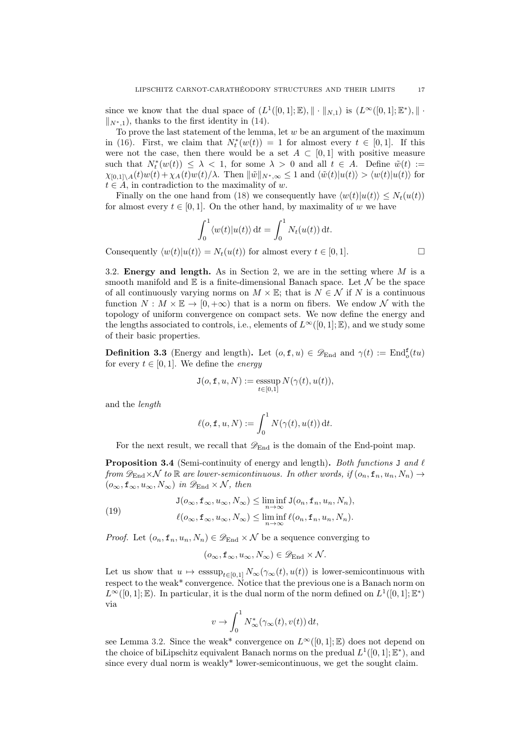since we know that the dual space of $(L^1([0,1];\mathbb{E}), \|\cdot\|_{N,1})$ is $(L^\infty([0,1];\mathbb{E}^*), \|\cdot\|_{N^*,1})$, thanks to the first identity in (14).

To prove the last statement of the lemma, let $w$ be an argument of the maximum in (16). First, we claim that $N_t^*(w(t)) = 1$ for almost every $t \in [0,1]$. If this were not the case, then there would be a set $A \subset [0,1]$ with positive measure such that $N_t^*(w(t)) \leq \lambda < 1$, for some $\lambda > 0$ and all $t \in A$. Define $\tilde{w}(t) := \chi_{[0,1]\setminus A}(t)w(t) + \chi_A(t)w(t)/\lambda$. Then $\|\tilde{w}\|_{N^*,\infty} \leq 1$ and $\langle \tilde{w}(t)|u(t)\rangle > \langle w(t)|u(t)\rangle$ for $t \in A$, in contradiction to the maximality of $w$.

Finally on the one hand from (18) we consequently have $\langle w(t)|u(t)\rangle \leq N_t(u(t))$ for almost every $t \in [0,1]$. On the other hand, by maximality of $w$ we have

$$\int_0^1 \langle w(t)|u(t)\rangle \,\mathrm{d}t = \int_0^1 N_t(u(t))\,\mathrm{d}t.$$

Consequently $\langle w(t)|u(t)\rangle = N_t(u(t))$ for almost every $t \in [0,1]$. $\square$

3.2. **Energy and length.** As in Section 2, we are in the setting where $M$ is a smooth manifold and $\mathbb{E}$ is a finite-dimensional Banach space. Let $\mathcal{N}$ be the space of all continuously varying norms on $M \times \mathbb{E}$; that is $N \in \mathcal{N}$ if $N$ is a continuous function $N : M \times \mathbb{E} \to [0, +\infty)$ that is a norm on fibers. We endow $\mathcal{N}$ with the topology of uniform convergence on compact sets. We now define the energy and the lengths associated to controls, i.e., elements of $L^\infty([0,1];\mathbb{E})$, and we study some of their basic properties.

**Definition 3.3** (Energy and length)**.** Let $(o, \mathtt{f}, u) \in \mathscr{D}_{\mathrm{End}}$ and $\gamma(t) := \mathrm{End}_o^{\mathtt{f}}(tu)$ for every $t \in [0,1]$. We define the *energy*

$$\mathtt{J}(o, \mathtt{f}, u, N) := \operatorname*{esssup}_{t\in[0,1]} N(\gamma(t), u(t)),$$

and the *length*

$$\ell(o, \mathtt{f}, u, N) := \int_0^1 N(\gamma(t), u(t))\,\mathrm{d}t.$$

For the next result, we recall that $\mathscr{D}_{\mathrm{End}}$ is the domain of the End-point map.

**Proposition 3.4** (Semi-continuity of energy and length)**.** *Both functions* $\mathtt{J}$ *and* $\ell$ *from* $\mathscr{D}_{\mathrm{End}} \times \mathcal{N}$ *to* $\mathbb{R}$ *are lower-semicontinuous. In other words, if* $(o_n, \mathtt{f}_n, u_n, N_n) \to (o_\infty, \mathtt{f}_\infty, u_\infty, N_\infty)$ *in* $\mathscr{D}_{\mathrm{End}} \times \mathcal{N}$*, then*

$$\begin{aligned}
&\mathtt{J}(o_\infty, \mathtt{f}_\infty, u_\infty, N_\infty) \leq \liminf_{n\to\infty} \mathtt{J}(o_n, \mathtt{f}_n, u_n, N_n), \\
&\ell(o_\infty, \mathtt{f}_\infty, u_\infty, N_\infty) \leq \liminf_{n\to\infty} \ell(o_n, \mathtt{f}_n, u_n, N_n).
\end{aligned} \tag{19}$$

*Proof.* Let $(o_n, \mathtt{f}_n, u_n, N_n) \in \mathscr{D}_{\mathrm{End}} \times \mathcal{N}$ be a sequence converging to

$$(o_\infty, \mathtt{f}_\infty, u_\infty, N_\infty) \in \mathscr{D}_{\mathrm{End}} \times \mathcal{N}.$$

Let us show that $u \mapsto \operatorname{esssup}_{t\in[0,1]} N_\infty(\gamma_\infty(t), u(t))$ is lower-semicontinuous with respect to the weak* convergence. Notice that the previous one is a Banach norm on $L^\infty([0,1];\mathbb{E})$. In particular, it is the dual norm of the norm defined on $L^1([0,1];\mathbb{E}^*)$ via

$$v \to \int_0^1 N_\infty^*(\gamma_\infty(t), v(t))\,\mathrm{d}t,$$

see Lemma 3.2. Since the weak* convergence on $L^\infty([0,1];\mathbb{E})$ does not depend on the choice of biLipschitz equivalent Banach norms on the predual $L^1([0,1];\mathbb{E}^*)$, and since every dual norm is weakly* lower-semicontinuous, we get the sought claim.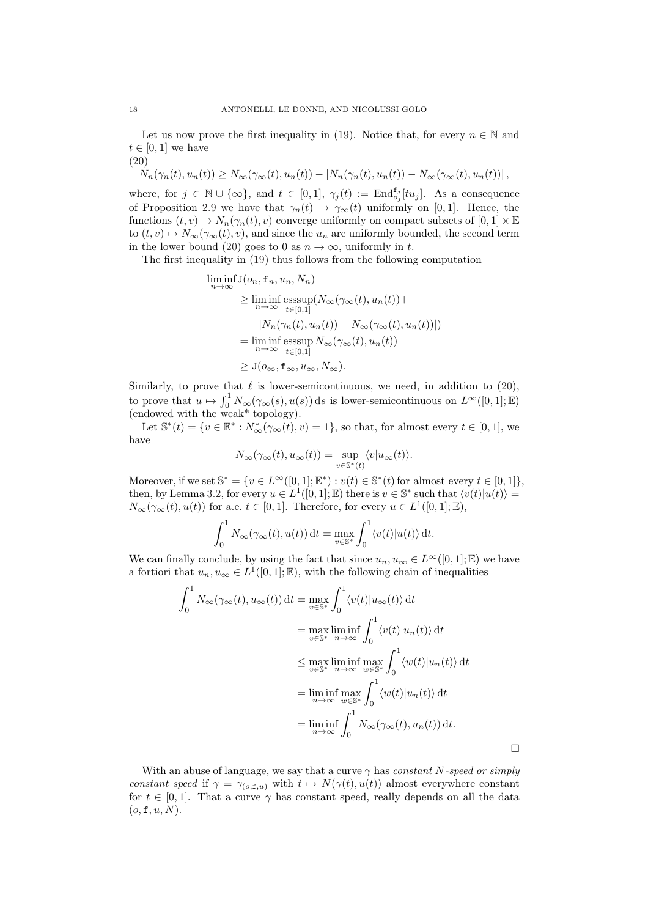Let us now prove the first inequality in (19). Notice that, for every $n \in \mathbb{N}$ and $t \in [0,1]$ we have

(20)

$$N_n(\gamma_n(t), u_n(t)) \geq N_\infty(\gamma_\infty(t), u_n(t)) - |N_n(\gamma_n(t), u_n(t)) - N_\infty(\gamma_\infty(t), u_n(t))|,$$

where, for $j \in \mathbb{N} \cup \{\infty\}$, and $t \in [0,1]$, $\gamma_j(t) := \mathrm{End}_{o_j}^{\mathtt{f}_j}[tu_j]$. As a consequence of Proposition 2.9 we have that $\gamma_n(t) \to \gamma_\infty(t)$ uniformly on $[0,1]$. Hence, the functions $(t,v) \mapsto N_n(\gamma_n(t), v)$ converge uniformly on compact subsets of $[0,1] \times \mathbb{E}$ to $(t,v) \mapsto N_\infty(\gamma_\infty(t), v)$, and since the $u_n$ are uniformly bounded, the second term in the lower bound (20) goes to 0 as $n \to \infty$, uniformly in $t$.

The first inequality in (19) thus follows from the following computation

$$\begin{aligned}
\liminf_{n\to\infty} \mathtt{J}(o_n, \mathtt{f}_n, u_n, N_n) &\\
&\geq \liminf_{n\to\infty} \operatorname*{esssup}_{t\in[0,1]} (N_\infty(\gamma_\infty(t), u_n(t)) + \\
&\quad - |N_n(\gamma_n(t), u_n(t)) - N_\infty(\gamma_\infty(t), u_n(t))|) \\
&= \liminf_{n\to\infty} \operatorname*{esssup}_{t\in[0,1]} N_\infty(\gamma_\infty(t), u_n(t)) \\
&\geq \mathtt{J}(o_\infty, \mathtt{f}_\infty, u_\infty, N_\infty).
\end{aligned}$$

Similarly, to prove that $\ell$ is lower-semicontinuous, we need, in addition to (20), to prove that $u \mapsto \int_0^1 N_\infty(\gamma_\infty(s), u(s))\,\mathrm{d}s$ is lower-semicontinuous on $L^\infty([0,1];\mathbb{E})$ (endowed with the weak* topology).

Let $\mathbb{S}^*(t) = \{v \in \mathbb{E}^* : N_\infty^*(\gamma_\infty(t), v) = 1\}$, so that, for almost every $t \in [0,1]$, we have

$$N_\infty(\gamma_\infty(t), u_\infty(t)) = \sup_{v\in\mathbb{S}^*(t)} \langle v | u_\infty(t)\rangle.$$

Moreover, if we set $\mathbb{S}^* = \{v \in L^\infty([0,1];\mathbb{E}^*) : v(t) \in \mathbb{S}^*(t) \text{ for almost every } t \in [0,1]\}$, then, by Lemma 3.2, for every $u \in L^1([0,1];\mathbb{E})$ there is $v \in \mathbb{S}^*$ such that $\langle v(t)|u(t)\rangle = N_\infty(\gamma_\infty(t), u(t))$ for a.e. $t \in [0,1]$. Therefore, for every $u \in L^1([0,1];\mathbb{E})$,

$$\int_0^1 N_\infty(\gamma_\infty(t), u(t))\,\mathrm{d}t = \max_{v\in\mathbb{S}^*} \int_0^1 \langle v(t)|u(t)\rangle\,\mathrm{d}t.$$

We can finally conclude, by using the fact that since $u_n, u_\infty \in L^\infty([0,1];\mathbb{E})$ we have a fortiori that $u_n, u_\infty \in L^1([0,1];\mathbb{E})$, with the following chain of inequalities

$$\begin{aligned}
\int_0^1 N_\infty(\gamma_\infty(t), u_\infty(t))\,\mathrm{d}t &= \max_{v\in\mathbb{S}^*} \int_0^1 \langle v(t)|u_\infty(t)\rangle\,\mathrm{d}t \\
&= \max_{v\in\mathbb{S}^*} \liminf_{n\to\infty} \int_0^1 \langle v(t)|u_n(t)\rangle\,\mathrm{d}t \\
&\leq \max_{v\in\mathbb{S}^*} \liminf_{n\to\infty} \max_{w\in\mathbb{S}^*} \int_0^1 \langle w(t)|u_n(t)\rangle\,\mathrm{d}t \\
&= \liminf_{n\to\infty} \max_{w\in\mathbb{S}^*} \int_0^1 \langle w(t)|u_n(t)\rangle\,\mathrm{d}t \\
&= \liminf_{n\to\infty} \int_0^1 N_\infty(\gamma_\infty(t), u_n(t))\,\mathrm{d}t.
\end{aligned}$$

□

With an abuse of language, we say that a curve $\gamma$ has *constant $N$-speed or simply constant speed* if $\gamma = \gamma_{(o,\mathtt{f},u)}$ with $t \mapsto N(\gamma(t), u(t))$ almost everywhere constant for $t \in [0,1]$. That a curve $\gamma$ has constant speed, really depends on all the data $(o, \mathtt{f}, u, N)$.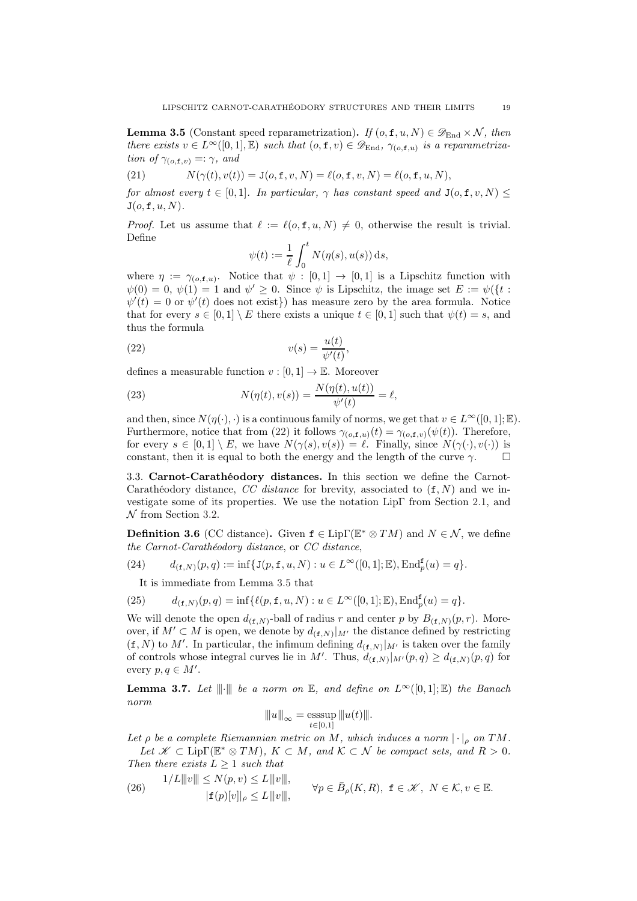**Lemma 3.5** (Constant speed reparametrization)**.** *If $(o, \mathtt{f}, u, N) \in \mathscr{D}_{\mathrm{End}} \times \mathcal{N}$, then there exists $v \in L^\infty([0,1], \mathbb{E})$ such that $(o, \mathtt{f}, v) \in \mathscr{D}_{\mathrm{End}}$, $\gamma_{(o,\mathtt{f},u)}$ is a reparametrization of $\gamma_{(o,\mathtt{f},v)} =: \gamma$, and*

$$N(\gamma(t), v(t)) = \mathtt{J}(o, \mathtt{f}, v, N) = \ell(o, \mathtt{f}, v, N) = \ell(o, \mathtt{f}, u, N), \tag{21}$$

*for almost every $t \in [0,1]$. In particular, $\gamma$ has constant speed and $\mathtt{J}(o, \mathtt{f}, v, N) \leq \mathtt{J}(o, \mathtt{f}, u, N)$.*

*Proof.* Let us assume that $\ell := \ell(o, \mathtt{f}, u, N) \neq 0$, otherwise the result is trivial. Define

$$\psi(t) := \frac{1}{\ell} \int_0^t N(\eta(s), u(s))\,\mathrm{d}s,$$

where $\eta := \gamma_{(o,\mathtt{f},u)}$. Notice that $\psi : [0,1] \to [0,1]$ is a Lipschitz function with $\psi(0) = 0$, $\psi(1) = 1$ and $\psi' \geq 0$. Since $\psi$ is Lipschitz, the image set $E := \psi(\{t : \psi'(t) = 0 \text{ or } \psi'(t) \text{ does not exist}\})$ has measure zero by the area formula. Notice that for every $s \in [0,1] \setminus E$ there exists a unique $t \in [0,1]$ such that $\psi(t) = s$, and thus the formula

$$v(s) = \frac{u(t)}{\psi'(t)}, \tag{22}$$

defines a measurable function $v : [0,1] \to \mathbb{E}$. Moreover

$$N(\eta(t), v(s)) = \frac{N(\eta(t), u(t))}{\psi'(t)} = \ell, \tag{23}$$

and then, since $N(\eta(\cdot), \cdot)$ is a continuous family of norms, we get that $v \in L^\infty([0,1]; \mathbb{E})$. Furthermore, notice that from (22) it follows $\gamma_{(o,\mathtt{f},u)}(t) = \gamma_{(o,\mathtt{f},v)}(\psi(t))$. Therefore, for every $s \in [0,1] \setminus E$, we have $N(\gamma(s), v(s)) = \ell$. Finally, since $N(\gamma(\cdot), v(\cdot))$ is constant, then it is equal to both the energy and the length of the curve $\gamma$. $\square$

3.3. **Carnot-Carathéodory distances.** In this section we define the Carnot-Carathéodory distance, *CC distance* for brevity, associated to $(\mathtt{f}, N)$ and we investigate some of its properties. We use the notation $\mathrm{Lip}\Gamma$ from Section 2.1, and $\mathcal{N}$ from Section 3.2.

**Definition 3.6** (CC distance)**.** Given $\mathtt{f} \in \mathrm{Lip}\Gamma(\mathbb{E}^* \otimes TM)$ and $N \in \mathcal{N}$, we define *the Carnot-Carathéodory distance*, or *CC distance*,

$$d_{(\mathtt{f},N)}(p,q) := \inf\{\mathtt{J}(p, \mathtt{f}, u, N) : u \in L^\infty([0,1]; \mathbb{E}), \mathrm{End}_p^{\mathtt{f}}(u) = q\}. \tag{24}$$

It is immediate from Lemma 3.5 that

$$d_{(\mathtt{f},N)}(p,q) = \inf\{\ell(p, \mathtt{f}, u, N) : u \in L^\infty([0,1]; \mathbb{E}), \mathrm{End}_p^{\mathtt{f}}(u) = q\}. \tag{25}$$

We will denote the open $d_{(\mathtt{f},N)}$-ball of radius $r$ and center $p$ by $B_{(\mathtt{f},N)}(p,r)$. Moreover, if $M' \subset M$ is open, we denote by $d_{(\mathtt{f},N)}|_{M'}$ the distance defined by restricting $(\mathtt{f}, N)$ to $M'$. In particular, the infimum defining $d_{(\mathtt{f},N)}|_{M'}$ is taken over the family of controls whose integral curves lie in $M'$. Thus, $d_{(\mathtt{f},N)}|_{M'}(p,q) \geq d_{(\mathtt{f},N)}(p,q)$ for every $p, q \in M'$.

**Lemma 3.7.** *Let $|||\cdot|||$ be a norm on $\mathbb{E}$, and define on $L^\infty([0,1]; \mathbb{E})$ the Banach norm*

$$|||u|||_\infty = \operatorname*{esssup}_{t \in [0,1]} |||u(t)|||.$$

*Let $\rho$ be a complete Riemannian metric on $M$, which induces a norm $|\cdot|_\rho$ on $TM$.*

*Let $\mathscr{K} \subset \mathrm{Lip}\Gamma(\mathbb{E}^* \otimes TM)$, $K \subset M$, and $\mathcal{K} \subset \mathcal{N}$ be compact sets, and $R > 0$. Then there exists $L \geq 1$ such that*

$$\begin{aligned} 1/L|||v||| \leq N(p,v) \leq L|||v|||, \\ |\mathtt{f}(p)[v]|_\rho \leq L|||v|||, \end{aligned} \qquad \forall p \in \bar{B}_\rho(K,R),\ \mathtt{f} \in \mathscr{K},\ N \in \mathcal{K}, v \in \mathbb{E}. \tag{26}$$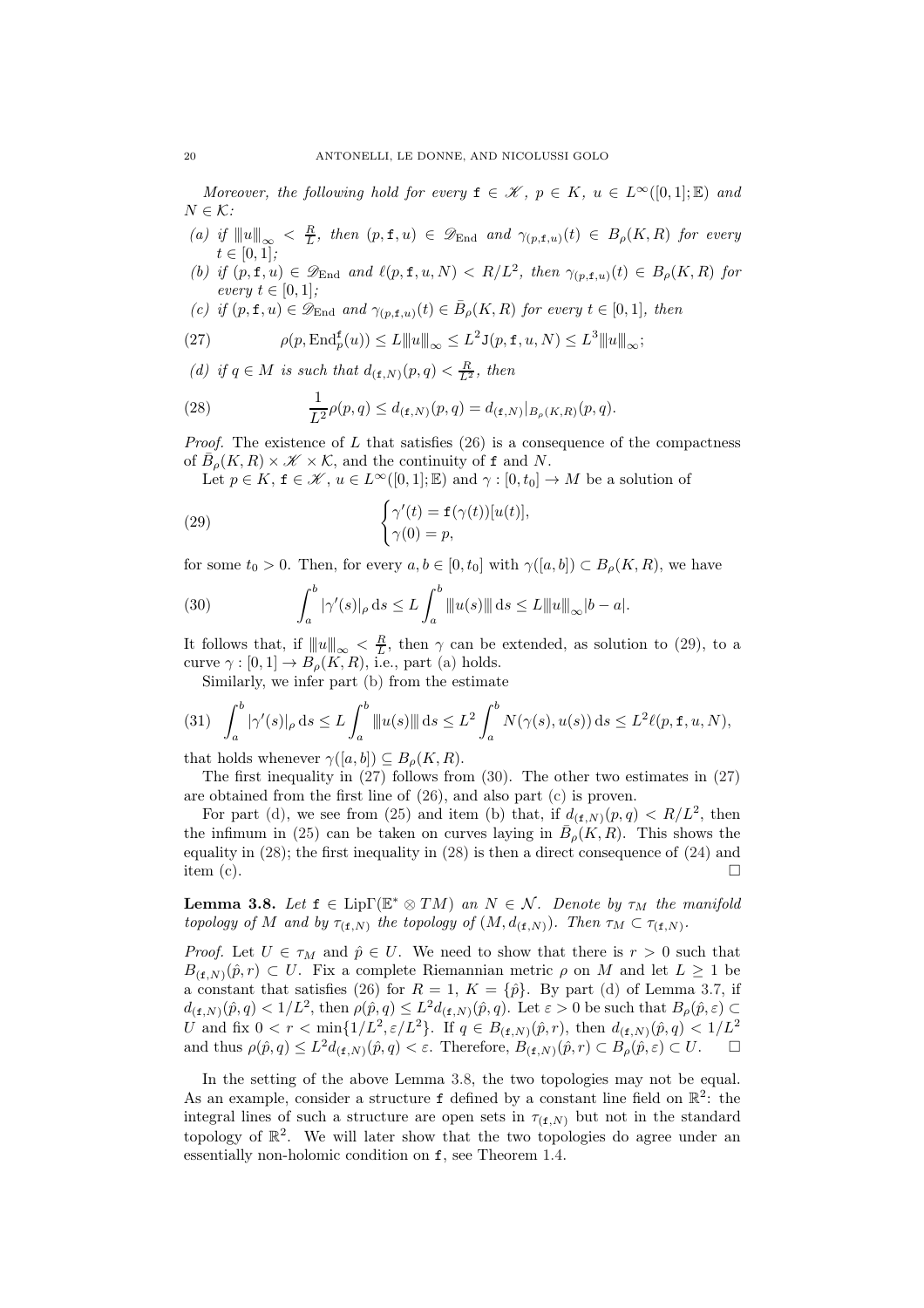*Moreover, the following hold for every* $\mathtt{f} \in \mathscr{K}$*,* $p \in K$*,* $u \in L^\infty([0,1];\mathbb{E})$ *and* $N \in \mathcal{K}$*:*

(a) *if* $\|\!|u|\!\|_\infty < \frac{R}{L}$*, then* $(p, \mathtt{f}, u) \in \mathscr{D}_{\mathrm{End}}$ *and* $\gamma_{(p,\mathtt{f},u)}(t) \in B_\rho(K, R)$ *for every* $t \in [0,1]$*;*

(b) *if* $(p, \mathtt{f}, u) \in \mathscr{D}_{\mathrm{End}}$ *and* $\ell(p, \mathtt{f}, u, N) < R/L^2$*, then* $\gamma_{(p,\mathtt{f},u)}(t) \in B_\rho(K, R)$ *for every* $t \in [0,1]$*;*

(c) *if* $(p, \mathtt{f}, u) \in \mathscr{D}_{\mathrm{End}}$ *and* $\gamma_{(p,\mathtt{f},u)}(t) \in \bar{B}_\rho(K, R)$ *for every* $t \in [0,1]$*, then*

$$\rho(p, \mathrm{End}_p^{\mathtt{f}}(u)) \le L\|\!|u|\!\|_\infty \le L^2 \mathtt{J}(p, \mathtt{f}, u, N) \le L^3 \|\!|u|\!\|_\infty; \tag{27}$$

(d) *if* $q \in M$ *is such that* $d_{(\mathtt{f},N)}(p, q) < \frac{R}{L^2}$*, then*

$$\frac{1}{L^2}\rho(p, q) \le d_{(\mathtt{f},N)}(p, q) = d_{(\mathtt{f},N)}|_{B_\rho(K,R)}(p, q). \tag{28}$$

*Proof.* The existence of $L$ that satisfies (26) is a consequence of the compactness of $\bar{B}_\rho(K, R) \times \mathscr{K} \times \mathcal{K}$, and the continuity of $\mathtt{f}$ and $N$.

Let $p \in K$, $\mathtt{f} \in \mathscr{K}$, $u \in L^\infty([0,1];\mathbb{E})$ and $\gamma : [0, t_0] \to M$ be a solution of

$$\begin{cases} \gamma'(t) = \mathtt{f}(\gamma(t))[u(t)], \\ \gamma(0) = p, \end{cases} \tag{29}$$

for some $t_0 > 0$. Then, for every $a, b \in [0, t_0]$ with $\gamma([a, b]) \subset B_\rho(K, R)$, we have

$$\int_a^b |\gamma'(s)|_\rho \,\mathrm{d}s \le L \int_a^b \|\!|u(s)|\!\| \,\mathrm{d}s \le L\|\!|u|\!\|_\infty |b - a|. \tag{30}$$

It follows that, if $\|\!|u|\!\|_\infty < \frac{R}{L}$, then $\gamma$ can be extended, as solution to (29), to a curve $\gamma : [0,1] \to B_\rho(K, R)$, i.e., part (a) holds.

Similarly, we infer part (b) from the estimate

$$\int_a^b |\gamma'(s)|_\rho \,\mathrm{d}s \le L \int_a^b \|\!|u(s)|\!\| \,\mathrm{d}s \le L^2 \int_a^b N(\gamma(s), u(s)) \,\mathrm{d}s \le L^2 \ell(p, \mathtt{f}, u, N), \tag{31}$$

that holds whenever $\gamma([a, b]) \subseteq B_\rho(K, R)$.

The first inequality in (27) follows from (30). The other two estimates in (27) are obtained from the first line of (26), and also part (c) is proven.

For part (d), we see from (25) and item (b) that, if $d_{(\mathtt{f},N)}(p, q) < R/L^2$, then the infimum in (25) can be taken on curves laying in $\bar{B}_\rho(K, R)$. This shows the equality in (28); the first inequality in (28) is then a direct consequence of (24) and item (c). $\square$

**Lemma 3.8.** *Let* $\mathtt{f} \in \mathrm{Lip}\Gamma(\mathbb{E}^* \otimes TM)$ *an* $N \in \mathcal{N}$*. Denote by* $\tau_M$ *the manifold topology of* $M$ *and by* $\tau_{(\mathtt{f},N)}$ *the topology of* $(M, d_{(\mathtt{f},N)})$*. Then* $\tau_M \subset \tau_{(\mathtt{f},N)}$*.*

*Proof.* Let $U \in \tau_M$ and $\hat{p} \in U$. We need to show that there is $r > 0$ such that $B_{(\mathtt{f},N)}(\hat{p}, r) \subset U$. Fix a complete Riemannian metric $\rho$ on $M$ and let $L \ge 1$ be a constant that satisfies (26) for $R = 1$, $K = \{\hat{p}\}$. By part (d) of Lemma 3.7, if $d_{(\mathtt{f},N)}(\hat{p}, q) < 1/L^2$, then $\rho(\hat{p}, q) \le L^2 d_{(\mathtt{f},N)}(\hat{p}, q)$. Let $\varepsilon > 0$ be such that $B_\rho(\hat{p}, \varepsilon) \subset U$ and fix $0 < r < \min\{1/L^2, \varepsilon/L^2\}$. If $q \in B_{(\mathtt{f},N)}(\hat{p}, r)$, then $d_{(\mathtt{f},N)}(\hat{p}, q) < 1/L^2$ and thus $\rho(\hat{p}, q) \le L^2 d_{(\mathtt{f},N)}(\hat{p}, q) < \varepsilon$. Therefore, $B_{(\mathtt{f},N)}(\hat{p}, r) \subset B_\rho(\hat{p}, \varepsilon) \subset U$. $\square$

In the setting of the above Lemma 3.8, the two topologies may not be equal. As an example, consider a structure $\mathtt{f}$ defined by a constant line field on $\mathbb{R}^2$: the integral lines of such a structure are open sets in $\tau_{(\mathtt{f},N)}$ but not in the standard topology of $\mathbb{R}^2$. We will later show that the two topologies do agree under an essentially non-holomic condition on $\mathtt{f}$, see Theorem 1.4.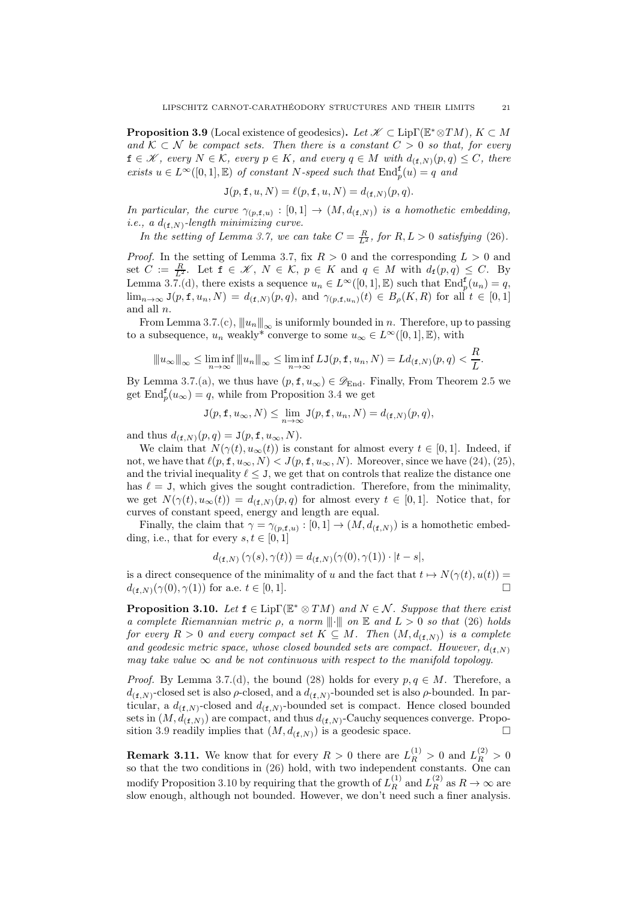**Proposition 3.9** (Local existence of geodesics)**.** *Let $\mathscr{K} \subset \mathrm{Lip}\Gamma(\mathbb{E}^* \otimes TM)$, $K \subset M$ and $\mathcal{K} \subset \mathcal{N}$ be compact sets. Then there is a constant $C > 0$ so that, for every $\mathtt{f} \in \mathscr{K}$, every $N \in \mathcal{K}$, every $p \in K$, and every $q \in M$ with $d_{(\mathtt{f},N)}(p,q) \leq C$, there exists $u \in L^\infty([0,1], \mathbb{E})$ of constant $N$-speed such that $\mathrm{End}_p^{\mathtt{f}}(u) = q$ and*

$$\mathtt{J}(p, \mathtt{f}, u, N) = \ell(p, \mathtt{f}, u, N) = d_{(\mathtt{f},N)}(p,q).$$

*In particular, the curve $\gamma_{(p,\mathtt{f},u)} : [0,1] \to (M, d_{(\mathtt{f},N)})$ is a homothetic embedding, i.e., a $d_{(\mathtt{f},N)}$-length minimizing curve.*

*In the setting of Lemma 3.7, we can take $C = \frac{R}{L^2}$, for $R, L > 0$ satisfying (26).*

*Proof.* In the setting of Lemma 3.7, fix $R > 0$ and the corresponding $L > 0$ and set $C := \frac{R}{L^2}$. Let $\mathtt{f} \in \mathscr{K}$, $N \in \mathcal{K}$, $p \in K$ and $q \in M$ with $d_{\mathtt{f}}(p,q) \leq C$. By Lemma 3.7.(d), there exists a sequence $u_n \in L^\infty([0,1], \mathbb{E})$ such that $\mathrm{End}_p^{\mathtt{f}}(u_n) = q$, $\lim_{n\to\infty} \mathtt{J}(p, \mathtt{f}, u_n, N) = d_{(\mathtt{f},N)}(p,q)$, and $\gamma_{(p,\mathtt{f},u_n)}(t) \in B_\rho(K,R)$ for all $t \in [0,1]$ and all $n$.

From Lemma 3.7.(c), $|||u_n|||_\infty$ is uniformly bounded in $n$. Therefore, up to passing to a subsequence, $u_n$ weakly* converge to some $u_\infty \in L^\infty([0,1], \mathbb{E})$, with

$$|||u_\infty|||_\infty \leq \liminf_{n\to\infty} |||u_n|||_\infty \leq \liminf_{n\to\infty} L\mathtt{J}(p, \mathtt{f}, u_n, N) = Ld_{(\mathtt{f},N)}(p,q) < \frac{R}{L}.$$

By Lemma 3.7.(a), we thus have $(p, \mathtt{f}, u_\infty) \in \mathscr{D}_{\mathrm{End}}$. Finally, From Theorem 2.5 we get $\mathrm{End}_p^{\mathtt{f}}(u_\infty) = q$, while from Proposition 3.4 we get

$$\mathtt{J}(p, \mathtt{f}, u_\infty, N) \leq \lim_{n\to\infty} \mathtt{J}(p, \mathtt{f}, u_n, N) = d_{(\mathtt{f},N)}(p,q),$$

and thus $d_{(\mathtt{f},N)}(p,q) = \mathtt{J}(p, \mathtt{f}, u_\infty, N)$.

We claim that $N(\gamma(t), u_\infty(t))$ is constant for almost every $t \in [0,1]$. Indeed, if not, we have that $\ell(p, \mathtt{f}, u_\infty, N) < J(p, \mathtt{f}, u_\infty, N)$. Moreover, since we have (24), (25), and the trivial inequality $\ell \leq \mathtt{J}$, we get that on controls that realize the distance one has $\ell = \mathtt{J}$, which gives the sought contradiction. Therefore, from the minimality, we get $N(\gamma(t), u_\infty(t)) = d_{(\mathtt{f},N)}(p,q)$ for almost every $t \in [0,1]$. Notice that, for curves of constant speed, energy and length are equal.

Finally, the claim that $\gamma = \gamma_{(p,\mathtt{f},u)} : [0,1] \to (M, d_{(\mathtt{f},N)})$ is a homothetic embedding, i.e., that for every $s, t \in [0,1]$

$$d_{(\mathtt{f},N)}(\gamma(s), \gamma(t)) = d_{(\mathtt{f},N)}(\gamma(0), \gamma(1)) \cdot |t - s|,$$

is a direct consequence of the minimality of $u$ and the fact that $t \mapsto N(\gamma(t), u(t)) = d_{(\mathtt{f},N)}(\gamma(0), \gamma(1))$ for a.e. $t \in [0,1]$. $\square$

**Proposition 3.10.** *Let $\mathtt{f} \in \mathrm{Lip}\Gamma(\mathbb{E}^* \otimes TM)$ and $N \in \mathcal{N}$. Suppose that there exist a complete Riemannian metric $\rho$, a norm $|||\cdot|||$ on $\mathbb{E}$ and $L > 0$ so that (26) holds for every $R > 0$ and every compact set $K \subseteq M$. Then $(M, d_{(\mathtt{f},N)})$ is a complete and geodesic metric space, whose closed bounded sets are compact. However, $d_{(\mathtt{f},N)}$ may take value $\infty$ and be not continuous with respect to the manifold topology.*

*Proof.* By Lemma 3.7.(d), the bound (28) holds for every $p, q \in M$. Therefore, a $d_{(\mathtt{f},N)}$-closed set is also $\rho$-closed, and a $d_{(\mathtt{f},N)}$-bounded set is also $\rho$-bounded. In particular, a $d_{(\mathtt{f},N)}$-closed and $d_{(\mathtt{f},N)}$-bounded set is compact. Hence closed bounded sets in $(M, d_{(\mathtt{f},N)})$ are compact, and thus $d_{(\mathtt{f},N)}$-Cauchy sequences converge. Proposition 3.9 readily implies that $(M, d_{(\mathtt{f},N)})$ is a geodesic space. $\square$

**Remark 3.11.** We know that for every $R > 0$ there are $L_R^{(1)} > 0$ and $L_R^{(2)} > 0$ so that the two conditions in (26) hold, with two independent constants. One can modify Proposition 3.10 by requiring that the growth of $L_R^{(1)}$ and $L_R^{(2)}$ as $R \to \infty$ are slow enough, although not bounded. However, we don't need such a finer analysis.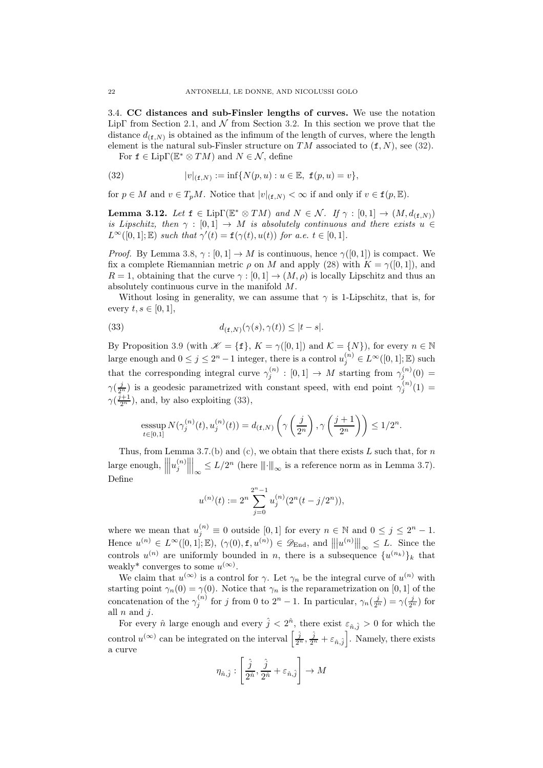### 3.4. CC distances and sub-Finsler lengths of curves.

We use the notation LipΓ from Section 2.1, and $\mathscr{N}$ from Section 3.2. In this section we prove that the distance $d_{(\mathtt{f},N)}$ is obtained as the infimum of the length of curves, where the length element is the natural sub-Finsler structure on $TM$ associated to $(\mathtt{f},N)$, see (32).

For $\mathtt{f} \in \mathrm{Lip}\Gamma(\mathbb{E}^* \otimes TM)$ and $N \in \mathscr{N}$, define

$$|v|_{(\mathtt{f},N)} := \inf\{N(p,u) : u \in \mathbb{E},\ \mathtt{f}(p,u) = v\}, \tag{32}$$

for $p \in M$ and $v \in T_pM$. Notice that $|v|_{(\mathtt{f},N)} < \infty$ if and only if $v \in \mathtt{f}(p,\mathbb{E})$.

**Lemma 3.12.** *Let $\mathtt{f} \in \mathrm{Lip}\Gamma(\mathbb{E}^* \otimes TM)$ and $N \in \mathscr{N}$. If $\gamma : [0,1] \to (M, d_{(\mathtt{f},N)})$ is Lipschitz, then $\gamma : [0,1] \to M$ is absolutely continuous and there exists $u \in L^\infty([0,1];\mathbb{E})$ such that $\gamma'(t) = \mathtt{f}(\gamma(t), u(t))$ for a.e. $t \in [0,1]$.*

*Proof.* By Lemma 3.8, $\gamma : [0,1] \to M$ is continuous, hence $\gamma([0,1])$ is compact. We fix a complete Riemannian metric $\rho$ on $M$ and apply (28) with $K = \gamma([0,1])$, and $R = 1$, obtaining that the curve $\gamma : [0,1] \to (M,\rho)$ is locally Lipschitz and thus an absolutely continuous curve in the manifold $M$.

Without losing in generality, we can assume that $\gamma$ is 1-Lipschitz, that is, for every $t,s \in [0,1]$,

$$d_{(\mathtt{f},N)}(\gamma(s),\gamma(t)) \le |t-s|. \tag{33}$$

By Proposition 3.9 (with $\mathscr{K} = \{\mathtt{f}\}$, $K = \gamma([0,1])$ and $\mathcal{K} = \{N\}$), for every $n \in \mathbb{N}$ large enough and $0 \le j \le 2^n - 1$ integer, there is a control $u_j^{(n)} \in L^\infty([0,1];\mathbb{E})$ such that the corresponding integral curve $\gamma_j^{(n)} : [0,1] \to M$ starting from $\gamma_j^{(n)}(0) = \gamma(\frac{j}{2^n})$ is a geodesic parametrized with constant speed, with end point $\gamma_j^{(n)}(1) = \gamma(\frac{j+1}{2^n})$, and, by also exploiting (33),

$$\operatorname*{esssup}_{t\in[0,1]} N(\gamma_j^{(n)}(t), u_j^{(n)}(t)) = d_{(\mathtt{f},N)}\left(\gamma\left(\frac{j}{2^n}\right), \gamma\left(\frac{j+1}{2^n}\right)\right) \le 1/2^n.$$

Thus, from Lemma 3.7.(b) and (c), we obtain that there exists $L$ such that, for $n$ large enough, $\left|\!\left|\!\left| u_j^{(n)} \right|\!\right|\!\right|_\infty \le L/2^n$ (here $|\!|\!|\cdot|\!|\!|_\infty$ is a reference norm as in Lemma 3.7). Define

$$u^{(n)}(t) := 2^n \sum_{j=0}^{2^n-1} u_j^{(n)}(2^n(t - j/2^n)),$$

where we mean that $u_j^{(n)} \equiv 0$ outside $[0,1]$ for every $n \in \mathbb{N}$ and $0 \le j \le 2^n - 1$. Hence $u^{(n)} \in L^\infty([0,1];\mathbb{E})$, $(\gamma(0), \mathtt{f}, u^{(n)}) \in \mathscr{D}_{\mathrm{End}}$, and $\left|\!\left|\!\left| u^{(n)} \right|\!\right|\!\right|_\infty \le L$. Since the controls $u^{(n)}$ are uniformly bounded in $n$, there is a subsequence $\{u^{(n_k)}\}_k$ that weakly\* converges to some $u^{(\infty)}$.

We claim that $u^{(\infty)}$ is a control for $\gamma$. Let $\gamma_n$ be the integral curve of $u^{(n)}$ with starting point $\gamma_n(0) = \gamma(0)$. Notice that $\gamma_n$ is the reparametrization on $[0,1]$ of the concatenation of the $\gamma_j^{(n)}$ for $j$ from 0 to $2^n - 1$. In particular, $\gamma_n(\frac{j}{2^n}) = \gamma(\frac{j}{2^n})$ for all $n$ and $j$.

For every $\hat{n}$ large enough and every $\hat{j} < 2^{\hat{n}}$, there exist $\varepsilon_{\hat{n},\hat{j}} > 0$ for which the control $u^{(\infty)}$ can be integrated on the interval $\left[\frac{\hat{j}}{2^{\hat{n}}}, \frac{\hat{j}}{2^{\hat{n}}} + \varepsilon_{\hat{n},\hat{j}}\right]$. Namely, there exists a curve

$$\eta_{\hat{n},\hat{j}} : \left[\frac{\hat{j}}{2^{\hat{n}}}, \frac{\hat{j}}{2^{\hat{n}}} + \varepsilon_{\hat{n},\hat{j}}\right] \to M$$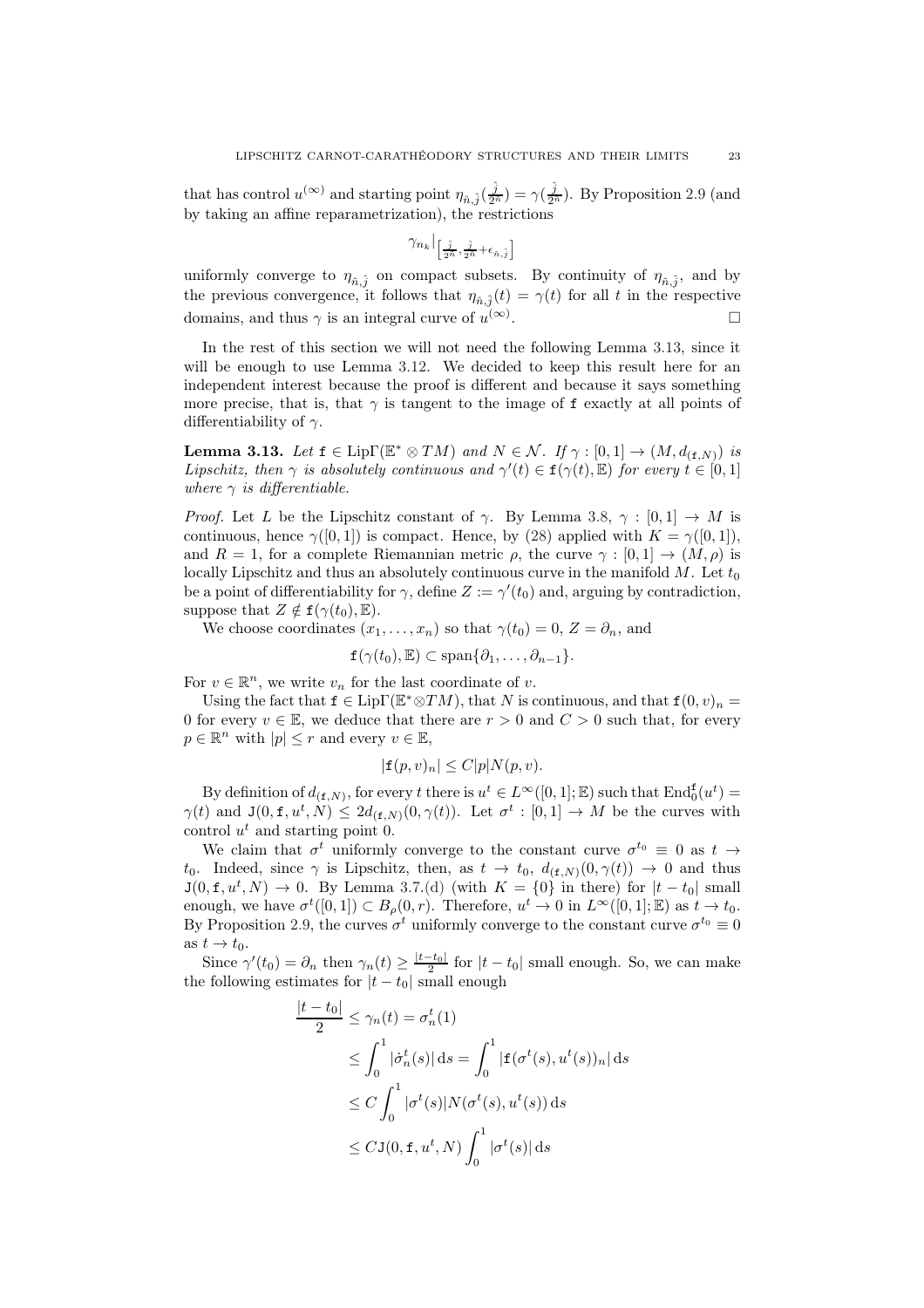that has control $u^{(\infty)}$ and starting point $\eta_{\hat{n},\hat{j}}(\frac{\hat{j}}{2^{\hat{n}}}) = \gamma(\frac{\hat{j}}{2^{\hat{n}}})$. By Proposition 2.9 (and by taking an affine reparametrization), the restrictions

$$\gamma_{n_k}\big|_{\left[\frac{\hat{j}}{2^{\hat{n}}},\frac{\hat{j}}{2^{\hat{n}}}+\epsilon_{\hat{n},\hat{j}}\right]}$$

uniformly converge to $\eta_{\hat{n},\hat{j}}$ on compact subsets. By continuity of $\eta_{\hat{n},\hat{j}}$, and by the previous convergence, it follows that $\eta_{\hat{n},\hat{j}}(t) = \gamma(t)$ for all $t$ in the respective domains, and thus $\gamma$ is an integral curve of $u^{(\infty)}$. □

In the rest of this section we will not need the following Lemma 3.13, since it will be enough to use Lemma 3.12. We decided to keep this result here for an independent interest because the proof is different and because it says something more precise, that is, that $\gamma$ is tangent to the image of $\mathtt{f}$ exactly at all points of differentiability of $\gamma$.

**Lemma 3.13.** *Let $\mathtt{f} \in \mathrm{Lip}\Gamma(\mathbb{E}^* \otimes TM)$ and $N \in \mathcal{N}$. If $\gamma : [0,1] \to (M, d_{(\mathtt{f},N)})$ is Lipschitz, then $\gamma$ is absolutely continuous and $\gamma'(t) \in \mathtt{f}(\gamma(t),\mathbb{E})$ for every $t \in [0,1]$ where $\gamma$ is differentiable.*

*Proof.* Let $L$ be the Lipschitz constant of $\gamma$. By Lemma 3.8, $\gamma : [0,1] \to M$ is continuous, hence $\gamma([0,1])$ is compact. Hence, by (28) applied with $K = \gamma([0,1])$, and $R = 1$, for a complete Riemannian metric $\rho$, the curve $\gamma : [0,1] \to (M,\rho)$ is locally Lipschitz and thus an absolutely continuous curve in the manifold $M$. Let $t_0$ be a point of differentiability for $\gamma$, define $Z := \gamma'(t_0)$ and, arguing by contradiction, suppose that $Z \notin \mathtt{f}(\gamma(t_0),\mathbb{E})$.

We choose coordinates $(x_1,\dots,x_n)$ so that $\gamma(t_0) = 0$, $Z = \partial_n$, and

$$\mathtt{f}(\gamma(t_0),\mathbb{E}) \subset \mathrm{span}\{\partial_1,\dots,\partial_{n-1}\}.$$

For $v \in \mathbb{R}^n$, we write $v_n$ for the last coordinate of $v$.

Using the fact that $\mathtt{f} \in \mathrm{Lip}\Gamma(\mathbb{E}^*\otimes TM)$, that $N$ is continuous, and that $\mathtt{f}(0,v)_n = 0$ for every $v \in \mathbb{E}$, we deduce that there are $r > 0$ and $C > 0$ such that, for every $p \in \mathbb{R}^n$ with $|p| \le r$ and every $v \in \mathbb{E}$,

$$|\mathtt{f}(p,v)_n| \le C|p|N(p,v).$$

By definition of $d_{(\mathtt{f},N)}$, for every $t$ there is $u^t \in L^\infty([0,1];\mathbb{E})$ such that $\mathrm{End}_0^{\mathtt{f}}(u^t) = \gamma(t)$ and $\mathtt{J}(0,\mathtt{f},u^t,N) \le 2d_{(\mathtt{f},N)}(0,\gamma(t))$. Let $\sigma^t : [0,1] \to M$ be the curves with control $u^t$ and starting point $0$.

We claim that $\sigma^t$ uniformly converge to the constant curve $\sigma^{t_0} \equiv 0$ as $t \to t_0$. Indeed, since $\gamma$ is Lipschitz, then, as $t \to t_0$, $d_{(\mathtt{f},N)}(0,\gamma(t)) \to 0$ and thus $\mathtt{J}(0,\mathtt{f},u^t,N) \to 0$. By Lemma 3.7.(d) (with $K = \{0\}$ in there) for $|t - t_0|$ small enough, we have $\sigma^t([0,1]) \subset B_\rho(0,r)$. Therefore, $u^t \to 0$ in $L^\infty([0,1];\mathbb{E})$ as $t \to t_0$. By Proposition 2.9, the curves $\sigma^t$ uniformly converge to the constant curve $\sigma^{t_0} \equiv 0$ as $t \to t_0$.

Since $\gamma'(t_0) = \partial_n$ then $\gamma_n(t) \ge \frac{|t-t_0|}{2}$ for $|t - t_0|$ small enough. So, we can make the following estimates for $|t - t_0|$ small enough

$$\begin{aligned}
\frac{|t-t_0|}{2} &\le \gamma_n(t) = \sigma_n^t(1) \\
&\le \int_0^1 |\dot{\sigma}_n^t(s)|\,\mathrm{d}s = \int_0^1 |\mathtt{f}(\sigma^t(s),u^t(s))_n|\,\mathrm{d}s \\
&\le C\int_0^1 |\sigma^t(s)|N(\sigma^t(s),u^t(s))\,\mathrm{d}s \\
&\le C\mathtt{J}(0,\mathtt{f},u^t,N)\int_0^1 |\sigma^t(s)|\,\mathrm{d}s
\end{aligned}$$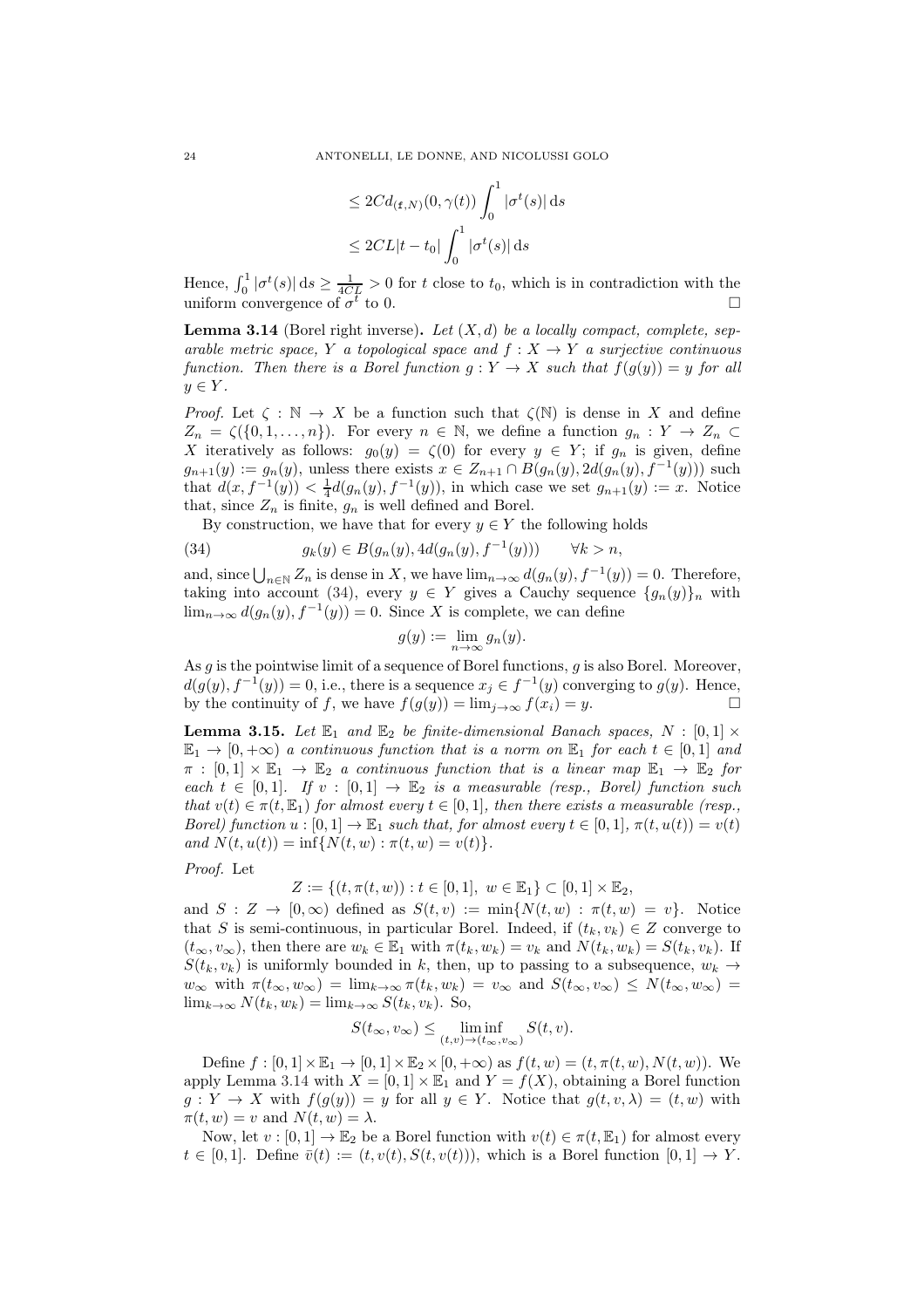$$\leq 2Cd_{(\mathfrak{f},N)}(0,\gamma(t)) \int_0^1 |\sigma^t(s)|\,\mathrm{d}s$$
$$\leq 2CL|t-t_0| \int_0^1 |\sigma^t(s)|\,\mathrm{d}s$$

Hence, $\int_0^1 |\sigma^t(s)|\,\mathrm{d}s \geq \frac{1}{4CL} > 0$ for $t$ close to $t_0$, which is in contradiction with the uniform convergence of $\sigma^t$ to 0. $\square$

**Lemma 3.14** (Borel right inverse). *Let $(X,d)$ be a locally compact, complete, separable metric space, $Y$ a topological space and $f : X \to Y$ a surjective continuous function. Then there is a Borel function $g : Y \to X$ such that $f(g(y)) = y$ for all $y \in Y$.*

*Proof.* Let $\zeta : \mathbb{N} \to X$ be a function such that $\zeta(\mathbb{N})$ is dense in $X$ and define $Z_n = \zeta(\{0,1,\dots,n\})$. For every $n \in \mathbb{N}$, we define a function $g_n : Y \to Z_n \subset X$ iteratively as follows: $g_0(y) = \zeta(0)$ for every $y \in Y$; if $g_n$ is given, define $g_{n+1}(y) := g_n(y)$, unless there exists $x \in Z_{n+1} \cap B(g_n(y), 2d(g_n(y), f^{-1}(y)))$ such that $d(x, f^{-1}(y)) < \frac{1}{4} d(g_n(y), f^{-1}(y))$, in which case we set $g_{n+1}(y) := x$. Notice that, since $Z_n$ is finite, $g_n$ is well defined and Borel.

By construction, we have that for every $y \in Y$ the following holds

$$g_k(y) \in B(g_n(y), 4d(g_n(y), f^{-1}(y))) \qquad \forall k > n, \tag{34}$$

and, since $\bigcup_{n\in\mathbb{N}} Z_n$ is dense in $X$, we have $\lim_{n\to\infty} d(g_n(y), f^{-1}(y)) = 0$. Therefore, taking into account (34), every $y \in Y$ gives a Cauchy sequence $\{g_n(y)\}_n$ with $\lim_{n\to\infty} d(g_n(y), f^{-1}(y)) = 0$. Since $X$ is complete, we can define

$$g(y) := \lim_{n\to\infty} g_n(y).$$

As $g$ is the pointwise limit of a sequence of Borel functions, $g$ is also Borel. Moreover, $d(g(y), f^{-1}(y)) = 0$, i.e., there is a sequence $x_j \in f^{-1}(y)$ converging to $g(y)$. Hence, by the continuity of $f$, we have $f(g(y)) = \lim_{j\to\infty} f(x_i) = y$. $\square$

**Lemma 3.15.** *Let $\mathbb{E}_1$ and $\mathbb{E}_2$ be finite-dimensional Banach spaces, $N : [0,1] \times \mathbb{E}_1 \to [0,+\infty)$ a continuous function that is a norm on $\mathbb{E}_1$ for each $t \in [0,1]$ and $\pi : [0,1] \times \mathbb{E}_1 \to \mathbb{E}_2$ a continuous function that is a linear map $\mathbb{E}_1 \to \mathbb{E}_2$ for each $t \in [0,1]$. If $v : [0,1] \to \mathbb{E}_2$ is a measurable (resp., Borel) function such that $v(t) \in \pi(t, \mathbb{E}_1)$ for almost every $t \in [0,1]$, then there exists a measurable (resp., Borel) function $u : [0,1] \to \mathbb{E}_1$ such that, for almost every $t \in [0,1]$, $\pi(t, u(t)) = v(t)$ and $N(t, u(t)) = \inf\{N(t,w) : \pi(t,w) = v(t)\}$.*

*Proof.* Let

$$Z := \{(t, \pi(t,w)) : t \in [0,1],\ w \in \mathbb{E}_1\} \subset [0,1] \times \mathbb{E}_2,$$

and $S : Z \to [0,\infty)$ defined as $S(t,v) := \min\{N(t,w) : \pi(t,w) = v\}$. Notice that $S$ is semi-continuous, in particular Borel. Indeed, if $(t_k, v_k) \in Z$ converge to $(t_\infty, v_\infty)$, then there are $w_k \in \mathbb{E}_1$ with $\pi(t_k, w_k) = v_k$ and $N(t_k, w_k) = S(t_k, v_k)$. If $S(t_k, v_k)$ is uniformly bounded in $k$, then, up to passing to a subsequence, $w_k \to w_\infty$ with $\pi(t_\infty, w_\infty) = \lim_{k\to\infty} \pi(t_k, w_k) = v_\infty$ and $S(t_\infty, v_\infty) \leq N(t_\infty, w_\infty) = \lim_{k\to\infty} N(t_k, w_k) = \lim_{k\to\infty} S(t_k, v_k)$. So,

$$S(t_\infty, v_\infty) \leq \liminf_{(t,v)\to(t_\infty,v_\infty)} S(t,v).$$

Define $f : [0,1] \times \mathbb{E}_1 \to [0,1] \times \mathbb{E}_2 \times [0,+\infty)$ as $f(t,w) = (t, \pi(t,w), N(t,w))$. We apply Lemma 3.14 with $X = [0,1] \times \mathbb{E}_1$ and $Y = f(X)$, obtaining a Borel function $g : Y \to X$ with $f(g(y)) = y$ for all $y \in Y$. Notice that $g(t,v,\lambda) = (t,w)$ with $\pi(t,w) = v$ and $N(t,w) = \lambda$.

Now, let $v : [0,1] \to \mathbb{E}_2$ be a Borel function with $v(t) \in \pi(t, \mathbb{E}_1)$ for almost every $t \in [0,1]$. Define $\bar{v}(t) := (t, v(t), S(t, v(t)))$, which is a Borel function $[0,1] \to Y$.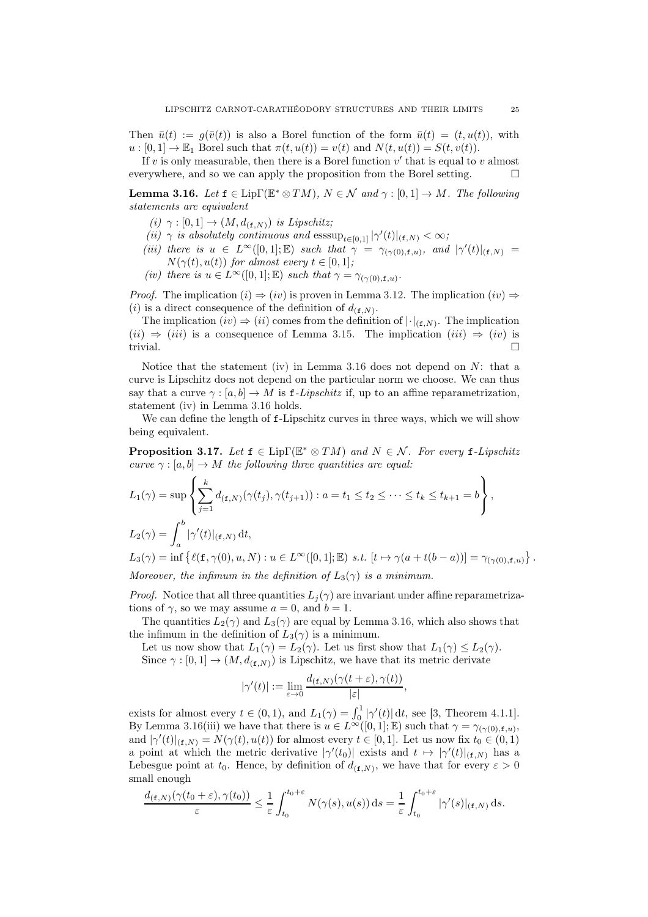Then $\bar{u}(t) := g(\bar{v}(t))$ is also a Borel function of the form $\bar{u}(t) = (t, u(t))$, with $u : [0,1] \to \mathbb{E}_1$ Borel such that $\pi(t, u(t)) = v(t)$ and $N(t, u(t)) = S(t, v(t))$.

If $v$ is only measurable, then there is a Borel function $v'$ that is equal to $v$ almost everywhere, and so we can apply the proposition from the Borel setting. □

**Lemma 3.16.** *Let $\mathtt{f} \in \mathrm{Lip}\Gamma(\mathbb{E}^* \otimes TM)$, $N \in \mathcal{N}$ and $\gamma : [0,1] \to M$. The following statements are equivalent*

*(i) $\gamma : [0,1] \to (M, d_{(\mathtt{f},N)})$ is Lipschitz;*

*(ii) $\gamma$ is absolutely continuous and $\operatorname{esssup}_{t\in[0,1]} |\gamma'(t)|_{(\mathtt{f},N)} < \infty$;*

*(iii) there is $u \in L^\infty([0,1];\mathbb{E})$ such that $\gamma = \gamma_{(\gamma(0),\mathtt{f},u)}$, and $|\gamma'(t)|_{(\mathtt{f},N)} = N(\gamma(t), u(t))$ for almost every $t \in [0,1]$;*

*(iv) there is $u \in L^\infty([0,1];\mathbb{E})$ such that $\gamma = \gamma_{(\gamma(0),\mathtt{f},u)}$.*

*Proof.* The implication $(i) \Rightarrow (iv)$ is proven in Lemma 3.12. The implication $(iv) \Rightarrow (i)$ is a direct consequence of the definition of $d_{(\mathtt{f},N)}$.

The implication $(iv) \Rightarrow (ii)$ comes from the definition of $|\cdot|_{(\mathtt{f},N)}$. The implication $(ii) \Rightarrow (iii)$ is a consequence of Lemma 3.15. The implication $(iii) \Rightarrow (iv)$ is trivial. □

Notice that the statement (iv) in Lemma 3.16 does not depend on $N$: that a curve is Lipschitz does not depend on the particular norm we choose. We can thus say that a curve $\gamma : [a,b] \to M$ is $\mathtt{f}$*-Lipschitz* if, up to an affine reparametrization, statement (iv) in Lemma 3.16 holds.

We can define the length of $\mathtt{f}$-Lipschitz curves in three ways, which we will show being equivalent.

**Proposition 3.17.** *Let $\mathtt{f} \in \mathrm{Lip}\Gamma(\mathbb{E}^* \otimes TM)$ and $N \in \mathcal{N}$. For every $\mathtt{f}$-Lipschitz curve $\gamma : [a,b] \to M$ the following three quantities are equal:*

$$L_1(\gamma) = \sup\left\{ \sum_{j=1}^{k} d_{(\mathtt{f},N)}(\gamma(t_j), \gamma(t_{j+1})) : a = t_1 \le t_2 \le \cdots \le t_k \le t_{k+1} = b \right\},$$

$$L_2(\gamma) = \int_a^b |\gamma'(t)|_{(\mathtt{f},N)} \,\mathrm{d}t,$$

$$L_3(\gamma) = \inf\left\{ \ell(\mathtt{f}, \gamma(0), u, N) : u \in L^\infty([0,1];\mathbb{E}) \text{ s.t. } [t \mapsto \gamma(a + t(b-a))] = \gamma_{(\gamma(0),\mathtt{f},u)} \right\}.$$

*Moreover, the infimum in the definition of $L_3(\gamma)$ is a minimum.*

*Proof.* Notice that all three quantities $L_j(\gamma)$ are invariant under affine reparametrizations of $\gamma$, so we may assume $a = 0$, and $b = 1$.

The quantities $L_2(\gamma)$ and $L_3(\gamma)$ are equal by Lemma 3.16, which also shows that the infimum in the definition of $L_3(\gamma)$ is a minimum.

Let us now show that $L_1(\gamma) = L_2(\gamma)$. Let us first show that $L_1(\gamma) \le L_2(\gamma)$.

Since $\gamma : [0,1] \to (M, d_{(\mathtt{f},N)})$ is Lipschitz, we have that its metric derivate

$$|\gamma'(t)| := \lim_{\varepsilon \to 0} \frac{d_{(\mathtt{f},N)}(\gamma(t+\varepsilon), \gamma(t))}{|\varepsilon|},$$

exists for almost every $t \in (0,1)$, and $L_1(\gamma) = \int_0^1 |\gamma'(t)| \,\mathrm{d}t$, see [3, Theorem 4.1.1]. By Lemma 3.16(iii) we have that there is $u \in L^\infty([0,1];\mathbb{E})$ such that $\gamma = \gamma_{(\gamma(0),\mathtt{f},u)}$, and $|\gamma'(t)|_{(\mathtt{f},N)} = N(\gamma(t), u(t))$ for almost every $t \in [0,1]$. Let us now fix $t_0 \in (0,1)$ a point at which the metric derivative $|\gamma'(t_0)|$ exists and $t \mapsto |\gamma'(t)|_{(\mathtt{f},N)}$ has a Lebesgue point at $t_0$. Hence, by definition of $d_{(\mathtt{f},N)}$, we have that for every $\varepsilon > 0$ small enough

$$\frac{d_{(\mathtt{f},N)}(\gamma(t_0+\varepsilon), \gamma(t_0))}{\varepsilon} \le \frac{1}{\varepsilon}\int_{t_0}^{t_0+\varepsilon} N(\gamma(s), u(s)) \,\mathrm{d}s = \frac{1}{\varepsilon}\int_{t_0}^{t_0+\varepsilon} |\gamma'(s)|_{(\mathtt{f},N)} \,\mathrm{d}s.$$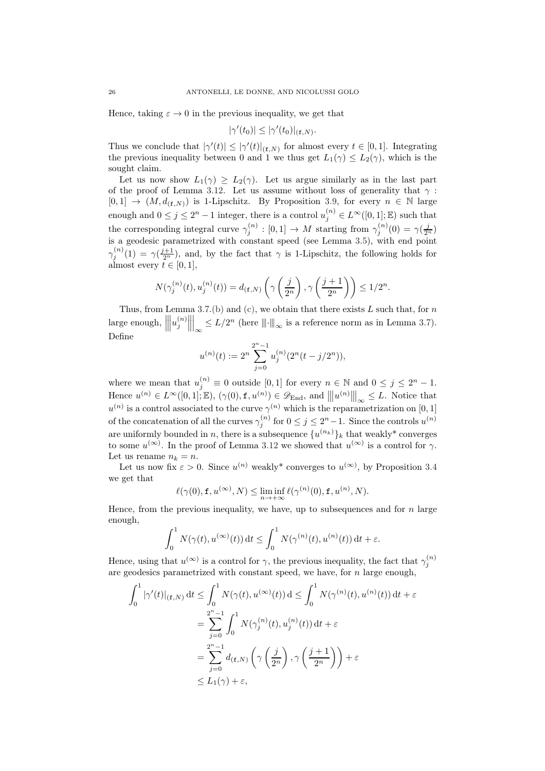Hence, taking $\varepsilon \to 0$ in the previous inequality, we get that

$$|\gamma'(t_0)| \leq |\gamma'(t_0)|_{(\mathtt{f},N)}.$$

Thus we conclude that $|\gamma'(t)| \leq |\gamma'(t)|_{(\mathtt{f},N)}$ for almost every $t \in [0,1]$. Integrating the previous inequality between 0 and 1 we thus get $L_1(\gamma) \leq L_2(\gamma)$, which is the sought claim.

Let us now show $L_1(\gamma) \geq L_2(\gamma)$. Let us argue similarly as in the last part of the proof of Lemma 3.12. Let us assume without loss of generality that $\gamma : [0,1] \to (M, d_{(\mathtt{f},N)})$ is 1-Lipschitz. By Proposition 3.9, for every $n \in \mathbb{N}$ large enough and $0 \leq j \leq 2^n - 1$ integer, there is a control $u_j^{(n)} \in L^\infty([0,1];\mathbb{E})$ such that the corresponding integral curve $\gamma_j^{(n)} : [0,1] \to M$ starting from $\gamma_j^{(n)}(0) = \gamma(\frac{j}{2^n})$ is a geodesic parametrized with constant speed (see Lemma 3.5), with end point $\gamma_j^{(n)}(1) = \gamma(\frac{j+1}{2^n})$, and, by the fact that $\gamma$ is 1-Lipschitz, the following holds for almost every $t \in [0,1]$,

$$N(\gamma_j^{(n)}(t), u_j^{(n)}(t)) = d_{(\mathtt{f},N)}\left(\gamma\left(\frac{j}{2^n}\right), \gamma\left(\frac{j+1}{2^n}\right)\right) \leq 1/2^n.$$

Thus, from Lemma 3.7.(b) and (c), we obtain that there exists $L$ such that, for $n$ large enough, $\left|\!\left|\!\left| u_j^{(n)} \right|\!\right|\!\right|_\infty \leq L/2^n$ (here $|\!|\!|\cdot|\!|\!|_\infty$ is a reference norm as in Lemma 3.7). Define

$$u^{(n)}(t) := 2^n \sum_{j=0}^{2^n-1} u_j^{(n)}(2^n(t - j/2^n)),$$

where we mean that $u_j^{(n)} \equiv 0$ outside $[0,1]$ for every $n \in \mathbb{N}$ and $0 \leq j \leq 2^n - 1$. Hence $u^{(n)} \in L^\infty([0,1];\mathbb{E})$, $(\gamma(0), \mathtt{f}, u^{(n)}) \in \mathscr{D}_{\mathrm{End}}$, and $\left|\!\left|\!\left| u^{(n)} \right|\!\right|\!\right|_\infty \leq L$. Notice that $u^{(n)}$ is a control associated to the curve $\gamma^{(n)}$ which is the reparametrization on $[0,1]$ of the concatenation of all the curves $\gamma_j^{(n)}$ for $0 \leq j \leq 2^n - 1$. Since the controls $u^{(n)}$ are uniformly bounded in $n$, there is a subsequence $\{u^{(n_k)}\}_k$ that weakly\* converges to some $u^{(\infty)}$. In the proof of Lemma 3.12 we showed that $u^{(\infty)}$ is a control for $\gamma$. Let us rename $n_k = n$.

Let us now fix $\varepsilon > 0$. Since $u^{(n)}$ weakly\* converges to $u^{(\infty)}$, by Proposition 3.4 we get that

$$\ell(\gamma(0), \mathtt{f}, u^{(\infty)}, N) \leq \liminf_{n \to +\infty} \ell(\gamma^{(n)}(0), \mathtt{f}, u^{(n)}, N).$$

Hence, from the previous inequality, we have, up to subsequences and for $n$ large enough,

$$\int_0^1 N(\gamma(t), u^{(\infty)}(t))\,\mathrm{d}t \leq \int_0^1 N(\gamma^{(n)}(t), u^{(n)}(t))\,\mathrm{d}t + \varepsilon.$$

Hence, using that $u^{(\infty)}$ is a control for $\gamma$, the previous inequality, the fact that $\gamma_j^{(n)}$ are geodesics parametrized with constant speed, we have, for $n$ large enough,

$$\begin{aligned}
\int_0^1 |\gamma'(t)|_{(\mathtt{f},N)}\,\mathrm{d}t &\leq \int_0^1 N(\gamma(t), u^{(\infty)}(t))\,\mathrm{d} \leq \int_0^1 N(\gamma^{(n)}(t), u^{(n)}(t))\,\mathrm{d}t + \varepsilon \\
&= \sum_{j=0}^{2^n-1} \int_0^1 N(\gamma_j^{(n)}(t), u_j^{(n)}(t))\,\mathrm{d}t + \varepsilon \\
&= \sum_{j=0}^{2^n-1} d_{(\mathtt{f},N)}\left(\gamma\left(\frac{j}{2^n}\right), \gamma\left(\frac{j+1}{2^n}\right)\right) + \varepsilon \\
&\leq L_1(\gamma) + \varepsilon,
\end{aligned}$$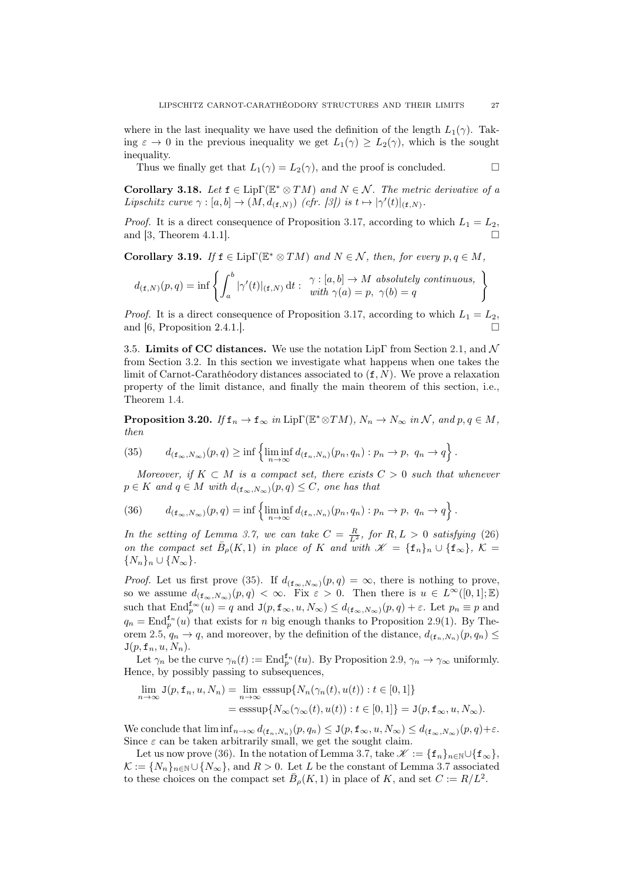where in the last inequality we have used the definition of the length $L_1(\gamma)$. Taking $\varepsilon \to 0$ in the previous inequality we get $L_1(\gamma) \geq L_2(\gamma)$, which is the sought inequality.

Thus we finally get that $L_1(\gamma) = L_2(\gamma)$, and the proof is concluded. $\square$

**Corollary 3.18.** *Let $\mathtt{f} \in \mathrm{Lip}\Gamma(\mathbb{E}^* \otimes TM)$ and $N \in \mathcal{N}$. The metric derivative of a Lipschitz curve $\gamma : [a,b] \to (M, d_{(\mathtt{f},N)})$ (cfr. [3]) is $t \mapsto |\gamma'(t)|_{(\mathtt{f},N)}$.*

*Proof.* It is a direct consequence of Proposition 3.17, according to which $L_1 = L_2$, and [3, Theorem 4.1.1]. $\square$

**Corollary 3.19.** *If $\mathtt{f} \in \mathrm{Lip}\Gamma(\mathbb{E}^* \otimes TM)$ and $N \in \mathcal{N}$, then, for every $p, q \in M$,*

$$d_{(\mathtt{f},N)}(p,q) = \inf \left\{ \int_a^b |\gamma'(t)|_{(\mathtt{f},N)} \, \mathrm{d}t : \begin{array}{l} \gamma : [a,b] \to M \text{ absolutely continuous,} \\ \text{with } \gamma(a) = p, \ \gamma(b) = q \end{array} \right\}$$

*Proof.* It is a direct consequence of Proposition 3.17, according to which $L_1 = L_2$, and [6, Proposition 2.4.1.]. $\square$

3.5. **Limits of CC distances.** We use the notation $\mathrm{Lip}\Gamma$ from Section 2.1, and $\mathcal{N}$ from Section 3.2. In this section we investigate what happens when one takes the limit of Carnot-Carathéodory distances associated to $(\mathtt{f}, N)$. We prove a relaxation property of the limit distance, and finally the main theorem of this section, i.e., Theorem 1.4.

**Proposition 3.20.** *If $\mathtt{f}_n \to \mathtt{f}_\infty$ in $\mathrm{Lip}\Gamma(\mathbb{E}^* \otimes TM)$, $N_n \to N_\infty$ in $\mathcal{N}$, and $p, q \in M$, then*

$$d_{(\mathtt{f}_\infty,N_\infty)}(p,q) \geq \inf \left\{ \liminf_{n\to\infty} d_{(\mathtt{f}_n,N_n)}(p_n,q_n) : p_n \to p, \ q_n \to q \right\}. \tag{35}$$

*Moreover, if $K \subset M$ is a compact set, there exists $C > 0$ such that whenever $p \in K$ and $q \in M$ with $d_{(\mathtt{f}_\infty,N_\infty)}(p,q) \leq C$, one has that*

$$d_{(\mathtt{f}_\infty,N_\infty)}(p,q) = \inf \left\{ \liminf_{n\to\infty} d_{(\mathtt{f}_n,N_n)}(p_n,q_n) : p_n \to p, \ q_n \to q \right\}. \tag{36}$$

*In the setting of Lemma 3.7, we can take $C = \frac{R}{L^2}$, for $R, L > 0$ satisfying (26) on the compact set $\bar{B}_\rho(K,1)$ in place of $K$ and with $\mathscr{K} = \{\mathtt{f}_n\}_n \cup \{\mathtt{f}_\infty\}$, $\mathcal{K} = \{N_n\}_n \cup \{N_\infty\}$.*

*Proof.* Let us first prove (35). If $d_{(\mathtt{f}_\infty,N_\infty)}(p,q) = \infty$, there is nothing to prove, so we assume $d_{(\mathtt{f}_\infty,N_\infty)}(p,q) < \infty$. Fix $\varepsilon > 0$. Then there is $u \in L^\infty([0,1];\mathbb{E})$ such that $\mathrm{End}_p^{\mathtt{f}_\infty}(u) = q$ and $\mathtt{J}(p, \mathtt{f}_\infty, u, N_\infty) \leq d_{(\mathtt{f}_\infty,N_\infty)}(p,q) + \varepsilon$. Let $p_n \equiv p$ and $q_n = \mathrm{End}_p^{\mathtt{f}_n}(u)$ that exists for $n$ big enough thanks to Proposition 2.9(1). By Theorem 2.5, $q_n \to q$, and moreover, by the definition of the distance, $d_{(\mathtt{f}_n,N_n)}(p,q_n) \leq \mathtt{J}(p, \mathtt{f}_n, u, N_n)$.

Let $\gamma_n$ be the curve $\gamma_n(t) := \mathrm{End}_p^{\mathtt{f}_n}(tu)$. By Proposition 2.9, $\gamma_n \to \gamma_\infty$ uniformly. Hence, by possibly passing to subsequences,

$$\begin{aligned} \lim_{n\to\infty} \mathtt{J}(p, \mathtt{f}_n, u, N_n) &= \lim_{n\to\infty} \operatorname{esssup}\{N_n(\gamma_n(t), u(t)) : t \in [0,1]\} \\ &= \operatorname{esssup}\{N_\infty(\gamma_\infty(t), u(t)) : t \in [0,1]\} = \mathtt{J}(p, \mathtt{f}_\infty, u, N_\infty). \end{aligned}$$

We conclude that $\liminf_{n\to\infty} d_{(\mathtt{f}_n,N_n)}(p,q_n) \leq \mathtt{J}(p, \mathtt{f}_\infty, u, N_\infty) \leq d_{(\mathtt{f}_\infty,N_\infty)}(p,q) + \varepsilon$. Since $\varepsilon$ can be taken arbitrarily small, we get the sought claim.

Let us now prove (36). In the notation of Lemma 3.7, take $\mathscr{K} := \{\mathtt{f}_n\}_{n\in\mathbb{N}} \cup \{\mathtt{f}_\infty\}$, $\mathcal{K} := \{N_n\}_{n\in\mathbb{N}} \cup \{N_\infty\}$, and $R > 0$. Let $L$ be the constant of Lemma 3.7 associated to these choices on the compact set $\bar{B}_\rho(K,1)$ in place of $K$, and set $C := R/L^2$.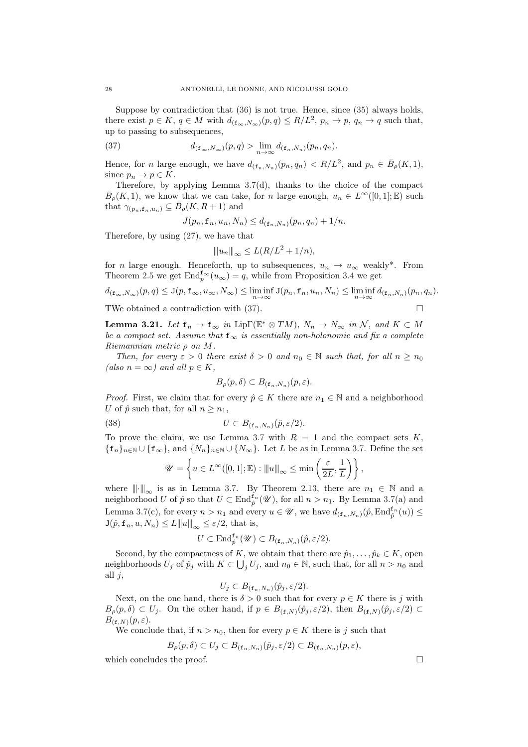Suppose by contradiction that (36) is not true. Hence, since (35) always holds, there exist $p \in K$, $q \in M$ with $d_{(\mathtt{f}_\infty, N_\infty)}(p,q) \le R/L^2$, $p_n \to p$, $q_n \to q$ such that, up to passing to subsequences,

$$d_{(\mathtt{f}_\infty, N_\infty)}(p,q) > \lim_{n\to\infty} d_{(\mathtt{f}_n, N_n)}(p_n, q_n). \tag{37}$$

Hence, for $n$ large enough, we have $d_{(\mathtt{f}_n, N_n)}(p_n, q_n) < R/L^2$, and $p_n \in \bar{B}_\rho(K,1)$, since $p_n \to p \in K$.

Therefore, by applying Lemma 3.7(d), thanks to the choice of the compact $\bar{B}_\rho(K,1)$, we know that we can take, for $n$ large enough, $u_n \in L^\infty([0,1];\mathbb{E})$ such that $\gamma_{(p_n, \mathtt{f}_n, u_n)} \subseteq \bar{B}_\rho(K, R+1)$ and

$$J(p_n, \mathtt{f}_n, u_n, N_n) \le d_{(\mathtt{f}_n, N_n)}(p_n, q_n) + 1/n.$$

Therefore, by using (27), we have that

$$\|\!|u_n|\!\|_\infty \le L(R/L^2 + 1/n),$$

for $n$ large enough. Henceforth, up to subsequences, $u_n \to u_\infty$ weakly\*. From Theorem 2.5 we get $\mathrm{End}_p^{\mathtt{f}_\infty}(u_\infty) = q$, while from Proposition 3.4 we get

$$d_{(\mathtt{f}_\infty, N_\infty)}(p,q) \le \mathtt{J}(p, \mathtt{f}_\infty, u_\infty, N_\infty) \le \liminf_{n\to\infty} \mathtt{J}(p_n, \mathtt{f}_n, u_n, N_n) \le \liminf_{n\to\infty} d_{(\mathtt{f}_n, N_n)}(p_n, q_n).$$

TWe obtained a contradiction with (37). $\square$

**Lemma 3.21.** *Let $\mathtt{f}_n \to \mathtt{f}_\infty$ in $\mathrm{Lip}\Gamma(\mathbb{E}^* \otimes TM)$, $N_n \to N_\infty$ in $\mathcal{N}$, and $K \subset M$ be a compact set. Assume that $\mathtt{f}_\infty$ is essentially non-holonomic and fix a complete Riemannian metric $\rho$ on $M$.*

*Then, for every $\varepsilon > 0$ there exist $\delta > 0$ and $n_0 \in \mathbb{N}$ such that, for all $n \ge n_0$ (also $n = \infty$) and all $p \in K$,*

$$B_\rho(p, \delta) \subset B_{(\mathtt{f}_n, N_n)}(p, \varepsilon).$$

*Proof.* First, we claim that for every $\hat{p} \in K$ there are $n_1 \in \mathbb{N}$ and a neighborhood $U$ of $\hat{p}$ such that, for all $n \ge n_1$,

$$U \subset B_{(\mathtt{f}_n, N_n)}(\hat{p}, \varepsilon/2). \tag{38}$$

To prove the claim, we use Lemma 3.7 with $R = 1$ and the compact sets $K$, $\{\mathtt{f}_n\}_{n\in\mathbb{N}} \cup \{\mathtt{f}_\infty\}$, and $\{N_n\}_{n\in\mathbb{N}} \cup \{N_\infty\}$. Let $L$ be as in Lemma 3.7. Define the set

$$\mathscr{U} = \left\{ u \in L^\infty([0,1];\mathbb{E}) : \|\!|u|\!\|_\infty \le \min\left(\frac{\varepsilon}{2L}, \frac{1}{L}\right) \right\},$$

where $\|\!|\cdot|\!\|_\infty$ is as in Lemma 3.7. By Theorem 2.13, there are $n_1 \in \mathbb{N}$ and a neighborhood $U$ of $\hat{p}$ so that $U \subset \mathrm{End}_{\hat{p}}^{\mathtt{f}_n}(\mathscr{U})$, for all $n > n_1$. By Lemma 3.7(a) and Lemma 3.7(c), for every $n > n_1$ and every $u \in \mathscr{U}$, we have $d_{(\mathtt{f}_n, N_n)}(\hat{p}, \mathrm{End}_{\hat{p}}^{\mathtt{f}_n}(u)) \le \mathtt{J}(\hat{p}, \mathtt{f}_n, u, N_n) \le L\|\!|u|\!\|_\infty \le \varepsilon/2$, that is,

$$U \subset \mathrm{End}_{\hat{p}}^{\mathtt{f}_n}(\mathscr{U}) \subset B_{(\mathtt{f}_n, N_n)}(\hat{p}, \varepsilon/2).$$

Second, by the compactness of $K$, we obtain that there are $\hat{p}_1, \ldots, \hat{p}_k \in K$, open neighborhoods $U_j$ of $\hat{p}_j$ with $K \subset \bigcup_j U_j$, and $n_0 \in \mathbb{N}$, such that, for all $n > n_0$ and all $j$,

$$U_j \subset B_{(\mathtt{f}_n, N_n)}(\hat{p}_j, \varepsilon/2).$$

Next, on the one hand, there is $\delta > 0$ such that for every $p \in K$ there is $j$ with $B_\rho(p, \delta) \subset U_j$. On the other hand, if $p \in B_{(\mathtt{f}, N)}(\hat{p}_j, \varepsilon/2)$, then $B_{(\mathtt{f}, N)}(\hat{p}_j, \varepsilon/2) \subset B_{(\mathtt{f}, N)}(p, \varepsilon)$.

We conclude that, if $n > n_0$, then for every $p \in K$ there is $j$ such that

$$B_\rho(p, \delta) \subset U_j \subset B_{(\mathtt{f}_n, N_n)}(\hat{p}_j, \varepsilon/2) \subset B_{(\mathtt{f}_n, N_n)}(p, \varepsilon),$$

which concludes the proof. $\square$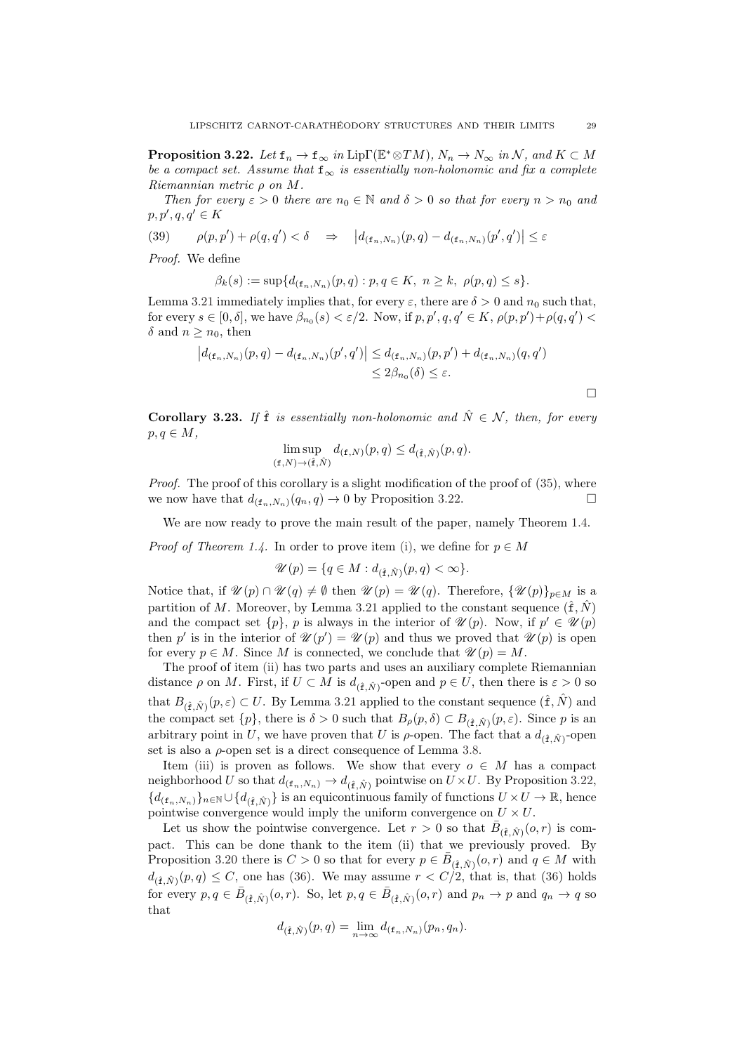**Proposition 3.22.** *Let $\mathtt{f}_n \to \mathtt{f}_\infty$ in $\mathrm{Lip}\Gamma(\mathbb{E}^* \otimes TM)$, $N_n \to N_\infty$ in $\mathcal{N}$, and $K \subset M$ be a compact set. Assume that $\mathtt{f}_\infty$ is essentially non-holonomic and fix a complete Riemannian metric $\rho$ on $M$.*

*Then for every $\varepsilon > 0$ there are $n_0 \in \mathbb{N}$ and $\delta > 0$ so that for every $n > n_0$ and $p, p', q, q' \in K$*

$$\rho(p,p') + \rho(q,q') < \delta \quad \Rightarrow \quad \left| d_{(\mathtt{f}_n,N_n)}(p,q) - d_{(\mathtt{f}_n,N_n)}(p',q') \right| \le \varepsilon \tag{39}$$

*Proof.* We define

$$\beta_k(s) := \sup\{ d_{(\mathtt{f}_n,N_n)}(p,q) : p,q \in K,\ n \ge k,\ \rho(p,q) \le s \}.$$

Lemma 3.21 immediately implies that, for every $\varepsilon$, there are $\delta > 0$ and $n_0$ such that, for every $s \in [0,\delta]$, we have $\beta_{n_0}(s) < \varepsilon/2$. Now, if $p,p',q,q' \in K$, $\rho(p,p') + \rho(q,q') < \delta$ and $n \ge n_0$, then

$$\begin{aligned} \left| d_{(\mathtt{f}_n,N_n)}(p,q) - d_{(\mathtt{f}_n,N_n)}(p',q') \right| &\le d_{(\mathtt{f}_n,N_n)}(p,p') + d_{(\mathtt{f}_n,N_n)}(q,q') \\ &\le 2\beta_{n_0}(\delta) \le \varepsilon. \end{aligned}$$

□

**Corollary 3.23.** *If $\hat{\mathtt{f}}$ is essentially non-holonomic and $\hat{N} \in \mathcal{N}$, then, for every $p, q \in M$,*

$$\limsup_{(\mathtt{f},N) \to (\hat{\mathtt{f}},\hat{N})} d_{(\mathtt{f},N)}(p,q) \le d_{(\hat{\mathtt{f}},\hat{N})}(p,q).$$

*Proof.* The proof of this corollary is a slight modification of the proof of (35), where we now have that $d_{(\mathtt{f}_n,N_n)}(q_n,q) \to 0$ by Proposition 3.22. □

We are now ready to prove the main result of the paper, namely Theorem 1.4.

*Proof of Theorem 1.4.* In order to prove item (i), we define for $p \in M$

$$\mathscr{U}(p) = \{ q \in M : d_{(\hat{\mathtt{f}},\hat{N})}(p,q) < \infty \}.$$

Notice that, if $\mathscr{U}(p) \cap \mathscr{U}(q) \neq \emptyset$ then $\mathscr{U}(p) = \mathscr{U}(q)$. Therefore, $\{\mathscr{U}(p)\}_{p \in M}$ is a partition of $M$. Moreover, by Lemma 3.21 applied to the constant sequence $(\hat{\mathtt{f}}, \hat{N})$ and the compact set $\{p\}$, $p$ is always in the interior of $\mathscr{U}(p)$. Now, if $p' \in \mathscr{U}(p)$ then $p'$ is in the interior of $\mathscr{U}(p') = \mathscr{U}(p)$ and thus we proved that $\mathscr{U}(p)$ is open for every $p \in M$. Since $M$ is connected, we conclude that $\mathscr{U}(p) = M$.

The proof of item (ii) has two parts and uses an auxiliary complete Riemannian distance $\rho$ on $M$. First, if $U \subset M$ is $d_{(\hat{\mathtt{f}},\hat{N})}$-open and $p \in U$, then there is $\varepsilon > 0$ so that $B_{(\hat{\mathtt{f}},\hat{N})}(p,\varepsilon) \subset U$. By Lemma 3.21 applied to the constant sequence $(\hat{\mathtt{f}}, \hat{N})$ and the compact set $\{p\}$, there is $\delta > 0$ such that $B_\rho(p,\delta) \subset B_{(\hat{\mathtt{f}},\hat{N})}(p,\varepsilon)$. Since $p$ is an arbitrary point in $U$, we have proven that $U$ is $\rho$-open. The fact that a $d_{(\hat{\mathtt{f}},\hat{N})}$-open set is also a $\rho$-open set is a direct consequence of Lemma 3.8.

Item (iii) is proven as follows. We show that every $o \in M$ has a compact neighborhood $U$ so that $d_{(\mathtt{f}_n,N_n)} \to d_{(\hat{\mathtt{f}},\hat{N})}$ pointwise on $U \times U$. By Proposition 3.22, $\{d_{(\mathtt{f}_n,N_n)}\}_{n \in \mathbb{N}} \cup \{d_{(\hat{\mathtt{f}},\hat{N})}\}$ is an equicontinuous family of functions $U \times U \to \mathbb{R}$, hence pointwise convergence would imply the uniform convergence on $U \times U$.

Let us show the pointwise convergence. Let $r > 0$ so that $\bar{B}_{(\hat{\mathtt{f}},\hat{N})}(o,r)$ is compact. This can be done thank to the item (ii) that we previously proved. By Proposition 3.20 there is $C > 0$ so that for every $p \in \bar{B}_{(\hat{\mathtt{f}},\hat{N})}(o,r)$ and $q \in M$ with $d_{(\hat{\mathtt{f}},\hat{N})}(p,q) \le C$, one has (36). We may assume $r < C/2$, that is, that (36) holds for every $p, q \in \bar{B}_{(\hat{\mathtt{f}},\hat{N})}(o,r)$. So, let $p, q \in \bar{B}_{(\hat{\mathtt{f}},\hat{N})}(o,r)$ and $p_n \to p$ and $q_n \to q$ so that

$$d_{(\hat{\mathtt{f}},\hat{N})}(p,q) = \lim_{n \to \infty} d_{(\mathtt{f}_n,N_n)}(p_n,q_n).$$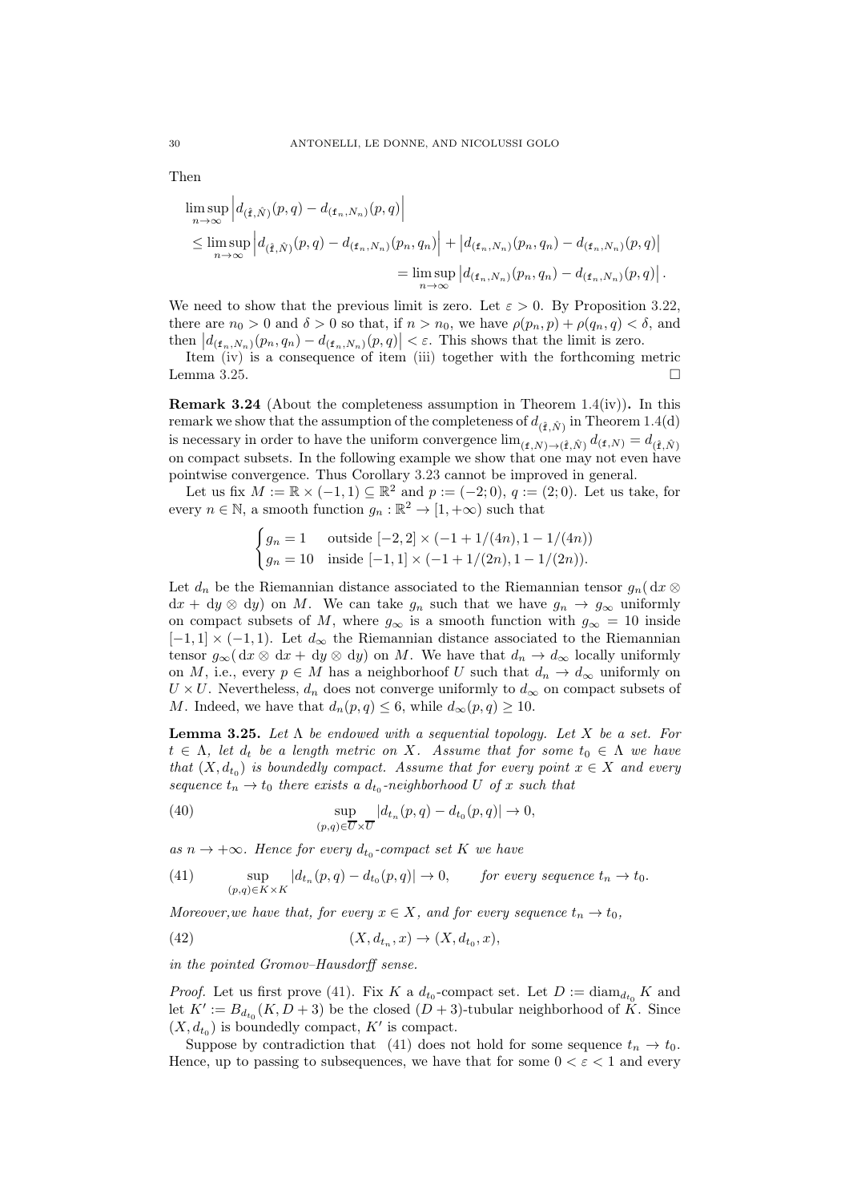Then

$$
\begin{aligned}
&\limsup_{n\to\infty} \left| d_{(\hat{\mathfrak{f}},\hat{N})}(p,q) - d_{(\mathfrak{f}_n,N_n)}(p,q) \right| \\
&\leq \limsup_{n\to\infty} \left| d_{(\hat{\mathfrak{f}},\hat{N})}(p,q) - d_{(\mathfrak{f}_n,N_n)}(p_n,q_n) \right| + \left| d_{(\mathfrak{f}_n,N_n)}(p_n,q_n) - d_{(\mathfrak{f}_n,N_n)}(p,q) \right| \\
&\qquad\qquad\qquad\qquad = \limsup_{n\to\infty} \left| d_{(\mathfrak{f}_n,N_n)}(p_n,q_n) - d_{(\mathfrak{f}_n,N_n)}(p,q) \right|.
\end{aligned}
$$

We need to show that the previous limit is zero. Let $\varepsilon > 0$. By Proposition 3.22, there are $n_0 > 0$ and $\delta > 0$ so that, if $n > n_0$, we have $\rho(p_n,p) + \rho(q_n,q) < \delta$, and then $\left| d_{(\mathfrak{f}_n,N_n)}(p_n,q_n) - d_{(\mathfrak{f}_n,N_n)}(p,q) \right| < \varepsilon$. This shows that the limit is zero.

Item (iv) is a consequence of item (iii) together with the forthcoming metric Lemma 3.25. $\square$

**Remark 3.24** (About the completeness assumption in Theorem 1.4(iv))**.** In this remark we show that the assumption of the completeness of $d_{(\hat{\mathfrak{f}},\hat{N})}$ in Theorem 1.4(d) is necessary in order to have the uniform convergence $\lim_{(\mathfrak{f},N)\to(\hat{\mathfrak{f}},\hat{N})} d_{(\mathfrak{f},N)} = d_{(\hat{\mathfrak{f}},\hat{N})}$ on compact subsets. In the following example we show that one may not even have pointwise convergence. Thus Corollary 3.23 cannot be improved in general.

Let us fix $M := \mathbb{R} \times (-1,1) \subseteq \mathbb{R}^2$ and $p := (-2;0)$, $q := (2;0)$. Let us take, for every $n \in \mathbb{N}$, a smooth function $g_n : \mathbb{R}^2 \to [1,+\infty)$ such that

$$
\begin{cases}
g_n = 1 & \text{outside } [-2,2] \times (-1+1/(4n), 1-1/(4n)) \\
g_n = 10 & \text{inside } [-1,1] \times (-1+1/(2n), 1-1/(2n)).
\end{cases}
$$

Let $d_n$ be the Riemannian distance associated to the Riemannian tensor $g_n(\,\mathrm{d}x \otimes \mathrm{d}x + \mathrm{d}y \otimes \mathrm{d}y)$ on $M$. We can take $g_n$ such that we have $g_n \to g_\infty$ uniformly on compact subsets of $M$, where $g_\infty$ is a smooth function with $g_\infty = 10$ inside $[-1,1] \times (-1,1)$. Let $d_\infty$ the Riemannian distance associated to the Riemannian tensor $g_\infty(\,\mathrm{d}x \otimes \mathrm{d}x + \mathrm{d}y \otimes \mathrm{d}y)$ on $M$. We have that $d_n \to d_\infty$ locally uniformly on $M$, i.e., every $p \in M$ has a neighborhoof $U$ such that $d_n \to d_\infty$ uniformly on $U \times U$. Nevertheless, $d_n$ does not converge uniformly to $d_\infty$ on compact subsets of $M$. Indeed, we have that $d_n(p,q) \leq 6$, while $d_\infty(p,q) \geq 10$.

**Lemma 3.25.** *Let $\Lambda$ be endowed with a sequential topology. Let $X$ be a set. For $t \in \Lambda$, let $d_t$ be a length metric on $X$. Assume that for some $t_0 \in \Lambda$ we have that $(X, d_{t_0})$ is boundedly compact. Assume that for every point $x \in X$ and every sequence $t_n \to t_0$ there exists a $d_{t_0}$-neighborhood $U$ of $x$ such that*

$$
\sup_{(p,q)\in \overline{U}\times\overline{U}} |d_{t_n}(p,q) - d_{t_0}(p,q)| \to 0, \tag{40}
$$

*as $n \to +\infty$. Hence for every $d_{t_0}$-compact set $K$ we have*

$$
\sup_{(p,q)\in K\times K} |d_{t_n}(p,q) - d_{t_0}(p,q)| \to 0, \qquad \text{for every sequence } t_n \to t_0. \tag{41}
$$

*Moreover,we have that, for every $x \in X$, and for every sequence $t_n \to t_0$,*

$$
(X, d_{t_n}, x) \to (X, d_{t_0}, x), \tag{42}
$$

*in the pointed Gromov–Hausdorff sense.*

*Proof.* Let us first prove (41). Fix $K$ a $d_{t_0}$-compact set. Let $D := \operatorname{diam}_{d_{t_0}} K$ and let $K' := B_{d_{t_0}}(K, D+3)$ be the closed $(D+3)$-tubular neighborhood of $K$. Since $(X, d_{t_0})$ is boundedly compact, $K'$ is compact.

Suppose by contradiction that (41) does not hold for some sequence $t_n \to t_0$. Hence, up to passing to subsequences, we have that for some $0 < \varepsilon < 1$ and every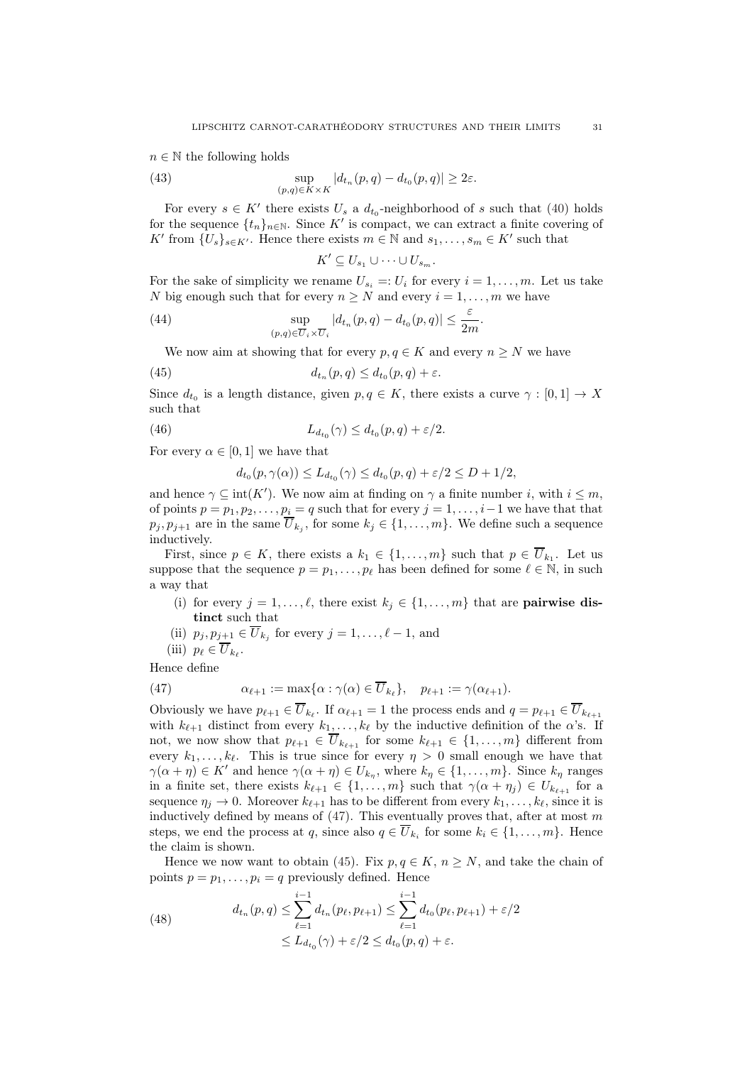$n \in \mathbb{N}$ the following holds

$$\sup_{(p,q)\in K\times K} |d_{t_n}(p,q) - d_{t_0}(p,q)| \geq 2\varepsilon. \tag{43}$$

For every $s \in K'$ there exists $U_s$ a $d_{t_0}$-neighborhood of $s$ such that (40) holds for the sequence $\{t_n\}_{n\in\mathbb{N}}$. Since $K'$ is compact, we can extract a finite covering of $K'$ from $\{U_s\}_{s\in K'}$. Hence there exists $m \in \mathbb{N}$ and $s_1, \ldots, s_m \in K'$ such that

$$K' \subseteq U_{s_1} \cup \cdots \cup U_{s_m}.$$

For the sake of simplicity we rename $U_{s_i} =: U_i$ for every $i = 1, \ldots, m$. Let us take $N$ big enough such that for every $n \geq N$ and every $i = 1, \ldots, m$ we have

$$\sup_{(p,q)\in \overline{U}_i\times \overline{U}_i} |d_{t_n}(p,q) - d_{t_0}(p,q)| \leq \frac{\varepsilon}{2m}. \tag{44}$$

We now aim at showing that for every $p, q \in K$ and every $n \geq N$ we have

$$d_{t_n}(p,q) \leq d_{t_0}(p,q) + \varepsilon. \tag{45}$$

Since $d_{t_0}$ is a length distance, given $p, q \in K$, there exists a curve $\gamma : [0,1] \to X$ such that

$$L_{d_{t_0}}(\gamma) \leq d_{t_0}(p,q) + \varepsilon/2. \tag{46}$$

For every $\alpha \in [0,1]$ we have that

$$d_{t_0}(p, \gamma(\alpha)) \leq L_{d_{t_0}}(\gamma) \leq d_{t_0}(p,q) + \varepsilon/2 \leq D + 1/2,$$

and hence $\gamma \subseteq \mathrm{int}(K')$. We now aim at finding on $\gamma$ a finite number $i$, with $i \leq m$, of points $p = p_1, p_2, \ldots, p_i = q$ such that for every $j = 1, \ldots, i-1$ we have that that $p_j, p_{j+1}$ are in the same $\overline{U}_{k_j}$, for some $k_j \in \{1, \ldots, m\}$. We define such a sequence inductively.

First, since $p \in K$, there exists a $k_1 \in \{1, \ldots, m\}$ such that $p \in \overline{U}_{k_1}$. Let us suppose that the sequence $p = p_1, \ldots, p_\ell$ has been defined for some $\ell \in \mathbb{N}$, in such a way that

(i) for every $j = 1, \ldots, \ell$, there exist $k_j \in \{1, \ldots, m\}$ that are **pairwise distinct** such that

(ii) $p_j, p_{j+1} \in \overline{U}_{k_j}$ for every $j = 1, \ldots, \ell - 1$, and

(iii) $p_\ell \in \overline{U}_{k_\ell}$.

Hence define

$$\alpha_{\ell+1} := \max\{\alpha : \gamma(\alpha) \in \overline{U}_{k_\ell}\}, \quad p_{\ell+1} := \gamma(\alpha_{\ell+1}). \tag{47}$$

Obviously we have $p_{\ell+1} \in \overline{U}_{k_\ell}$. If $\alpha_{\ell+1} = 1$ the process ends and $q = p_{\ell+1} \in \overline{U}_{k_{\ell+1}}$ with $k_{\ell+1}$ distinct from every $k_1, \ldots, k_\ell$ by the inductive definition of the $\alpha$'s. If not, we now show that $p_{\ell+1} \in \overline{U}_{k_{\ell+1}}$ for some $k_{\ell+1} \in \{1, \ldots, m\}$ different from every $k_1, \ldots, k_\ell$. This is true since for every $\eta > 0$ small enough we have that $\gamma(\alpha + \eta) \in K'$ and hence $\gamma(\alpha + \eta) \in U_{k_\eta}$, where $k_\eta \in \{1, \ldots, m\}$. Since $k_\eta$ ranges in a finite set, there exists $k_{\ell+1} \in \{1, \ldots, m\}$ such that $\gamma(\alpha + \eta_j) \in U_{k_{\ell+1}}$ for a sequence $\eta_j \to 0$. Moreover $k_{\ell+1}$ has to be different from every $k_1, \ldots, k_\ell$, since it is inductively defined by means of (47). This eventually proves that, after at most $m$ steps, we end the process at $q$, since also $q \in \overline{U}_{k_i}$ for some $k_i \in \{1, \ldots, m\}$. Hence the claim is shown.

Hence we now want to obtain (45). Fix $p, q \in K$, $n \geq N$, and take the chain of points $p = p_1, \ldots, p_i = q$ previously defined. Hence

$$\begin{aligned} d_{t_n}(p,q) &\leq \sum_{\ell=1}^{i-1} d_{t_n}(p_\ell, p_{\ell+1}) \leq \sum_{\ell=1}^{i-1} d_{t_0}(p_\ell, p_{\ell+1}) + \varepsilon/2 \\ &\leq L_{d_{t_0}}(\gamma) + \varepsilon/2 \leq d_{t_0}(p,q) + \varepsilon. \end{aligned} \tag{48}$$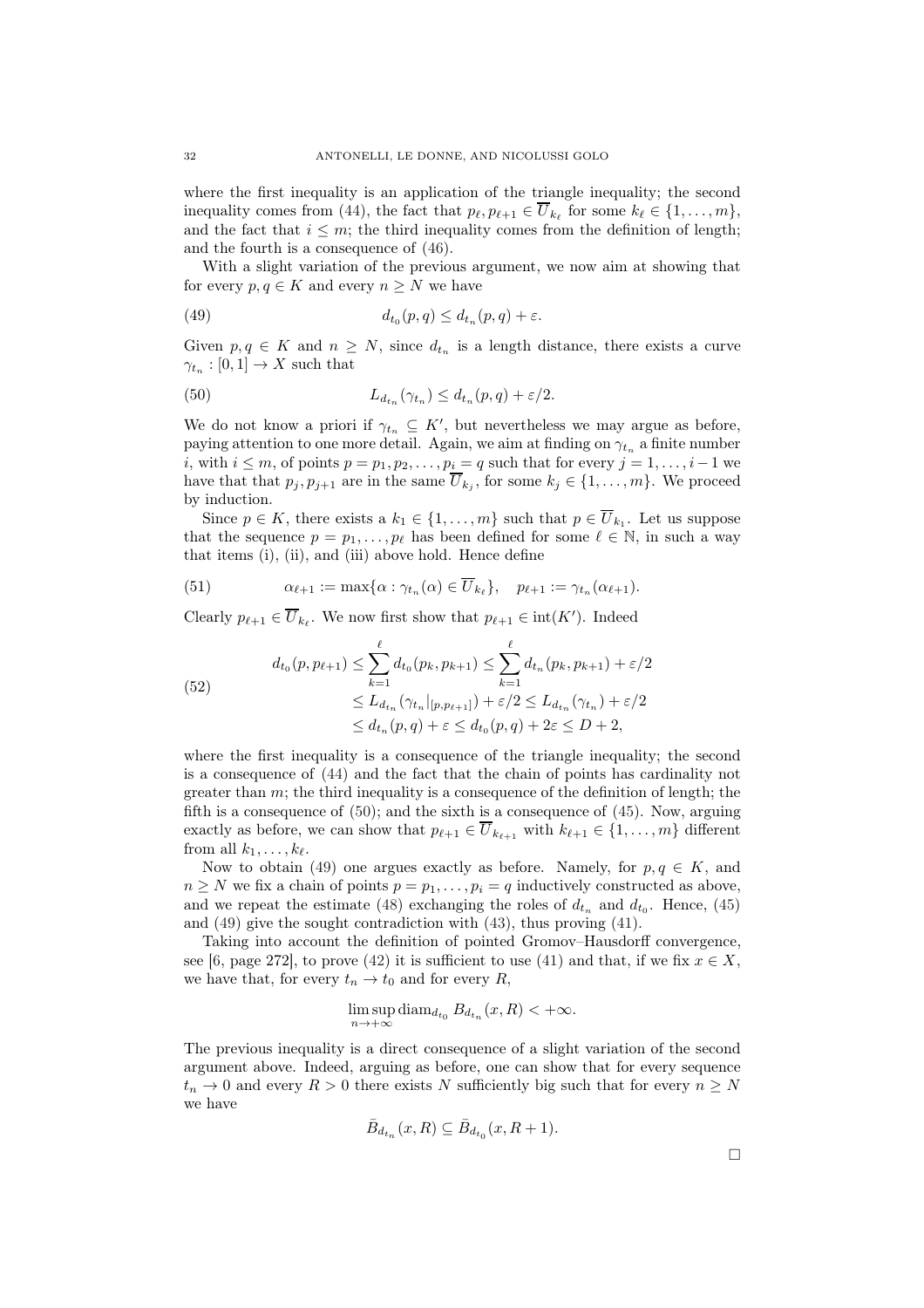where the first inequality is an application of the triangle inequality; the second inequality comes from (44), the fact that $p_\ell, p_{\ell+1} \in \overline{U}_{k_\ell}$ for some $k_\ell \in \{1, \ldots, m\}$, and the fact that $i \leq m$; the third inequality comes from the definition of length; and the fourth is a consequence of (46).

With a slight variation of the previous argument, we now aim at showing that for every $p, q \in K$ and every $n \geq N$ we have

$$d_{t_0}(p, q) \leq d_{t_n}(p, q) + \varepsilon. \tag{49}$$

Given $p, q \in K$ and $n \geq N$, since $d_{t_n}$ is a length distance, there exists a curve $\gamma_{t_n} : [0, 1] \to X$ such that

$$L_{d_{t_n}}(\gamma_{t_n}) \leq d_{t_n}(p, q) + \varepsilon/2. \tag{50}$$

We do not know a priori if $\gamma_{t_n} \subseteq K'$, but nevertheless we may argue as before, paying attention to one more detail. Again, we aim at finding on $\gamma_{t_n}$ a finite number $i$, with $i \leq m$, of points $p = p_1, p_2, \ldots, p_i = q$ such that for every $j = 1, \ldots, i-1$ we have that that $p_j, p_{j+1}$ are in the same $\overline{U}_{k_j}$, for some $k_j \in \{1, \ldots, m\}$. We proceed by induction.

Since $p \in K$, there exists a $k_1 \in \{1, \ldots, m\}$ such that $p \in \overline{U}_{k_1}$. Let us suppose that the sequence $p = p_1, \ldots, p_\ell$ has been defined for some $\ell \in \mathbb{N}$, in such a way that items (i), (ii), and (iii) above hold. Hence define

$$\alpha_{\ell+1} := \max\{\alpha : \gamma_{t_n}(\alpha) \in \overline{U}_{k_\ell}\}, \quad p_{\ell+1} := \gamma_{t_n}(\alpha_{\ell+1}). \tag{51}$$

Clearly $p_{\ell+1} \in \overline{U}_{k_\ell}$. We now first show that $p_{\ell+1} \in \mathrm{int}(K')$. Indeed

$$\begin{aligned} d_{t_0}(p, p_{\ell+1}) &\leq \sum_{k=1}^{\ell} d_{t_0}(p_k, p_{k+1}) \leq \sum_{k=1}^{\ell} d_{t_n}(p_k, p_{k+1}) + \varepsilon/2 \\ &\leq L_{d_{t_n}}(\gamma_{t_n}|_{[p, p_{\ell+1}]}) + \varepsilon/2 \leq L_{d_{t_n}}(\gamma_{t_n}) + \varepsilon/2 \\ &\leq d_{t_n}(p, q) + \varepsilon \leq d_{t_0}(p, q) + 2\varepsilon \leq D + 2, \end{aligned} \tag{52}$$

where the first inequality is a consequence of the triangle inequality; the second is a consequence of (44) and the fact that the chain of points has cardinality not greater than $m$; the third inequality is a consequence of the definition of length; the fifth is a consequence of (50); and the sixth is a consequence of (45). Now, arguing exactly as before, we can show that $p_{\ell+1} \in \overline{U}_{k_{\ell+1}}$ with $k_{\ell+1} \in \{1, \ldots, m\}$ different from all $k_1, \ldots, k_\ell$.

Now to obtain (49) one argues exactly as before. Namely, for $p, q \in K$, and $n \geq N$ we fix a chain of points $p = p_1, \ldots, p_i = q$ inductively constructed as above, and we repeat the estimate (48) exchanging the roles of $d_{t_n}$ and $d_{t_0}$. Hence, (45) and (49) give the sought contradiction with (43), thus proving (41).

Taking into account the definition of pointed Gromov–Hausdorff convergence, see [6, page 272], to prove (42) it is sufficient to use (41) and that, if we fix $x \in X$, we have that, for every $t_n \to t_0$ and for every $R$,

$$\limsup_{n \to +\infty} \mathrm{diam}_{d_{t_0}} B_{d_{t_n}}(x, R) < +\infty.$$

The previous inequality is a direct consequence of a slight variation of the second argument above. Indeed, arguing as before, one can show that for every sequence $t_n \to 0$ and every $R > 0$ there exists $N$ sufficiently big such that for every $n \geq N$ we have

$$\bar{B}_{d_{t_n}}(x, R) \subseteq \bar{B}_{d_{t_0}}(x, R + 1).$$

□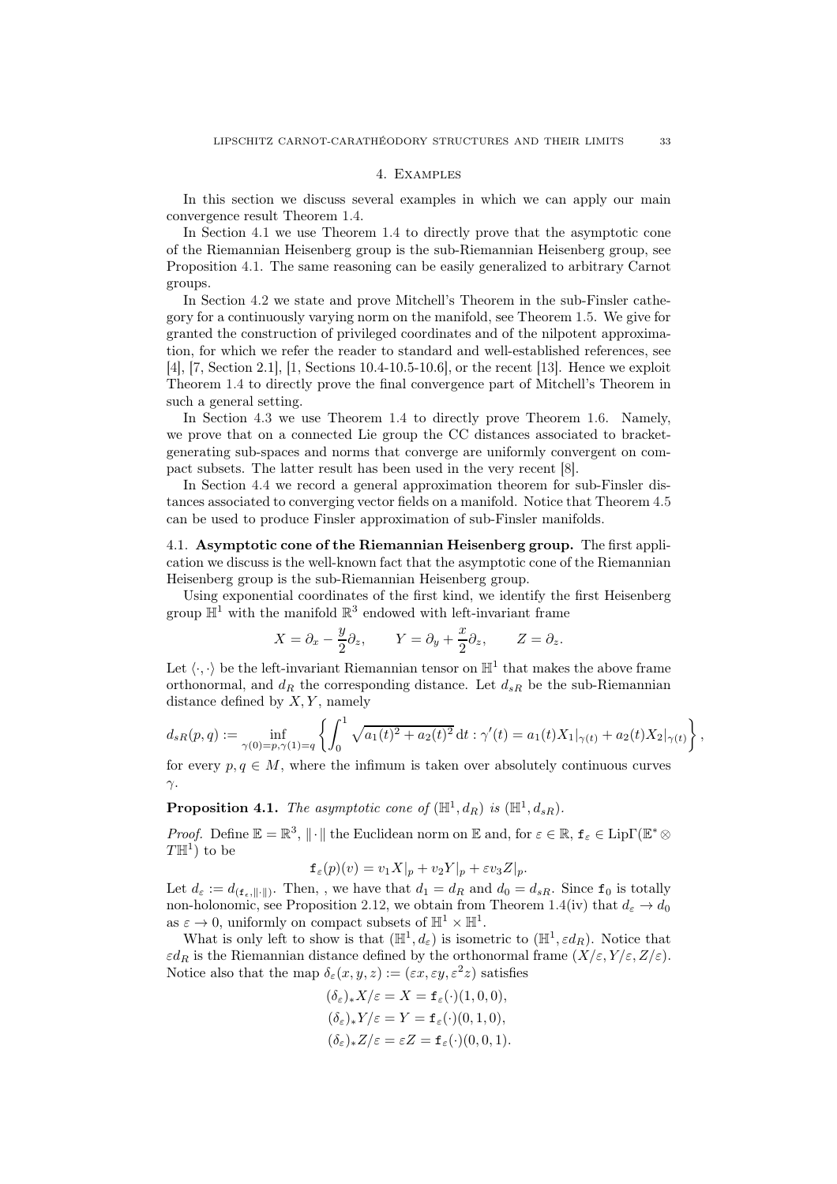## 4. Examples

In this section we discuss several examples in which we can apply our main convergence result Theorem 1.4.

In Section 4.1 we use Theorem 1.4 to directly prove that the asymptotic cone of the Riemannian Heisenberg group is the sub-Riemannian Heisenberg group, see Proposition 4.1. The same reasoning can be easily generalized to arbitrary Carnot groups.

In Section 4.2 we state and prove Mitchell's Theorem in the sub-Finsler cathegory for a continuously varying norm on the manifold, see Theorem 1.5. We give for granted the construction of privileged coordinates and of the nilpotent approximation, for which we refer the reader to standard and well-established references, see [4], [7, Section 2.1], [1, Sections 10.4-10.5-10.6], or the recent [13]. Hence we exploit Theorem 1.4 to directly prove the final convergence part of Mitchell's Theorem in such a general setting.

In Section 4.3 we use Theorem 1.4 to directly prove Theorem 1.6. Namely, we prove that on a connected Lie group the CC distances associated to bracket-generating sub-spaces and norms that converge are uniformly convergent on compact subsets. The latter result has been used in the very recent [8].

In Section 4.4 we record a general approximation theorem for sub-Finsler distances associated to converging vector fields on a manifold. Notice that Theorem 4.5 can be used to produce Finsler approximation of sub-Finsler manifolds.

### 4.1. Asymptotic cone of the Riemannian Heisenberg group.

The first application we discuss is the well-known fact that the asymptotic cone of the Riemannian Heisenberg group is the sub-Riemannian Heisenberg group.

Using exponential coordinates of the first kind, we identify the first Heisenberg group $\mathbb{H}^1$ with the manifold $\mathbb{R}^3$ endowed with left-invariant frame

$$X = \partial_x - \frac{y}{2}\partial_z, \qquad Y = \partial_y + \frac{x}{2}\partial_z, \qquad Z = \partial_z.$$

Let $\langle \cdot, \cdot \rangle$ be the left-invariant Riemannian tensor on $\mathbb{H}^1$ that makes the above frame orthonormal, and $d_R$ the corresponding distance. Let $d_{sR}$ be the sub-Riemannian distance defined by $X, Y$, namely

$$d_{sR}(p,q) := \inf_{\gamma(0)=p,\gamma(1)=q} \left\{ \int_0^1 \sqrt{a_1(t)^2 + a_2(t)^2}\, \mathrm{d}t : \gamma'(t) = a_1(t)X_1|_{\gamma(t)} + a_2(t)X_2|_{\gamma(t)} \right\},$$

for every $p, q \in M$, where the infimum is taken over absolutely continuous curves $\gamma$.

**Proposition 4.1.** *The asymptotic cone of $(\mathbb{H}^1, d_R)$ is $(\mathbb{H}^1, d_{sR})$.*

*Proof.* Define $\mathbb{E} = \mathbb{R}^3$, $\|\cdot\|$ the Euclidean norm on $\mathbb{E}$ and, for $\varepsilon \in \mathbb{R}$, $\mathtt{f}_\varepsilon \in \mathrm{Lip}\Gamma(\mathbb{E}^* \otimes T\mathbb{H}^1)$ to be

$$\mathtt{f}_\varepsilon(p)(v) = v_1 X|_p + v_2 Y|_p + \varepsilon v_3 Z|_p.$$

Let $d_\varepsilon := d_{(\mathtt{f}_\varepsilon, \|\cdot\|)}$. Then, , we have that $d_1 = d_R$ and $d_0 = d_{sR}$. Since $\mathtt{f}_0$ is totally non-holonomic, see Proposition 2.12, we obtain from Theorem 1.4(iv) that $d_\varepsilon \to d_0$ as $\varepsilon \to 0$, uniformly on compact subsets of $\mathbb{H}^1 \times \mathbb{H}^1$.

What is only left to show is that $(\mathbb{H}^1, d_\varepsilon)$ is isometric to $(\mathbb{H}^1, \varepsilon d_R)$. Notice that $\varepsilon d_R$ is the Riemannian distance defined by the orthonormal frame $(X/\varepsilon, Y/\varepsilon, Z/\varepsilon)$. Notice also that the map $\delta_\varepsilon(x, y, z) := (\varepsilon x, \varepsilon y, \varepsilon^2 z)$ satisfies

$$(\delta_\varepsilon)_* X/\varepsilon = X = \mathtt{f}_\varepsilon(\cdot)(1,0,0),$$
$$(\delta_\varepsilon)_* Y/\varepsilon = Y = \mathtt{f}_\varepsilon(\cdot)(0,1,0),$$
$$(\delta_\varepsilon)_* Z/\varepsilon = \varepsilon Z = \mathtt{f}_\varepsilon(\cdot)(0,0,1).$$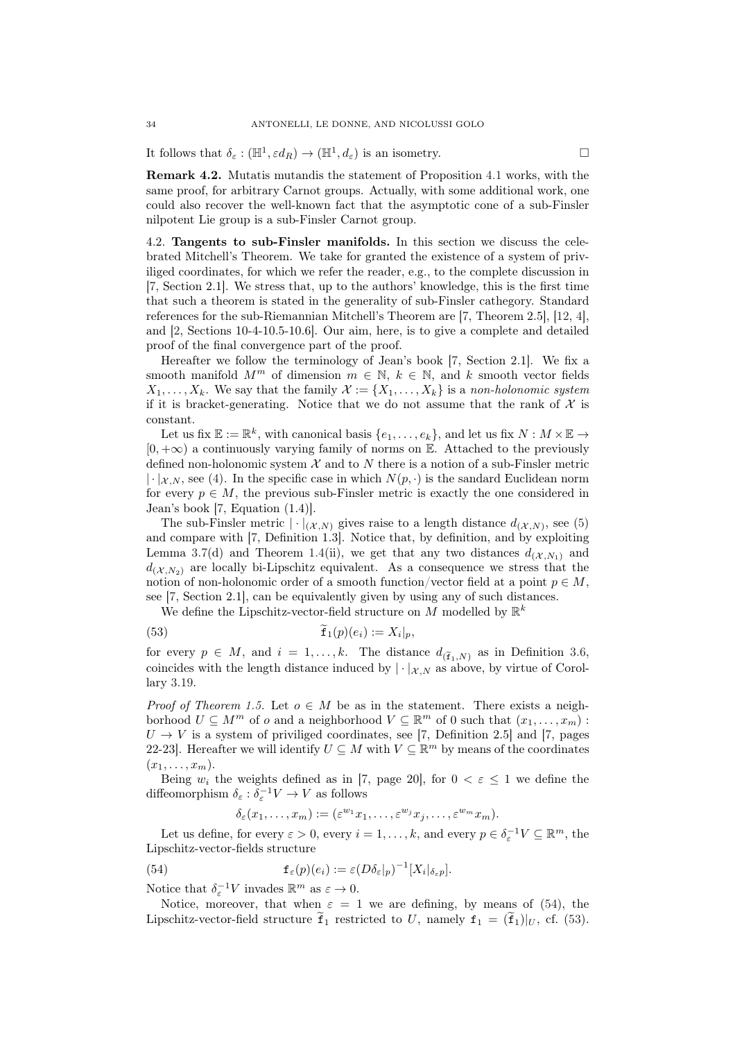It follows that $\delta_\varepsilon : (\mathbb{H}^1, \varepsilon d_R) \to (\mathbb{H}^1, d_\varepsilon)$ is an isometry. □

**Remark 4.2.** Mutatis mutandis the statement of Proposition 4.1 works, with the same proof, for arbitrary Carnot groups. Actually, with some additional work, one could also recover the well-known fact that the asymptotic cone of a sub-Finsler nilpotent Lie group is a sub-Finsler Carnot group.

4.2. **Tangents to sub-Finsler manifolds.** In this section we discuss the celebrated Mitchell's Theorem. We take for granted the existence of a system of priviliged coordinates, for which we refer the reader, e.g., to the complete discussion in [7, Section 2.1]. We stress that, up to the authors' knowledge, this is the first time that such a theorem is stated in the generality of sub-Finsler cathegory. Standard references for the sub-Riemannian Mitchell's Theorem are [7, Theorem 2.5], [12, 4], and [2, Sections 10-4-10.5-10.6]. Our aim, here, is to give a complete and detailed proof of the final convergence part of the proof.

Hereafter we follow the terminology of Jean's book [7, Section 2.1]. We fix a smooth manifold $M^m$ of dimension $m \in \mathbb{N}$, $k \in \mathbb{N}$, and $k$ smooth vector fields $X_1, \dots, X_k$. We say that the family $\mathcal{X} := \{X_1, \dots, X_k\}$ is a *non-holonomic system* if it is bracket-generating. Notice that we do not assume that the rank of $\mathcal{X}$ is constant.

Let us fix $\mathbb{E} := \mathbb{R}^k$, with canonical basis $\{e_1, \dots, e_k\}$, and let us fix $N : M \times \mathbb{E} \to [0, +\infty)$ a continuously varying family of norms on $\mathbb{E}$. Attached to the previously defined non-holonomic system $\mathcal{X}$ and to $N$ there is a notion of a sub-Finsler metric $|\cdot|_{\mathcal{X},N}$, see (4). In the specific case in which $N(p, \cdot)$ is the sandard Euclidean norm for every $p \in M$, the previous sub-Finsler metric is exactly the one considered in Jean's book [7, Equation (1.4)].

The sub-Finsler metric $|\cdot|_{(\mathcal{X},N)}$ gives raise to a length distance $d_{(\mathcal{X},N)}$, see (5) and compare with [7, Definition 1.3]. Notice that, by definition, and by exploiting Lemma 3.7(d) and Theorem 1.4(ii), we get that any two distances $d_{(\mathcal{X},N_1)}$ and $d_{(\mathcal{X},N_2)}$ are locally bi-Lipschitz equivalent. As a consequence we stress that the notion of non-holonomic order of a smooth function/vector field at a point $p \in M$, see [7, Section 2.1], can be equivalently given by using any of such distances.

We define the Lipschitz-vector-field structure on $M$ modelled by $\mathbb{R}^k$

$$\widetilde{\mathtt{f}}_1(p)(e_i) := X_i|_p, \tag{53}$$

for every $p \in M$, and $i = 1, \dots, k$. The distance $d_{(\widetilde{\mathtt{f}}_1,N)}$ as in Definition 3.6, coincides with the length distance induced by $|\cdot|_{\mathcal{X},N}$ as above, by virtue of Corollary 3.19.

*Proof of Theorem 1.5.* Let $o \in M$ be as in the statement. There exists a neighborhood $U \subseteq M^m$ of $o$ and a neighborhood $V \subseteq \mathbb{R}^m$ of $0$ such that $(x_1, \dots, x_m) : U \to V$ is a system of priviliged coordinates, see [7, Definition 2.5] and [7, pages 22-23]. Hereafter we will identify $U \subseteq M$ with $V \subseteq \mathbb{R}^m$ by means of the coordinates $(x_1, \dots, x_m)$.

Being $w_i$ the weights defined as in [7, page 20], for $0 < \varepsilon \leq 1$ we define the diffeomorphism $\delta_\varepsilon : \delta_\varepsilon^{-1} V \to V$ as follows

$$\delta_\varepsilon(x_1, \dots, x_m) := (\varepsilon^{w_1} x_1, \dots, \varepsilon^{w_j} x_j, \dots, \varepsilon^{w_m} x_m).$$

Let us define, for every $\varepsilon > 0$, every $i = 1, \dots, k$, and every $p \in \delta_\varepsilon^{-1} V \subseteq \mathbb{R}^m$, the Lipschitz-vector-fields structure

$$\mathtt{f}_\varepsilon(p)(e_i) := \varepsilon (D\delta_\varepsilon|_p)^{-1} [X_i|_{\delta_\varepsilon p}]. \tag{54}$$

Notice that $\delta_\varepsilon^{-1} V$ invades $\mathbb{R}^m$ as $\varepsilon \to 0$.

Notice, moreover, that when $\varepsilon = 1$ we are defining, by means of (54), the Lipschitz-vector-field structure $\widetilde{\mathtt{f}}_1$ restricted to $U$, namely $\mathtt{f}_1 = (\widetilde{\mathtt{f}}_1)|_U$, cf. (53).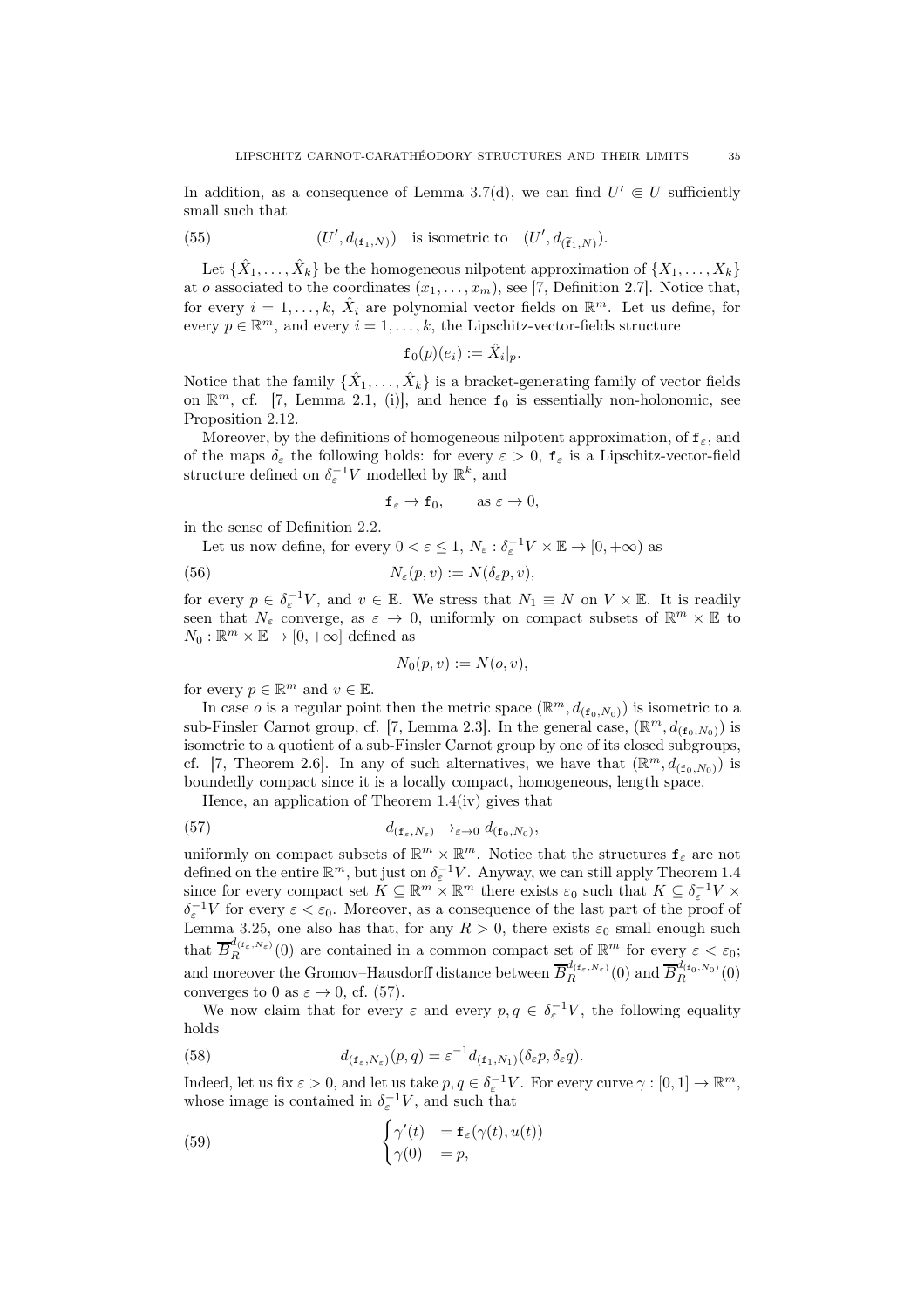In addition, as a consequence of Lemma 3.7(d), we can find $U' \Subset U$ sufficiently small such that

$$(U', d_{(\mathtt{f}_1,N)}) \quad \text{is isometric to} \quad (U', d_{(\widetilde{\mathtt{f}}_1,N)}). \tag{55}$$

Let $\{\hat{X}_1, \dots, \hat{X}_k\}$ be the homogeneous nilpotent approximation of $\{X_1, \dots, X_k\}$ at $o$ associated to the coordinates $(x_1, \dots, x_m)$, see [7, Definition 2.7]. Notice that, for every $i = 1, \dots, k$, $\hat{X}_i$ are polynomial vector fields on $\mathbb{R}^m$. Let us define, for every $p \in \mathbb{R}^m$, and every $i = 1, \dots, k$, the Lipschitz-vector-fields structure

$$\mathtt{f}_0(p)(e_i) := \hat{X}_i|_p.$$

Notice that the family $\{\hat{X}_1, \dots, \hat{X}_k\}$ is a bracket-generating family of vector fields on $\mathbb{R}^m$, cf. [7, Lemma 2.1, (i)], and hence $\mathtt{f}_0$ is essentially non-holonomic, see Proposition 2.12.

Moreover, by the definitions of homogeneous nilpotent approximation, of $\mathtt{f}_\varepsilon$, and of the maps $\delta_\varepsilon$ the following holds: for every $\varepsilon > 0$, $\mathtt{f}_\varepsilon$ is a Lipschitz-vector-field structure defined on $\delta_\varepsilon^{-1}V$ modelled by $\mathbb{R}^k$, and

$$\mathtt{f}_\varepsilon \to \mathtt{f}_0, \qquad \text{as } \varepsilon \to 0,$$

in the sense of Definition 2.2.

Let us now define, for every $0 < \varepsilon \le 1$, $N_\varepsilon : \delta_\varepsilon^{-1}V \times \mathbb{E} \to [0, +\infty)$ as

$$N_\varepsilon(p, v) := N(\delta_\varepsilon p, v), \tag{56}$$

for every $p \in \delta_\varepsilon^{-1}V$, and $v \in \mathbb{E}$. We stress that $N_1 \equiv N$ on $V \times \mathbb{E}$. It is readily seen that $N_\varepsilon$ converge, as $\varepsilon \to 0$, uniformly on compact subsets of $\mathbb{R}^m \times \mathbb{E}$ to $N_0 : \mathbb{R}^m \times \mathbb{E} \to [0, +\infty]$ defined as

$$N_0(p, v) := N(o, v),$$

for every $p \in \mathbb{R}^m$ and $v \in \mathbb{E}$.

In case $o$ is a regular point then the metric space $(\mathbb{R}^m, d_{(\mathtt{f}_0,N_0)})$ is isometric to a sub-Finsler Carnot group, cf. [7, Lemma 2.3]. In the general case, $(\mathbb{R}^m, d_{(\mathtt{f}_0,N_0)})$ is isometric to a quotient of a sub-Finsler Carnot group by one of its closed subgroups, cf. [7, Theorem 2.6]. In any of such alternatives, we have that $(\mathbb{R}^m, d_{(\mathtt{f}_0,N_0)})$ is boundedly compact since it is a locally compact, homogeneous, length space.

Hence, an application of Theorem 1.4(iv) gives that

$$d_{(\mathtt{f}_\varepsilon,N_\varepsilon)} \to_{\varepsilon\to 0} d_{(\mathtt{f}_0,N_0)}, \tag{57}$$

uniformly on compact subsets of $\mathbb{R}^m \times \mathbb{R}^m$. Notice that the structures $\mathtt{f}_\varepsilon$ are not defined on the entire $\mathbb{R}^m$, but just on $\delta_\varepsilon^{-1}V$. Anyway, we can still apply Theorem 1.4 since for every compact set $K \subseteq \mathbb{R}^m \times \mathbb{R}^m$ there exists $\varepsilon_0$ such that $K \subseteq \delta_\varepsilon^{-1}V \times \delta_\varepsilon^{-1}V$ for every $\varepsilon < \varepsilon_0$. Moreover, as a consequence of the last part of the proof of Lemma 3.25, one also has that, for any $R > 0$, there exists $\varepsilon_0$ small enough such that $\overline{B}_R^{d_{(\mathtt{f}_\varepsilon,N_\varepsilon)}}(0)$ are contained in a common compact set of $\mathbb{R}^m$ for every $\varepsilon < \varepsilon_0$; and moreover the Gromov–Hausdorff distance between $\overline{B}_R^{d_{(\mathtt{f}_\varepsilon,N_\varepsilon)}}(0)$ and $\overline{B}_R^{d_{(\mathtt{f}_0,N_0)}}(0)$ converges to 0 as $\varepsilon \to 0$, cf. (57).

We now claim that for every $\varepsilon$ and every $p, q \in \delta_\varepsilon^{-1}V$, the following equality holds

$$d_{(\mathtt{f}_\varepsilon,N_\varepsilon)}(p, q) = \varepsilon^{-1} d_{(\mathtt{f}_1,N_1)}(\delta_\varepsilon p, \delta_\varepsilon q). \tag{58}$$

Indeed, let us fix $\varepsilon > 0$, and let us take $p, q \in \delta_\varepsilon^{-1}V$. For every curve $\gamma : [0, 1] \to \mathbb{R}^m$, whose image is contained in $\delta_\varepsilon^{-1}V$, and such that

$$\begin{cases} \gamma'(t) &= \mathtt{f}_\varepsilon(\gamma(t), u(t)) \\ \gamma(0) &= p, \end{cases} \tag{59}$$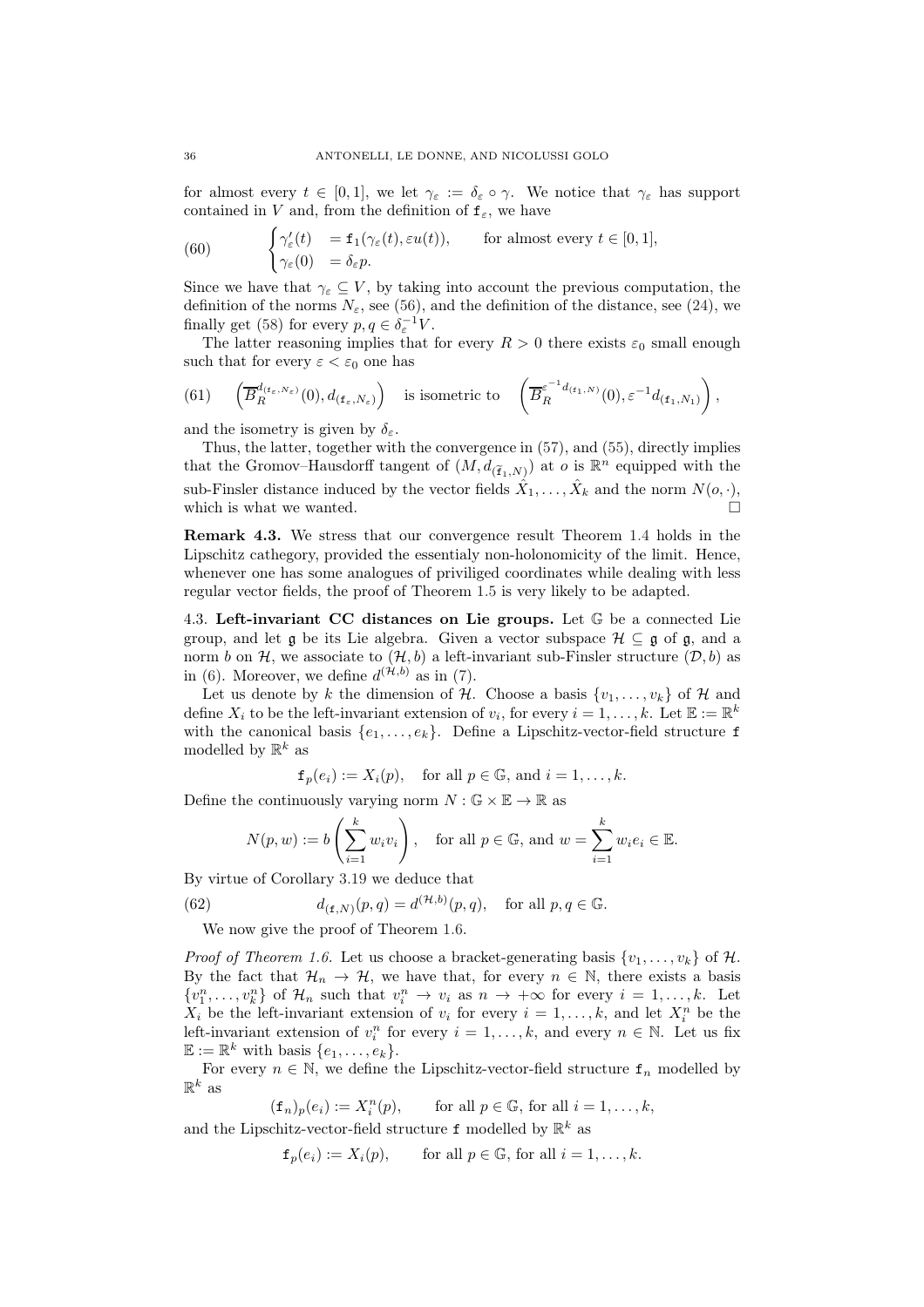for almost every $t \in [0,1]$, we let $\gamma_\varepsilon := \delta_\varepsilon \circ \gamma$. We notice that $\gamma_\varepsilon$ has support contained in $V$ and, from the definition of $\mathtt{f}_\varepsilon$, we have

$$
\begin{cases} \gamma_\varepsilon'(t) &= \mathtt{f}_1(\gamma_\varepsilon(t), \varepsilon u(t)), \qquad \text{for almost every } t \in [0,1], \\ \gamma_\varepsilon(0) &= \delta_\varepsilon p. \end{cases} \tag{60}
$$

Since we have that $\gamma_\varepsilon \subseteq V$, by taking into account the previous computation, the definition of the norms $N_\varepsilon$, see (56), and the definition of the distance, see (24), we finally get (58) for every $p, q \in \delta_\varepsilon^{-1} V$.

The latter reasoning implies that for every $R > 0$ there exists $\varepsilon_0$ small enough such that for every $\varepsilon < \varepsilon_0$ one has

$$
\left( \overline{B}_R^{d_{(\mathtt{f}_\varepsilon, N_\varepsilon)}}(0), d_{(\mathtt{f}_\varepsilon, N_\varepsilon)} \right) \quad \text{is isometric to} \quad \left( \overline{B}_R^{\varepsilon^{-1} d_{(\mathtt{f}_1, N)}}(0), \varepsilon^{-1} d_{(\mathtt{f}_1, N_1)} \right), \tag{61}
$$

and the isometry is given by $\delta_\varepsilon$.

Thus, the latter, together with the convergence in (57), and (55), directly implies that the Gromov–Hausdorff tangent of $(M, d_{(\tilde{\mathtt{f}}_1, N)})$ at $o$ is $\mathbb{R}^n$ equipped with the sub-Finsler distance induced by the vector fields $\hat{X}_1, \ldots, \hat{X}_k$ and the norm $N(o, \cdot)$, which is what we wanted. $\square$

**Remark 4.3.** We stress that our convergence result Theorem 1.4 holds in the Lipschitz cathegory, provided the essentialy non-holonomicity of the limit. Hence, whenever one has some analogues of priviliged coordinates while dealing with less regular vector fields, the proof of Theorem 1.5 is very likely to be adapted.

## 4.3. Left-invariant CC distances on Lie groups.

Let $\mathbb{G}$ be a connected Lie group, and let $\mathfrak{g}$ be its Lie algebra. Given a vector subspace $\mathcal{H} \subseteq \mathfrak{g}$ of $\mathfrak{g}$, and a norm $b$ on $\mathcal{H}$, we associate to $(\mathcal{H}, b)$ a left-invariant sub-Finsler structure $(\mathcal{D}, b)$ as in (6). Moreover, we define $d^{(\mathcal{H}, b)}$ as in (7).

Let us denote by $k$ the dimension of $\mathcal{H}$. Choose a basis $\{v_1, \ldots, v_k\}$ of $\mathcal{H}$ and define $X_i$ to be the left-invariant extension of $v_i$, for every $i = 1, \ldots, k$. Let $\mathbb{E} := \mathbb{R}^k$ with the canonical basis $\{e_1, \ldots, e_k\}$. Define a Lipschitz-vector-field structure $\mathtt{f}$ modelled by $\mathbb{R}^k$ as

$$
\mathtt{f}_p(e_i) := X_i(p), \quad \text{for all } p \in \mathbb{G}, \text{ and } i = 1, \ldots, k.
$$

Define the continuously varying norm $N : \mathbb{G} \times \mathbb{E} \to \mathbb{R}$ as

$$
N(p, w) := b\left( \sum_{i=1}^k w_i v_i \right), \quad \text{for all } p \in \mathbb{G}, \text{ and } w = \sum_{i=1}^k w_i e_i \in \mathbb{E}.
$$

By virtue of Corollary 3.19 we deduce that

$$
d_{(\mathtt{f}, N)}(p, q) = d^{(\mathcal{H}, b)}(p, q), \quad \text{for all } p, q \in \mathbb{G}. \tag{62}
$$

We now give the proof of Theorem 1.6.

*Proof of Theorem 1.6.* Let us choose a bracket-generating basis $\{v_1, \ldots, v_k\}$ of $\mathcal{H}$. By the fact that $\mathcal{H}_n \to \mathcal{H}$, we have that, for every $n \in \mathbb{N}$, there exists a basis $\{v_1^n, \ldots, v_k^n\}$ of $\mathcal{H}_n$ such that $v_i^n \to v_i$ as $n \to +\infty$ for every $i = 1, \ldots, k$. Let $X_i$ be the left-invariant extension of $v_i$ for every $i = 1, \ldots, k$, and let $X_i^n$ be the left-invariant extension of $v_i^n$ for every $i = 1, \ldots, k$, and every $n \in \mathbb{N}$. Let us fix $\mathbb{E} := \mathbb{R}^k$ with basis $\{e_1, \ldots, e_k\}$.

For every $n \in \mathbb{N}$, we define the Lipschitz-vector-field structure $\mathtt{f}_n$ modelled by $\mathbb{R}^k$ as

$$
(\mathtt{f}_n)_p(e_i) := X_i^n(p), \qquad \text{for all } p \in \mathbb{G}, \text{ for all } i = 1, \ldots, k,
$$

and the Lipschitz-vector-field structure $\mathtt{f}$ modelled by $\mathbb{R}^k$ as

$$
\mathtt{f}_p(e_i) := X_i(p), \qquad \text{for all } p \in \mathbb{G}, \text{ for all } i = 1, \ldots, k.
$$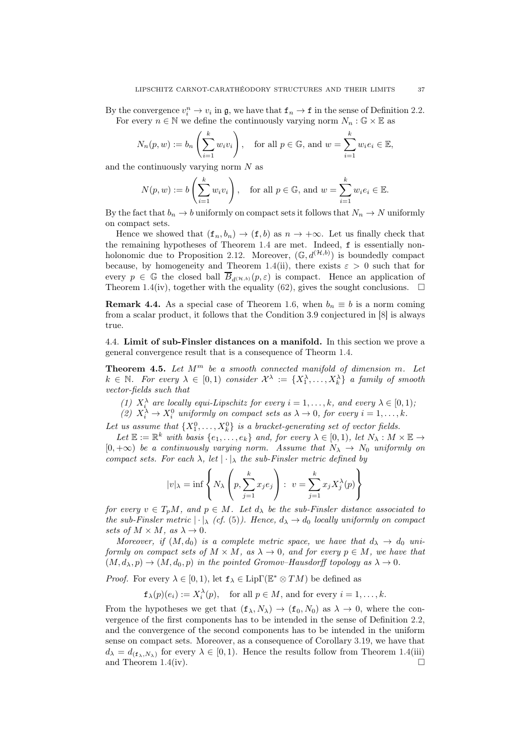By the convergence $v_i^n \to v_i$ in $\mathfrak{g}$, we have that $\mathtt{f}_n \to \mathtt{f}$ in the sense of Definition 2.2.

For every $n \in \mathbb{N}$ we define the continuously varying norm $N_n : \mathbb{G} \times \mathbb{E}$ as

$$N_n(p, w) := b_n\left(\sum_{i=1}^k w_i v_i\right), \quad \text{for all } p \in \mathbb{G}, \text{ and } w = \sum_{i=1}^k w_i e_i \in \mathbb{E},$$

and the continuously varying norm $N$ as

$$N(p, w) := b\left(\sum_{i=1}^k w_i v_i\right), \quad \text{for all } p \in \mathbb{G}, \text{ and } w = \sum_{i=1}^k w_i e_i \in \mathbb{E}.$$

By the fact that $b_n \to b$ uniformly on compact sets it follows that $N_n \to N$ uniformly on compact sets.

Hence we showed that $(\mathtt{f}_n, b_n) \to (\mathtt{f}, b)$ as $n \to +\infty$. Let us finally check that the remaining hypotheses of Theorem 1.4 are met. Indeed, $\mathtt{f}$ is essentially non-holonomic due to Proposition 2.12. Moreover, $(\mathbb{G}, d^{(\mathcal{H},b)})$ is boundedly compact because, by homogeneity and Theorem 1.4(ii), there exists $\varepsilon > 0$ such that for every $p \in \mathbb{G}$ the closed ball $\overline{B}_{d^{(\mathcal{H},b)}}(p, \varepsilon)$ is compact. Hence an application of Theorem 1.4(iv), together with the equality (62), gives the sought conclusions. $\square$

**Remark 4.4.** As a special case of Theorem 1.6, when $b_n \equiv b$ is a norm coming from a scalar product, it follows that the Condition 3.9 conjectured in [8] is always true.

### 4.4. Limit of sub-Finsler distances on a manifold.

In this section we prove a general convergence result that is a consequence of Theorm 1.4.

**Theorem 4.5.** *Let $M^m$ be a smooth connected manifold of dimension $m$. Let $k \in \mathbb{N}$. For every $\lambda \in [0, 1)$ consider $\mathcal{X}^\lambda := \{X_1^\lambda, \ldots, X_k^\lambda\}$ a family of smooth vector-fields such that*

*(1) $X_i^\lambda$ are locally equi-Lipschitz for every $i = 1, \ldots, k$, and every $\lambda \in [0, 1)$;*
*(2) $X_i^\lambda \to X_i^0$ uniformly on compact sets as $\lambda \to 0$, for every $i = 1, \ldots, k$.*

*Let us assume that $\{X_1^0, \ldots, X_k^0\}$ is a bracket-generating set of vector fields.*

*Let $\mathbb{E} := \mathbb{R}^k$ with basis $\{e_1, \ldots, e_k\}$ and, for every $\lambda \in [0, 1)$, let $N_\lambda : M \times \mathbb{E} \to [0, +\infty)$ be a continuously varying norm. Assume that $N_\lambda \to N_0$ uniformly on compact sets. For each $\lambda$, let $|\cdot|_\lambda$ the sub-Finsler metric defined by*

$$|v|_\lambda = \inf\left\{ N_\lambda\left(p, \sum_{j=1}^k x_j e_j\right) : \ v = \sum_{j=1}^k x_j X_j^\lambda(p)\right\}$$

*for every $v \in T_pM$, and $p \in M$. Let $d_\lambda$ be the sub-Finsler distance associated to the sub-Finsler metric $|\cdot|_\lambda$ (cf. (5)). Hence, $d_\lambda \to d_0$ locally uniformly on compact sets of $M \times M$, as $\lambda \to 0$.*

*Moreover, if $(M, d_0)$ is a complete metric space, we have that $d_\lambda \to d_0$ uniformly on compact sets of $M \times M$, as $\lambda \to 0$, and for every $p \in M$, we have that $(M, d_\lambda, p) \to (M, d_0, p)$ in the pointed Gromov–Hausdorff topology as $\lambda \to 0$.*

*Proof.* For every $\lambda \in [0, 1)$, let $\mathtt{f}_\lambda \in \mathrm{Lip}\Gamma(\mathbb{E}^* \otimes TM)$ be defined as

$$\mathtt{f}_\lambda(p)(e_i) := X_i^\lambda(p), \quad \text{for all } p \in M, \text{ and for every } i = 1, \ldots, k.$$

From the hypotheses we get that $(\mathtt{f}_\lambda, N_\lambda) \to (\mathtt{f}_0, N_0)$ as $\lambda \to 0$, where the convergence of the first components has to be intended in the sense of Definition 2.2, and the convergence of the second components has to be intended in the uniform sense on compact sets. Moreover, as a consequence of Corollary 3.19, we have that $d_\lambda = d_{(\mathtt{f}_\lambda, N_\lambda)}$ for every $\lambda \in [0, 1)$. Hence the results follow from Theorem 1.4(iii) and Theorem 1.4(iv). $\square$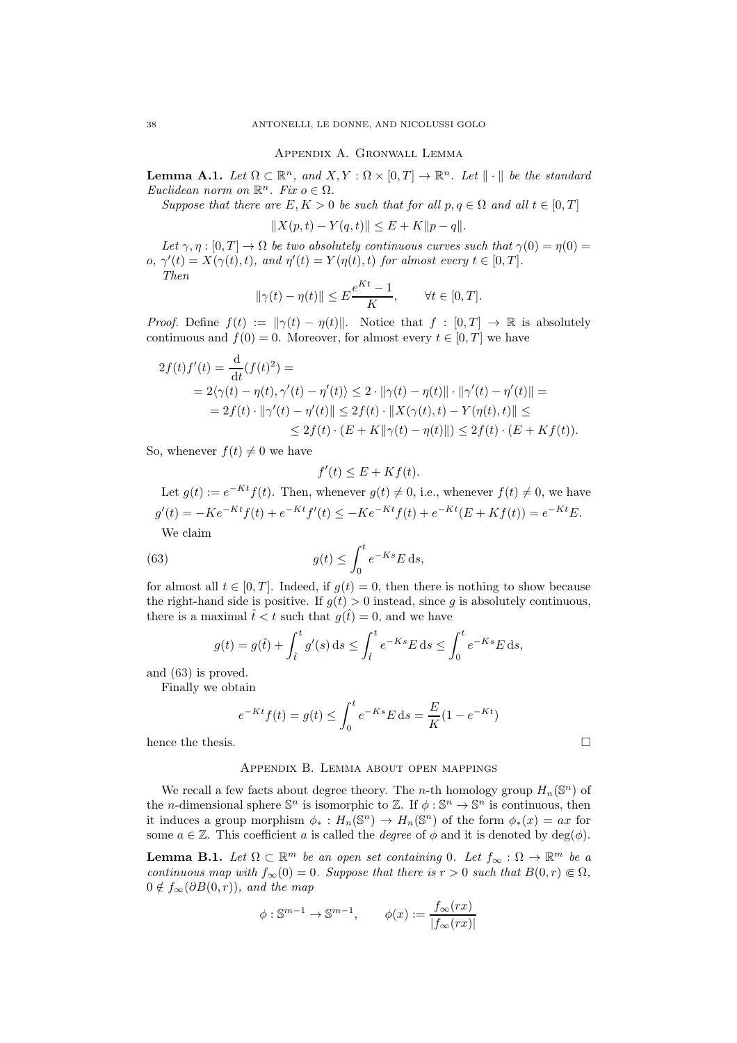## Appendix A. Gronwall Lemma

**Lemma A.1.** *Let $\Omega \subset \mathbb{R}^n$, and $X, Y : \Omega \times [0,T] \to \mathbb{R}^n$. Let $\|\cdot\|$ be the standard Euclidean norm on $\mathbb{R}^n$. Fix $o \in \Omega$.*

*Suppose that there are $E, K > 0$ be such that for all $p, q \in \Omega$ and all $t \in [0,T]$*

$$\|X(p,t) - Y(q,t)\| \leq E + K\|p - q\|.$$

*Let $\gamma, \eta : [0,T] \to \Omega$ be two absolutely continuous curves such that $\gamma(0) = \eta(0) = o$, $\gamma'(t) = X(\gamma(t), t)$, and $\eta'(t) = Y(\eta(t), t)$ for almost every $t \in [0,T]$.*

*Then*

$$\|\gamma(t) - \eta(t)\| \leq E\frac{e^{Kt} - 1}{K}, \qquad \forall t \in [0,T].$$

*Proof.* Define $f(t) := \|\gamma(t) - \eta(t)\|$. Notice that $f : [0,T] \to \mathbb{R}$ is absolutely continuous and $f(0) = 0$. Moreover, for almost every $t \in [0,T]$ we have

$$\begin{aligned}
2f(t)f'(t) &= \frac{\mathrm{d}}{\mathrm{d}t}(f(t)^2) = \\
&= 2\langle \gamma(t) - \eta(t), \gamma'(t) - \eta'(t)\rangle \leq 2 \cdot \|\gamma(t) - \eta(t)\| \cdot \|\gamma'(t) - \eta'(t)\| = \\
&= 2f(t) \cdot \|\gamma'(t) - \eta'(t)\| \leq 2f(t) \cdot \|X(\gamma(t), t) - Y(\eta(t), t)\| \leq \\
&\leq 2f(t) \cdot (E + K\|\gamma(t) - \eta(t)\|) \leq 2f(t) \cdot (E + Kf(t)).
\end{aligned}$$

So, whenever $f(t) \neq 0$ we have

$$f'(t) \leq E + Kf(t).$$

Let $g(t) := e^{-Kt}f(t)$. Then, whenever $g(t) \neq 0$, i.e., whenever $f(t) \neq 0$, we have

$$g'(t) = -Ke^{-Kt}f(t) + e^{-Kt}f'(t) \leq -Ke^{-Kt}f(t) + e^{-Kt}(E + Kf(t)) = e^{-Kt}E.$$

We claim

$$g(t) \leq \int_0^t e^{-Ks}E\,\mathrm{d}s, \tag{63}$$

for almost all $t \in [0,T]$. Indeed, if $g(t) = 0$, then there is nothing to show because the right-hand side is positive. If $g(t) > 0$ instead, since $g$ is absolutely continuous, there is a maximal $\hat{t} < t$ such that $g(\hat{t}) = 0$, and we have

$$g(t) = g(\hat{t}) + \int_{\hat{t}}^t g'(s)\,\mathrm{d}s \leq \int_{\hat{t}}^t e^{-Ks}E\,\mathrm{d}s \leq \int_0^t e^{-Ks}E\,\mathrm{d}s,$$

and (63) is proved.

Finally we obtain

$$e^{-Kt}f(t) = g(t) \leq \int_0^t e^{-Ks}E\,\mathrm{d}s = \frac{E}{K}(1 - e^{-Kt})$$

hence the thesis. $\square$

## Appendix B. Lemma about open mappings

We recall a few facts about degree theory. The $n$-th homology group $H_n(\mathbb{S}^n)$ of the $n$-dimensional sphere $\mathbb{S}^n$ is isomorphic to $\mathbb{Z}$. If $\phi : \mathbb{S}^n \to \mathbb{S}^n$ is continuous, then it induces a group morphism $\phi_* : H_n(\mathbb{S}^n) \to H_n(\mathbb{S}^n)$ of the form $\phi_*(x) = ax$ for some $a \in \mathbb{Z}$. This coefficient $a$ is called the *degree* of $\phi$ and it is denoted by $\deg(\phi)$.

**Lemma B.1.** *Let $\Omega \subset \mathbb{R}^m$ be an open set containing $0$. Let $f_\infty : \Omega \to \mathbb{R}^m$ be a continuous map with $f_\infty(0) = 0$. Suppose that there is $r > 0$ such that $B(0,r) \Subset \Omega$, $0 \notin f_\infty(\partial B(0,r))$, and the map*

$$\phi : \mathbb{S}^{m-1} \to \mathbb{S}^{m-1}, \qquad \phi(x) := \frac{f_\infty(rx)}{|f_\infty(rx)|}$$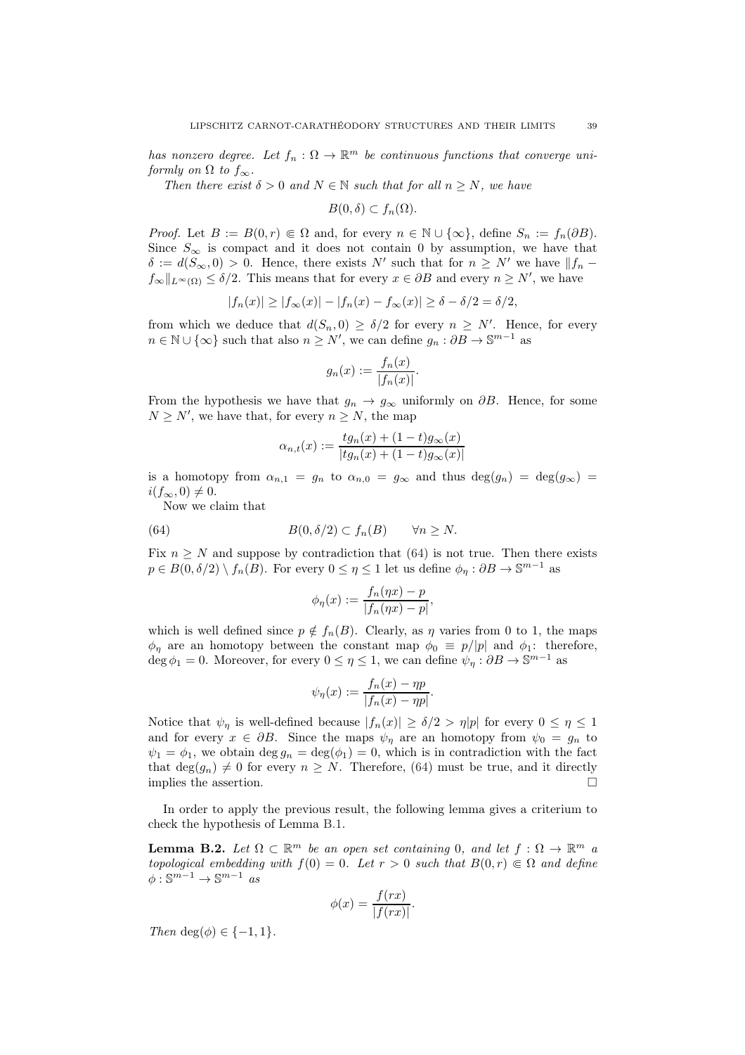*has nonzero degree. Let $f_n : \Omega \to \mathbb{R}^m$ be continuous functions that converge uniformly on $\Omega$ to $f_\infty$.*

*Then there exist $\delta > 0$ and $N \in \mathbb{N}$ such that for all $n \geq N$, we have*

$$B(0, \delta) \subset f_n(\Omega).$$

*Proof.* Let $B := B(0, r) \Subset \Omega$ and, for every $n \in \mathbb{N} \cup \{\infty\}$, define $S_n := f_n(\partial B)$. Since $S_\infty$ is compact and it does not contain 0 by assumption, we have that $\delta := d(S_\infty, 0) > 0$. Hence, there exists $N'$ such that for $n \geq N'$ we have $\|f_n - f_\infty\|_{L^\infty(\Omega)} \leq \delta/2$. This means that for every $x \in \partial B$ and every $n \geq N'$, we have

$$|f_n(x)| \geq |f_\infty(x)| - |f_n(x) - f_\infty(x)| \geq \delta - \delta/2 = \delta/2,$$

from which we deduce that $d(S_n, 0) \geq \delta/2$ for every $n \geq N'$. Hence, for every $n \in \mathbb{N} \cup \{\infty\}$ such that also $n \geq N'$, we can define $g_n : \partial B \to \mathbb{S}^{m-1}$ as

$$g_n(x) := \frac{f_n(x)}{|f_n(x)|}.$$

From the hypothesis we have that $g_n \to g_\infty$ uniformly on $\partial B$. Hence, for some $N \geq N'$, we have that, for every $n \geq N$, the map

$$\alpha_{n,t}(x) := \frac{t g_n(x) + (1-t) g_\infty(x)}{|t g_n(x) + (1-t) g_\infty(x)|}$$

is a homotopy from $\alpha_{n,1} = g_n$ to $\alpha_{n,0} = g_\infty$ and thus $\deg(g_n) = \deg(g_\infty) = i(f_\infty, 0) \neq 0$.

Now we claim that

$$B(0, \delta/2) \subset f_n(B) \qquad \forall n \geq N. \tag{64}$$

Fix $n \geq N$ and suppose by contradiction that (64) is not true. Then there exists $p \in B(0, \delta/2) \setminus f_n(B)$. For every $0 \leq \eta \leq 1$ let us define $\phi_\eta : \partial B \to \mathbb{S}^{m-1}$ as

$$\phi_\eta(x) := \frac{f_n(\eta x) - p}{|f_n(\eta x) - p|},$$

which is well defined since $p \notin f_n(B)$. Clearly, as $\eta$ varies from 0 to 1, the maps $\phi_\eta$ are an homotopy between the constant map $\phi_0 \equiv p/|p|$ and $\phi_1$: therefore, $\deg \phi_1 = 0$. Moreover, for every $0 \leq \eta \leq 1$, we can define $\psi_\eta : \partial B \to \mathbb{S}^{m-1}$ as

$$\psi_\eta(x) := \frac{f_n(x) - \eta p}{|f_n(x) - \eta p|}.$$

Notice that $\psi_\eta$ is well-defined because $|f_n(x)| \geq \delta/2 > \eta|p|$ for every $0 \leq \eta \leq 1$ and for every $x \in \partial B$. Since the maps $\psi_\eta$ are an homotopy from $\psi_0 = g_n$ to $\psi_1 = \phi_1$, we obtain $\deg g_n = \deg(\phi_1) = 0$, which is in contradiction with the fact that $\deg(g_n) \neq 0$ for every $n \geq N$. Therefore, (64) must be true, and it directly implies the assertion. $\square$

In order to apply the previous result, the following lemma gives a criterium to check the hypothesis of Lemma B.1.

**Lemma B.2.** *Let $\Omega \subset \mathbb{R}^m$ be an open set containing 0, and let $f : \Omega \to \mathbb{R}^m$ a topological embedding with $f(0) = 0$. Let $r > 0$ such that $B(0, r) \Subset \Omega$ and define $\phi : \mathbb{S}^{m-1} \to \mathbb{S}^{m-1}$ as*

$$\phi(x) = \frac{f(rx)}{|f(rx)|}.$$

*Then $\deg(\phi) \in \{-1, 1\}$.*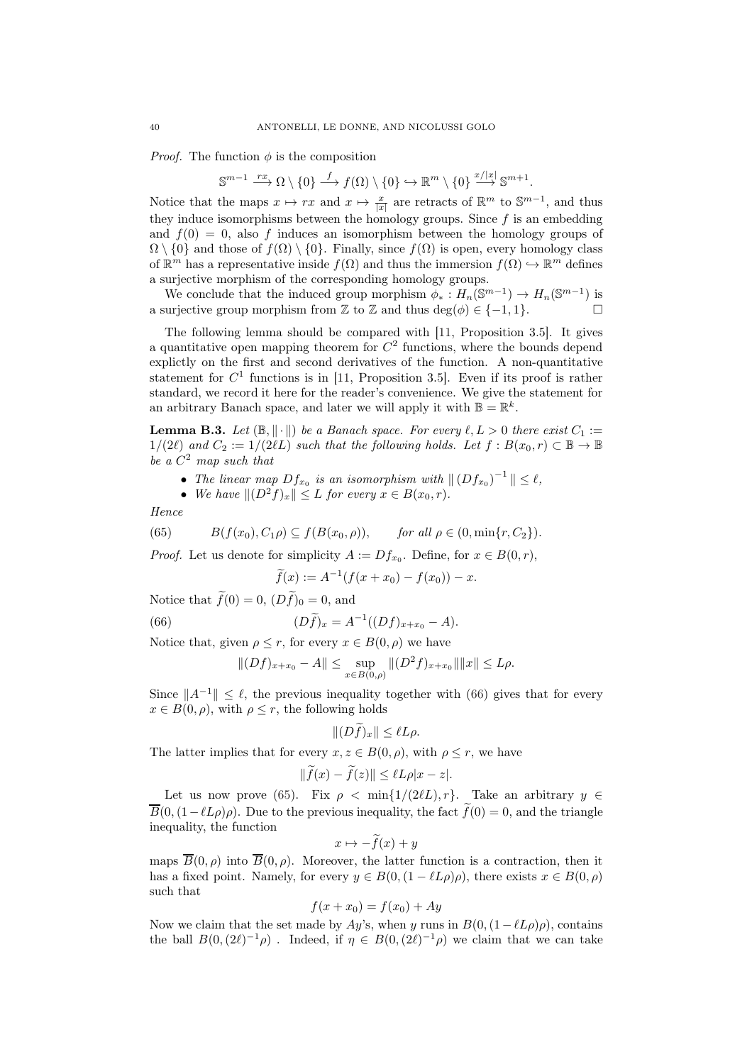*Proof.* The function $\phi$ is the composition

$$\mathbb{S}^{m-1} \xrightarrow{rx} \Omega \setminus \{0\} \xrightarrow{f} f(\Omega) \setminus \{0\} \hookrightarrow \mathbb{R}^m \setminus \{0\} \xrightarrow{x/|x|} \mathbb{S}^{m+1}.$$

Notice that the maps $x \mapsto rx$ and $x \mapsto \frac{x}{|x|}$ are retracts of $\mathbb{R}^m$ to $\mathbb{S}^{m-1}$, and thus they induce isomorphisms between the homology groups. Since $f$ is an embedding and $f(0) = 0$, also $f$ induces an isomorphism between the homology groups of $\Omega \setminus \{0\}$ and those of $f(\Omega) \setminus \{0\}$. Finally, since $f(\Omega)$ is open, every homology class of $\mathbb{R}^m$ has a representative inside $f(\Omega)$ and thus the immersion $f(\Omega) \hookrightarrow \mathbb{R}^m$ defines a surjective morphism of the corresponding homology groups.

We conclude that the induced group morphism $\phi_* : H_n(\mathbb{S}^{m-1}) \to H_n(\mathbb{S}^{m-1})$ is a surjective group morphism from $\mathbb{Z}$ to $\mathbb{Z}$ and thus $\deg(\phi) \in \{-1, 1\}$. □

The following lemma should be compared with [11, Proposition 3.5]. It gives a quantitative open mapping theorem for $C^2$ functions, where the bounds depend explictly on the first and second derivatives of the function. A non-quantitative statement for $C^1$ functions is in [11, Proposition 3.5]. Even if its proof is rather standard, we record it here for the reader's convenience. We give the statement for an arbitrary Banach space, and later we will apply it with $\mathbb{B} = \mathbb{R}^k$.

**Lemma B.3.** *Let $(\mathbb{B}, \|\cdot\|)$ be a Banach space. For every $\ell, L > 0$ there exist $C_1 := 1/(2\ell)$ and $C_2 := 1/(2\ell L)$ such that the following holds. Let $f : B(x_0, r) \subset \mathbb{B} \to \mathbb{B}$ be a $C^2$ map such that*

- *The linear map $Df_{x_0}$ is an isomorphism with $\|(Df_{x_0})^{-1}\| \leq \ell$,*
- *We have $\|(D^2 f)_x\| \leq L$ for every $x \in B(x_0, r)$.*

*Hence*

$$B(f(x_0), C_1\rho) \subseteq f(B(x_0, \rho)), \qquad \text{for all } \rho \in (0, \min\{r, C_2\}). \tag{65}$$

*Proof.* Let us denote for simplicity $A := Df_{x_0}$. Define, for $x \in B(0, r)$,

$$\widetilde{f}(x) := A^{-1}(f(x + x_0) - f(x_0)) - x.$$

Notice that $\widetilde{f}(0) = 0$, $(D\widetilde{f})_0 = 0$, and

$$(D\widetilde{f})_x = A^{-1}((Df)_{x+x_0} - A). \tag{66}$$

Notice that, given $\rho \leq r$, for every $x \in B(0, \rho)$ we have

$$\|(Df)_{x+x_0} - A\| \leq \sup_{x \in B(0,\rho)} \|(D^2 f)_{x+x_0}\| \|x\| \leq L\rho.$$

Since $\|A^{-1}\| \leq \ell$, the previous inequality together with (66) gives that for every $x \in B(0, \rho)$, with $\rho \leq r$, the following holds

$$\|(D\widetilde{f})_x\| \leq \ell L \rho.$$

The latter implies that for every $x, z \in B(0, \rho)$, with $\rho \leq r$, we have

$$\|\widetilde{f}(x) - \widetilde{f}(z)\| \leq \ell L \rho |x - z|.$$

Let us now prove (65). Fix $\rho < \min\{1/(2\ell L), r\}$. Take an arbitrary $y \in \overline{B}(0, (1 - \ell L\rho)\rho)$. Due to the previous inequality, the fact $\widetilde{f}(0) = 0$, and the triangle inequality, the function

$$x \mapsto -\widetilde{f}(x) + y$$

maps $\overline{B}(0, \rho)$ into $\overline{B}(0, \rho)$. Moreover, the latter function is a contraction, then it has a fixed point. Namely, for every $y \in B(0, (1 - \ell L\rho)\rho)$, there exists $x \in B(0, \rho)$ such that

$$f(x + x_0) = f(x_0) + Ay$$

Now we claim that the set made by $Ay$'s, when $y$ runs in $B(0, (1 - \ell L\rho)\rho)$, contains the ball $B(0, (2\ell)^{-1}\rho)$ . Indeed, if $\eta \in B(0, (2\ell)^{-1}\rho)$ we claim that we can take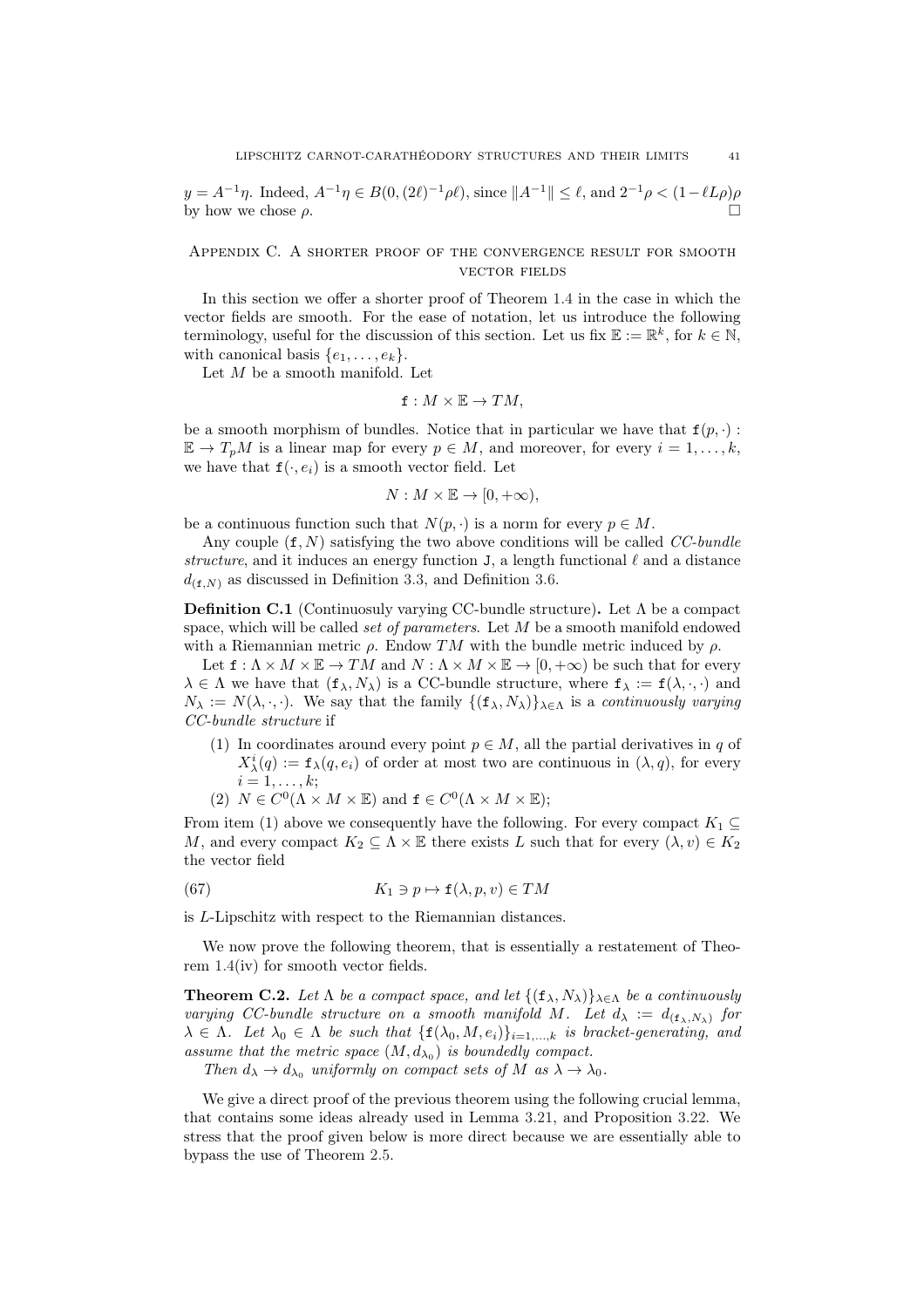$y = A^{-1}\eta$. Indeed, $A^{-1}\eta \in B(0, (2\ell)^{-1}\rho\ell)$, since $\|A^{-1}\| \leq \ell$, and $2^{-1}\rho < (1 - \ell L\rho)\rho$ by how we chose $\rho$. □

## Appendix C. A shorter proof of the convergence result for smooth vector fields

In this section we offer a shorter proof of Theorem 1.4 in the case in which the vector fields are smooth. For the ease of notation, let us introduce the following terminology, useful for the discussion of this section. Let us fix $\mathbb{E} := \mathbb{R}^k$, for $k \in \mathbb{N}$, with canonical basis $\{e_1, \dots, e_k\}$.

Let $M$ be a smooth manifold. Let

$$\mathtt{f} : M \times \mathbb{E} \to TM,$$

be a smooth morphism of bundles. Notice that in particular we have that $\mathtt{f}(p, \cdot) : \mathbb{E} \to T_pM$ is a linear map for every $p \in M$, and moreover, for every $i = 1, \dots, k$, we have that $\mathtt{f}(\cdot, e_i)$ is a smooth vector field. Let

$$N : M \times \mathbb{E} \to [0, +\infty),$$

be a continuous function such that $N(p, \cdot)$ is a norm for every $p \in M$.

Any couple $(\mathtt{f}, N)$ satisfying the two above conditions will be called *CC-bundle structure*, and it induces an energy function $\mathtt{J}$, a length functional $\ell$ and a distance $d_{(\mathtt{f},N)}$ as discussed in Definition 3.3, and Definition 3.6.

**Definition C.1** (Continuosuly varying CC-bundle structure)**.** Let $\Lambda$ be a compact space, which will be called *set of parameters*. Let $M$ be a smooth manifold endowed with a Riemannian metric $\rho$. Endow $TM$ with the bundle metric induced by $\rho$.

Let $\mathtt{f} : \Lambda \times M \times \mathbb{E} \to TM$ and $N : \Lambda \times M \times \mathbb{E} \to [0, +\infty)$ be such that for every $\lambda \in \Lambda$ we have that $(\mathtt{f}_\lambda, N_\lambda)$ is a CC-bundle structure, where $\mathtt{f}_\lambda := \mathtt{f}(\lambda, \cdot, \cdot)$ and $N_\lambda := N(\lambda, \cdot, \cdot)$. We say that the family $\{(\mathtt{f}_\lambda, N_\lambda)\}_{\lambda \in \Lambda}$ is a *continuously varying CC-bundle structure* if

1. In coordinates around every point $p \in M$, all the partial derivatives in $q$ of $X^i_\lambda(q) := \mathtt{f}_\lambda(q, e_i)$ of order at most two are continuous in $(\lambda, q)$, for every $i = 1, \dots, k$;
2. $N \in C^0(\Lambda \times M \times \mathbb{E})$ and $\mathtt{f} \in C^0(\Lambda \times M \times \mathbb{E})$;

From item (1) above we consequently have the following. For every compact $K_1 \subseteq M$, and every compact $K_2 \subseteq \Lambda \times \mathbb{E}$ there exists $L$ such that for every $(\lambda, v) \in K_2$ the vector field

$$K_1 \ni p \mapsto \mathtt{f}(\lambda, p, v) \in TM \tag{67}$$

is $L$-Lipschitz with respect to the Riemannian distances.

We now prove the following theorem, that is essentially a restatement of Theorem 1.4(iv) for smooth vector fields.

**Theorem C.2.** *Let $\Lambda$ be a compact space, and let $\{(\mathtt{f}_\lambda, N_\lambda)\}_{\lambda \in \Lambda}$ be a continuously varying CC-bundle structure on a smooth manifold $M$. Let $d_\lambda := d_{(\mathtt{f}_\lambda, N_\lambda)}$ for $\lambda \in \Lambda$. Let $\lambda_0 \in \Lambda$ be such that $\{\mathtt{f}(\lambda_0, M, e_i)\}_{i=1,\dots,k}$ is bracket-generating, and assume that the metric space $(M, d_{\lambda_0})$ is boundedly compact.*

*Then $d_\lambda \to d_{\lambda_0}$ uniformly on compact sets of $M$ as $\lambda \to \lambda_0$.*

We give a direct proof of the previous theorem using the following crucial lemma, that contains some ideas already used in Lemma 3.21, and Proposition 3.22. We stress that the proof given below is more direct because we are essentially able to bypass the use of Theorem 2.5.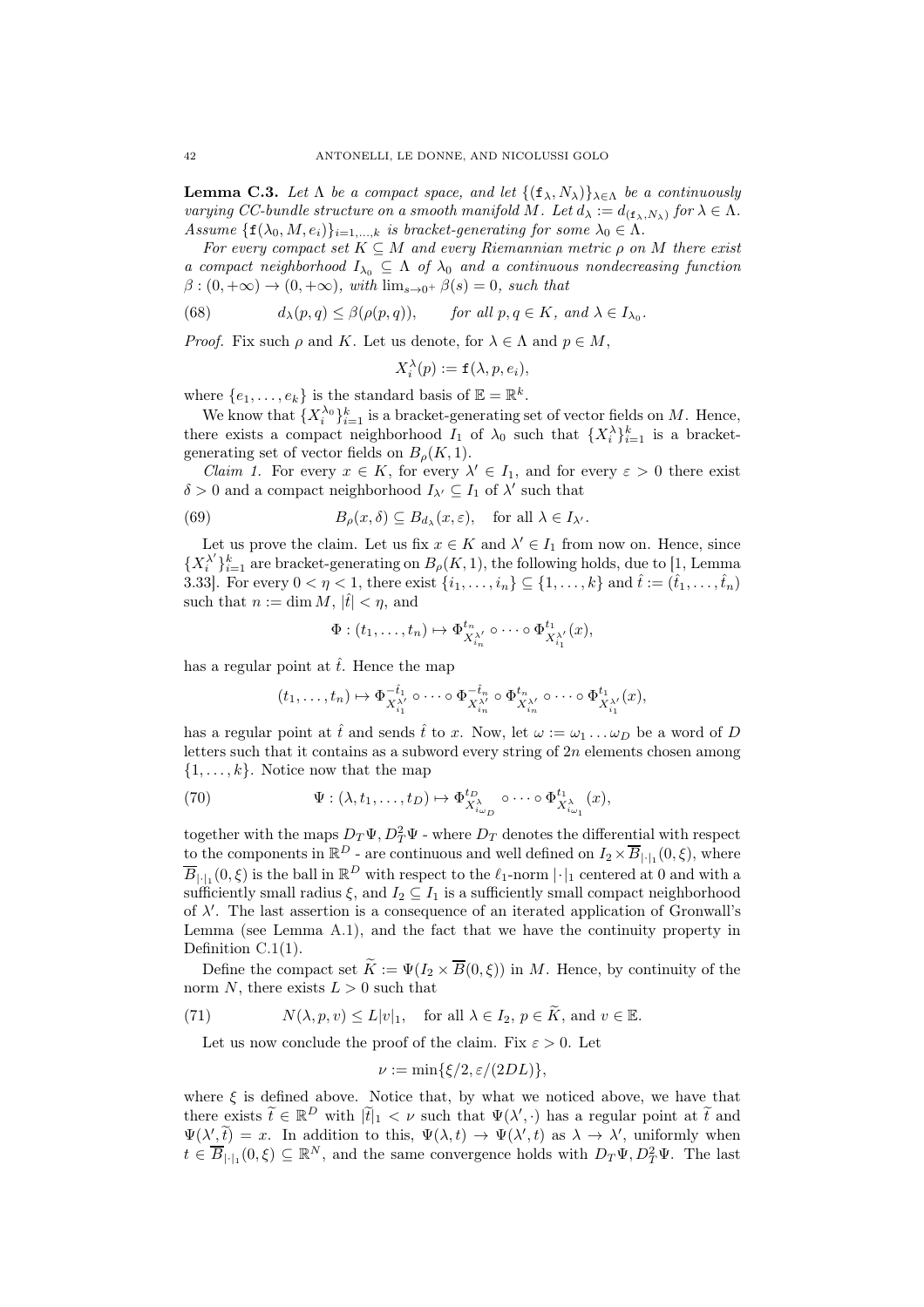**Lemma C.3.** *Let $\Lambda$ be a compact space, and let $\{(\mathtt{f}_\lambda, N_\lambda)\}_{\lambda\in\Lambda}$ be a continuously varying CC-bundle structure on a smooth manifold $M$. Let $d_\lambda := d_{(\mathtt{f}_\lambda, N_\lambda)}$ for $\lambda \in \Lambda$. Assume $\{\mathtt{f}(\lambda_0, M, e_i)\}_{i=1,\ldots,k}$ is bracket-generating for some $\lambda_0 \in \Lambda$.*

*For every compact set $K \subseteq M$ and every Riemannian metric $\rho$ on $M$ there exist a compact neighborhood $I_{\lambda_0} \subseteq \Lambda$ of $\lambda_0$ and a continuous nondecreasing function $\beta : (0, +\infty) \to (0, +\infty)$, with $\lim_{s\to 0^+} \beta(s) = 0$, such that*

$$
d_\lambda(p, q) \leq \beta(\rho(p, q)), \qquad \text{for all } p, q \in K, \text{ and } \lambda \in I_{\lambda_0}. \tag{68}
$$

*Proof.* Fix such $\rho$ and $K$. Let us denote, for $\lambda \in \Lambda$ and $p \in M$,

$$
X_i^\lambda(p) := \mathtt{f}(\lambda, p, e_i),
$$

where $\{e_1, \ldots, e_k\}$ is the standard basis of $\mathbb{E} = \mathbb{R}^k$.

We know that $\{X_i^{\lambda_0}\}_{i=1}^k$ is a bracket-generating set of vector fields on $M$. Hence, there exists a compact neighborhood $I_1$ of $\lambda_0$ such that $\{X_i^\lambda\}_{i=1}^k$ is a bracket-generating set of vector fields on $B_\rho(K, 1)$.

*Claim 1.* For every $x \in K$, for every $\lambda' \in I_1$, and for every $\varepsilon > 0$ there exist $\delta > 0$ and a compact neighborhood $I_{\lambda'} \subseteq I_1$ of $\lambda'$ such that

$$
B_\rho(x, \delta) \subseteq B_{d_\lambda}(x, \varepsilon), \quad \text{for all } \lambda \in I_{\lambda'}. \tag{69}
$$

Let us prove the claim. Let us fix $x \in K$ and $\lambda' \in I_1$ from now on. Hence, since $\{X_i^{\lambda'}\}_{i=1}^k$ are bracket-generating on $B_\rho(K, 1)$, the following holds, due to [1, Lemma 3.33]. For every $0 < \eta < 1$, there exist $\{i_1, \ldots, i_n\} \subseteq \{1, \ldots, k\}$ and $\hat{t} := (\hat{t}_1, \ldots, \hat{t}_n)$ such that $n := \dim M$, $|\hat{t}| < \eta$, and

$$
\Phi : (t_1, \ldots, t_n) \mapsto \Phi^{t_n}_{X^{\lambda'}_{i_n}} \circ \cdots \circ \Phi^{t_1}_{X^{\lambda'}_{i_1}}(x),
$$

has a regular point at $\hat{t}$. Hence the map

$$
(t_1, \ldots, t_n) \mapsto \Phi^{-\hat{t}_1}_{X^{\lambda'}_{i_1}} \circ \cdots \circ \Phi^{-\hat{t}_n}_{X^{\lambda'}_{i_n}} \circ \Phi^{t_n}_{X^{\lambda'}_{i_n}} \circ \cdots \circ \Phi^{t_1}_{X^{\lambda'}_{i_1}}(x),
$$

has a regular point at $\hat{t}$ and sends $\hat{t}$ to $x$. Now, let $\omega := \omega_1 \ldots \omega_D$ be a word of $D$ letters such that it contains as a subword every string of $2n$ elements chosen among $\{1, \ldots, k\}$. Notice now that the map

$$
\Psi : (\lambda, t_1, \ldots, t_D) \mapsto \Phi^{t_D}_{X^\lambda_{i_{\omega_D}}} \circ \cdots \circ \Phi^{t_1}_{X^\lambda_{i_{\omega_1}}}(x), \tag{70}
$$

together with the maps $D_T\Psi, D_T^2\Psi$ - where $D_T$ denotes the differential with respect to the components in $\mathbb{R}^D$ - are continuous and well defined on $I_2 \times \overline{B}_{|\cdot|_1}(0, \xi)$, where $\overline{B}_{|\cdot|_1}(0, \xi)$ is the ball in $\mathbb{R}^D$ with respect to the $\ell_1$-norm $|\cdot|_1$ centered at 0 and with a sufficiently small radius $\xi$, and $I_2 \subseteq I_1$ is a sufficiently small compact neighborhood of $\lambda'$. The last assertion is a consequence of an iterated application of Gronwall's Lemma (see Lemma A.1), and the fact that we have the continuity property in Definition C.1(1).

Define the compact set $\widetilde{K} := \Psi(I_2 \times \overline{B}(0, \xi))$ in $M$. Hence, by continuity of the norm $N$, there exists $L > 0$ such that

$$
N(\lambda, p, v) \leq L|v|_1, \quad \text{for all } \lambda \in I_2,\ p \in \widetilde{K}, \text{ and } v \in \mathbb{E}. \tag{71}
$$

Let us now conclude the proof of the claim. Fix $\varepsilon > 0$. Let

$$
\nu := \min\{\xi/2, \varepsilon/(2DL)\},
$$

where $\xi$ is defined above. Notice that, by what we noticed above, we have that there exists $\widetilde{t} \in \mathbb{R}^D$ with $|\widetilde{t}|_1 < \nu$ such that $\Psi(\lambda', \cdot)$ has a regular point at $\widetilde{t}$ and $\Psi(\lambda', \widetilde{t}) = x$. In addition to this, $\Psi(\lambda, t) \to \Psi(\lambda', t)$ as $\lambda \to \lambda'$, uniformly when $t \in \overline{B}_{|\cdot|_1}(0, \xi) \subseteq \mathbb{R}^N$, and the same convergence holds with $D_T\Psi, D_T^2\Psi$. The last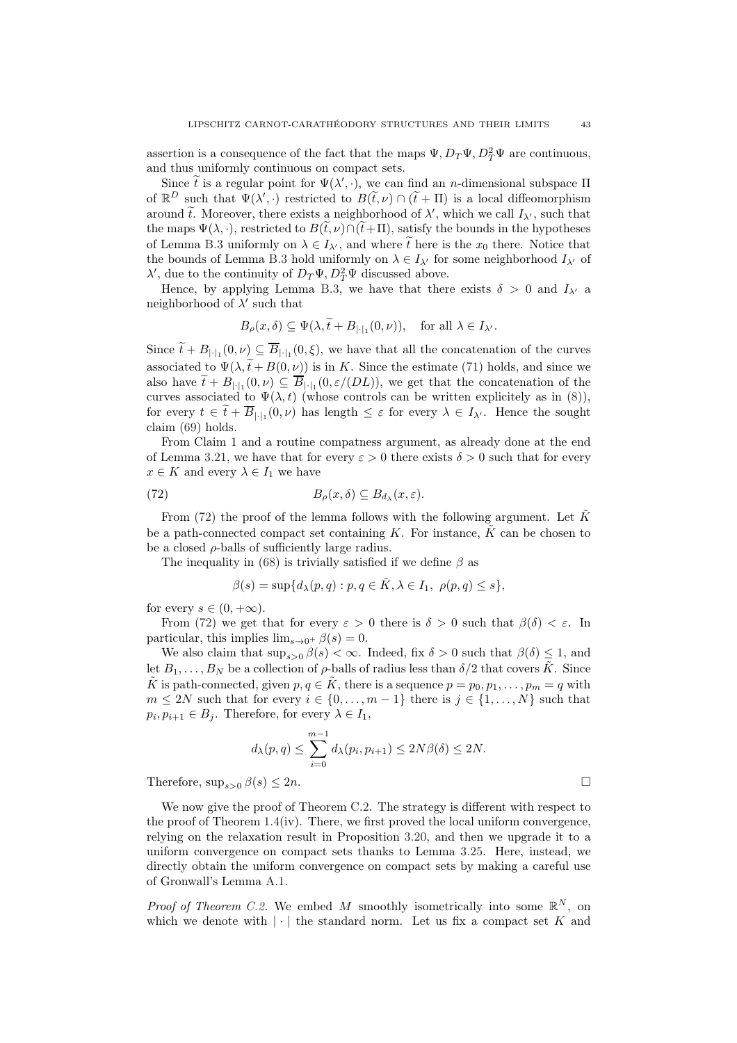assertion is a consequence of the fact that the maps $\Psi, D_T\Psi, D_T^2\Psi$ are continuous, and thus uniformly continuous on compact sets.

Since $\widetilde{t}$ is a regular point for $\Psi(\lambda', \cdot)$, we can find an $n$-dimensional subspace $\Pi$ of $\mathbb{R}^D$ such that $\Psi(\lambda', \cdot)$ restricted to $B(\widetilde{t}, \nu) \cap (\widetilde{t} + \Pi)$ is a local diffeomorphism around $\widetilde{t}$. Moreover, there exists a neighborhood of $\lambda'$, which we call $I_{\lambda'}$, such that the maps $\Psi(\lambda, \cdot)$, restricted to $B(\widetilde{t}, \nu) \cap (\widetilde{t} + \Pi)$, satisfy the bounds in the hypotheses of Lemma B.3 uniformly on $\lambda \in I_{\lambda'}$, and where $\widetilde{t}$ here is the $x_0$ there. Notice that the bounds of Lemma B.3 hold uniformly on $\lambda \in I_{\lambda'}$ for some neighborhood $I_{\lambda'}$ of $\lambda'$, due to the continuity of $D_T\Psi, D_T^2\Psi$ discussed above.

Hence, by applying Lemma B.3, we have that there exists $\delta > 0$ and $I_{\lambda'}$ a neighborhood of $\lambda'$ such that

$$B_\rho(x, \delta) \subseteq \Psi(\lambda, \widetilde{t} + B_{|\cdot|_1}(0, \nu)), \quad \text{for all } \lambda \in I_{\lambda'}.$$

Since $\widetilde{t} + B_{|\cdot|_1}(0, \nu) \subseteq \overline{B}_{|\cdot|_1}(0, \xi)$, we have that all the concatenation of the curves associated to $\Psi(\lambda, \widetilde{t} + B(0, \nu))$ is in $K$. Since the estimate (71) holds, and since we also have $\widetilde{t} + B_{|\cdot|_1}(0, \nu) \subseteq \overline{B}_{|\cdot|_1}(0, \varepsilon/(DL))$, we get that the concatenation of the curves associated to $\Psi(\lambda, t)$ (whose controls can be written explicitely as in (8)), for every $t \in \widetilde{t} + \overline{B}_{|\cdot|_1}(0, \nu)$ has length $\leq \varepsilon$ for every $\lambda \in I_{\lambda'}$. Hence the sought claim (69) holds.

From Claim 1 and a routine compatness argument, as already done at the end of Lemma 3.21, we have that for every $\varepsilon > 0$ there exists $\delta > 0$ such that for every $x \in K$ and every $\lambda \in I_1$ we have

$$B_\rho(x, \delta) \subseteq B_{d_\lambda}(x, \varepsilon). \tag{72}$$

From (72) the proof of the lemma follows with the following argument. Let $\tilde{K}$ be a path-connected compact set containing $K$. For instance, $\tilde{K}$ can be chosen to be a closed $\rho$-balls of sufficiently large radius.

The inequality in (68) is trivially satisfied if we define $\beta$ as

$$\beta(s) = \sup\{d_\lambda(p, q) : p, q \in \tilde{K}, \lambda \in I_1,\ \rho(p, q) \leq s\},$$

for every $s \in (0, +\infty)$.

From (72) we get that for every $\varepsilon > 0$ there is $\delta > 0$ such that $\beta(\delta) < \varepsilon$. In particular, this implies $\lim_{s \to 0^+} \beta(s) = 0$.

We also claim that $\sup_{s>0} \beta(s) < \infty$. Indeed, fix $\delta > 0$ such that $\beta(\delta) \leq 1$, and let $B_1, \dots, B_N$ be a collection of $\rho$-balls of radius less than $\delta/2$ that covers $\tilde{K}$. Since $\tilde{K}$ is path-connected, given $p, q \in \tilde{K}$, there is a sequence $p = p_0, p_1, \dots, p_m = q$ with $m \leq 2N$ such that for every $i \in \{0, \dots, m-1\}$ there is $j \in \{1, \dots, N\}$ such that $p_i, p_{i+1} \in B_j$. Therefore, for every $\lambda \in I_1$,

$$d_\lambda(p, q) \leq \sum_{i=0}^{m-1} d_\lambda(p_i, p_{i+1}) \leq 2N\beta(\delta) \leq 2N.$$

Therefore, $\sup_{s>0} \beta(s) \leq 2n$. $\square$

We now give the proof of Theorem C.2. The strategy is different with respect to the proof of Theorem 1.4(iv). There, we first proved the local uniform convergence, relying on the relaxation result in Proposition 3.20, and then we upgrade it to a uniform convergence on compact sets thanks to Lemma 3.25. Here, instead, we directly obtain the uniform convergence on compact sets by making a careful use of Gronwall's Lemma A.1.

*Proof of Theorem C.2.* We embed $M$ smoothly isometrically into some $\mathbb{R}^N$, on which we denote with $|\cdot|$ the standard norm. Let us fix a compact set $K$ and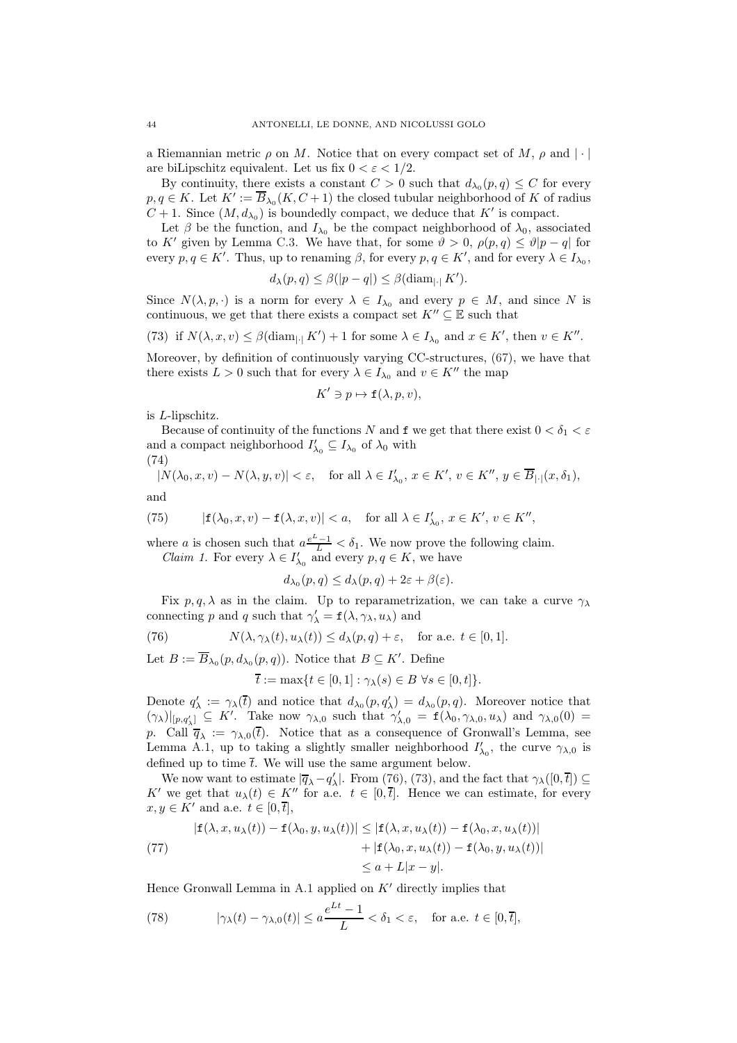a Riemannian metric $\rho$ on $M$. Notice that on every compact set of $M$, $\rho$ and $|\cdot|$ are biLipschitz equivalent. Let us fix $0 < \varepsilon < 1/2$.

By continuity, there exists a constant $C > 0$ such that $d_{\lambda_0}(p, q) \leq C$ for every $p, q \in K$. Let $K' := \overline{B}_{\lambda_0}(K, C + 1)$ the closed tubular neighborhood of $K$ of radius $C + 1$. Since $(M, d_{\lambda_0})$ is boundedly compact, we deduce that $K'$ is compact.

Let $\beta$ be the function, and $I_{\lambda_0}$ be the compact neighborhood of $\lambda_0$, associated to $K'$ given by Lemma C.3. We have that, for some $\vartheta > 0$, $\rho(p, q) \leq \vartheta|p - q|$ for every $p, q \in K'$. Thus, up to renaming $\beta$, for every $p, q \in K'$, and for every $\lambda \in I_{\lambda_0}$,

$$d_\lambda(p, q) \leq \beta(|p - q|) \leq \beta(\operatorname{diam}_{|\cdot|} K').$$

Since $N(\lambda, p, \cdot)$ is a norm for every $\lambda \in I_{\lambda_0}$ and every $p \in M$, and since $N$ is continuous, we get that there exists a compact set $K'' \subseteq \mathbb{E}$ such that

(73) if $N(\lambda, x, v) \leq \beta(\operatorname{diam}_{|\cdot|} K') + 1$ for some $\lambda \in I_{\lambda_0}$ and $x \in K'$, then $v \in K''$.

Moreover, by definition of continuously varying CC-structures, (67), we have that there exists $L > 0$ such that for every $\lambda \in I_{\lambda_0}$ and $v \in K''$ the map

$$K' \ni p \mapsto \mathtt{f}(\lambda, p, v),$$

is $L$-lipschitz.

Because of continuity of the functions $N$ and $\mathtt{f}$ we get that there exist $0 < \delta_1 < \varepsilon$ and a compact neighborhood $I'_{\lambda_0} \subseteq I_{\lambda_0}$ of $\lambda_0$ with

$$|N(\lambda_0, x, v) - N(\lambda, y, v)| < \varepsilon, \quad \text{for all } \lambda \in I'_{\lambda_0},\ x \in K',\ v \in K'',\ y \in \overline{B}_{|\cdot|}(x, \delta_1), \tag{74}$$

and

$$|\mathtt{f}(\lambda_0, x, v) - \mathtt{f}(\lambda, x, v)| < a, \quad \text{for all } \lambda \in I'_{\lambda_0},\ x \in K',\ v \in K'', \tag{75}$$

where $a$ is chosen such that $a\frac{e^L - 1}{L} < \delta_1$. We now prove the following claim.

*Claim 1.* For every $\lambda \in I'_{\lambda_0}$ and every $p, q \in K$, we have

$$d_{\lambda_0}(p, q) \leq d_\lambda(p, q) + 2\varepsilon + \beta(\varepsilon).$$

Fix $p, q, \lambda$ as in the claim. Up to reparametrization, we can take a curve $\gamma_\lambda$ connecting $p$ and $q$ such that $\gamma'_\lambda = \mathtt{f}(\lambda, \gamma_\lambda, u_\lambda)$ and

$$N(\lambda, \gamma_\lambda(t), u_\lambda(t)) \leq d_\lambda(p, q) + \varepsilon, \quad \text{for a.e. } t \in [0, 1]. \tag{76}$$

Let $B := \overline{B}_{\lambda_0}(p, d_{\lambda_0}(p, q))$. Notice that $B \subseteq K'$. Define

$$\overline{t} := \max\{t \in [0, 1] : \gamma_\lambda(s) \in B\ \forall s \in [0, t]\}.$$

Denote $q'_\lambda := \gamma_\lambda(\overline{t})$ and notice that $d_{\lambda_0}(p, q'_\lambda) = d_{\lambda_0}(p, q)$. Moreover notice that $(\gamma_\lambda)|_{[p, q'_\lambda]} \subseteq K'$. Take now $\gamma_{\lambda,0}$ such that $\gamma'_{\lambda,0} = \mathtt{f}(\lambda_0, \gamma_{\lambda,0}, u_\lambda)$ and $\gamma_{\lambda,0}(0) = p$. Call $\overline{q}_\lambda := \gamma_{\lambda,0}(\overline{t})$. Notice that as a consequence of Gronwall's Lemma, see Lemma A.1, up to taking a slightly smaller neighborhood $I'_{\lambda_0}$, the curve $\gamma_{\lambda,0}$ is defined up to time $\overline{t}$. We will use the same argument below.

We now want to estimate $|\overline{q}_\lambda - q'_\lambda|$. From (76), (73), and the fact that $\gamma_\lambda([0, \overline{t}]) \subseteq K'$ we get that $u_\lambda(t) \in K''$ for a.e. $t \in [0, \overline{t}]$. Hence we can estimate, for every $x, y \in K'$ and a.e. $t \in [0, \overline{t}]$,

$$\begin{aligned} |\mathtt{f}(\lambda, x, u_\lambda(t)) - \mathtt{f}(\lambda_0, y, u_\lambda(t))| &\leq |\mathtt{f}(\lambda, x, u_\lambda(t)) - \mathtt{f}(\lambda_0, x, u_\lambda(t))| \\ &\quad + |\mathtt{f}(\lambda_0, x, u_\lambda(t)) - \mathtt{f}(\lambda_0, y, u_\lambda(t))| \\ &\leq a + L|x - y|. \end{aligned} \tag{77}$$

Hence Gronwall Lemma in A.1 applied on $K'$ directly implies that

$$|\gamma_\lambda(t) - \gamma_{\lambda,0}(t)| \leq a\frac{e^{Lt} - 1}{L} < \delta_1 < \varepsilon, \quad \text{for a.e. } t \in [0, \overline{t}], \tag{78}$$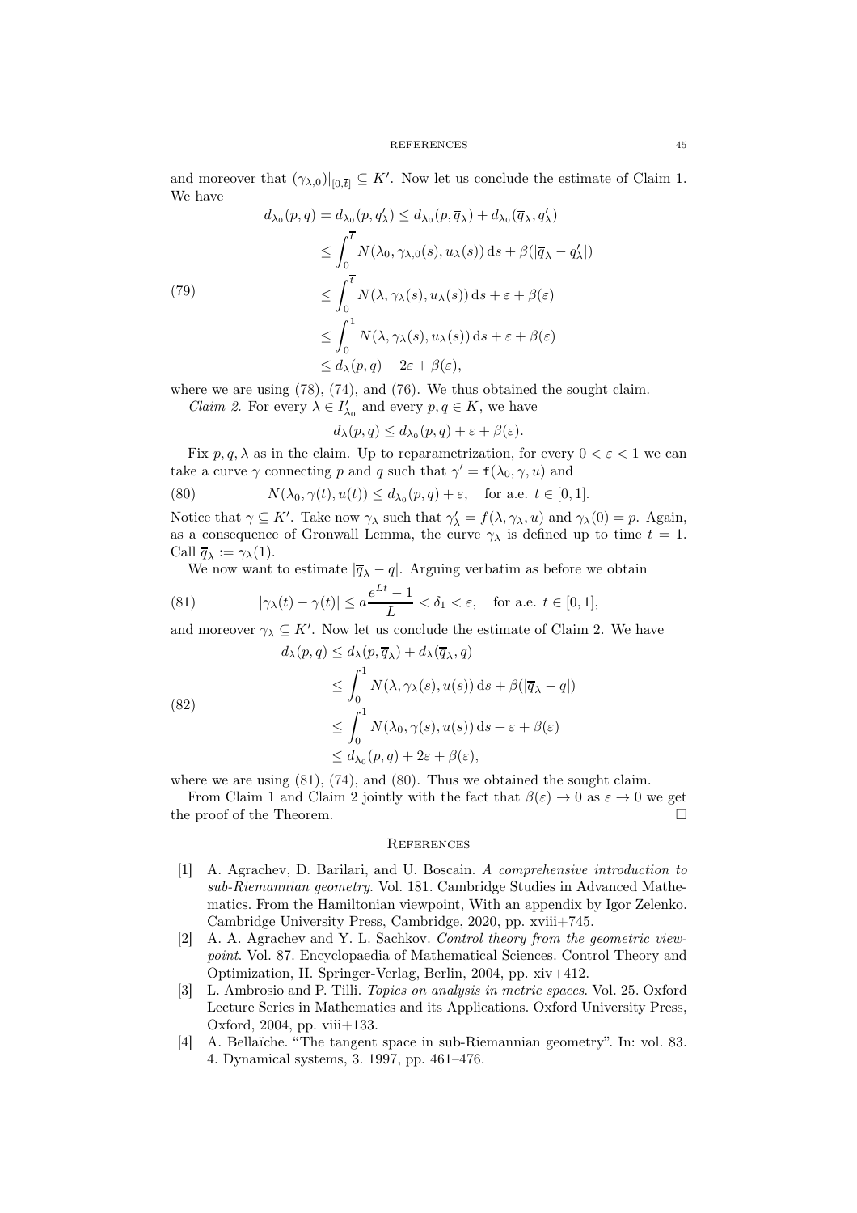and moreover that $(\gamma_{\lambda,0})|_{[0,\overline{t}]} \subseteq K'$. Now let us conclude the estimate of Claim 1. We have

$$
\begin{aligned}
d_{\lambda_0}(p,q) = d_{\lambda_0}(p,q'_\lambda) &\le d_{\lambda_0}(p,\overline{q}_\lambda) + d_{\lambda_0}(\overline{q}_\lambda, q'_\lambda) \\
&\le \int_0^{\overline{t}} N(\lambda_0, \gamma_{\lambda,0}(s), u_\lambda(s))\,\mathrm{d}s + \beta(|\overline{q}_\lambda - q'_\lambda|) \\
&\le \int_0^{\overline{t}} N(\lambda, \gamma_\lambda(s), u_\lambda(s))\,\mathrm{d}s + \varepsilon + \beta(\varepsilon) \\
&\le \int_0^{1} N(\lambda, \gamma_\lambda(s), u_\lambda(s))\,\mathrm{d}s + \varepsilon + \beta(\varepsilon) \\
&\le d_\lambda(p,q) + 2\varepsilon + \beta(\varepsilon),
\end{aligned} \tag{79}
$$

where we are using (78), (74), and (76). We thus obtained the sought claim.

*Claim 2.* For every $\lambda \in I'_{\lambda_0}$ and every $p, q \in K$, we have

$$
d_\lambda(p,q) \le d_{\lambda_0}(p,q) + \varepsilon + \beta(\varepsilon).
$$

Fix $p, q, \lambda$ as in the claim. Up to reparametrization, for every $0 < \varepsilon < 1$ we can take a curve $\gamma$ connecting $p$ and $q$ such that $\gamma' = \mathtt{f}(\lambda_0, \gamma, u)$ and

$$
N(\lambda_0, \gamma(t), u(t)) \le d_{\lambda_0}(p,q) + \varepsilon, \quad \text{for a.e. } t \in [0,1]. \tag{80}
$$

Notice that $\gamma \subseteq K'$. Take now $\gamma_\lambda$ such that $\gamma'_\lambda = f(\lambda, \gamma_\lambda, u)$ and $\gamma_\lambda(0) = p$. Again, as a consequence of Gronwall Lemma, the curve $\gamma_\lambda$ is defined up to time $t = 1$. Call $\overline{q}_\lambda := \gamma_\lambda(1)$.

We now want to estimate $|\overline{q}_\lambda - q|$. Arguing verbatim as before we obtain

$$
|\gamma_\lambda(t) - \gamma(t)| \le a\frac{e^{Lt} - 1}{L} < \delta_1 < \varepsilon, \quad \text{for a.e. } t \in [0,1], \tag{81}
$$

and moreover $\gamma_\lambda \subseteq K'$. Now let us conclude the estimate of Claim 2. We have

$$
\begin{aligned}
d_\lambda(p,q) &\le d_\lambda(p,\overline{q}_\lambda) + d_\lambda(\overline{q}_\lambda, q) \\
&\le \int_0^1 N(\lambda, \gamma_\lambda(s), u(s))\,\mathrm{d}s + \beta(|\overline{q}_\lambda - q|) \\
&\le \int_0^1 N(\lambda_0, \gamma(s), u(s))\,\mathrm{d}s + \varepsilon + \beta(\varepsilon) \\
&\le d_{\lambda_0}(p,q) + 2\varepsilon + \beta(\varepsilon),
\end{aligned} \tag{82}
$$

where we are using (81), (74), and (80). Thus we obtained the sought claim.

From Claim 1 and Claim 2 jointly with the fact that $\beta(\varepsilon) \to 0$ as $\varepsilon \to 0$ we get the proof of the Theorem. $\square$

## References

[1] A. Agrachev, D. Barilari, and U. Boscain. *A comprehensive introduction to sub-Riemannian geometry*. Vol. 181. Cambridge Studies in Advanced Mathematics. From the Hamiltonian viewpoint, With an appendix by Igor Zelenko. Cambridge University Press, Cambridge, 2020, pp. xviii+745.

[2] A. A. Agrachev and Y. L. Sachkov. *Control theory from the geometric viewpoint*. Vol. 87. Encyclopaedia of Mathematical Sciences. Control Theory and Optimization, II. Springer-Verlag, Berlin, 2004, pp. xiv+412.

[3] L. Ambrosio and P. Tilli. *Topics on analysis in metric spaces*. Vol. 25. Oxford Lecture Series in Mathematics and its Applications. Oxford University Press, Oxford, 2004, pp. viii+133.

[4] A. Bellaïche. "The tangent space in sub-Riemannian geometry". In: vol. 83. 4. Dynamical systems, 3. 1997, pp. 461–476.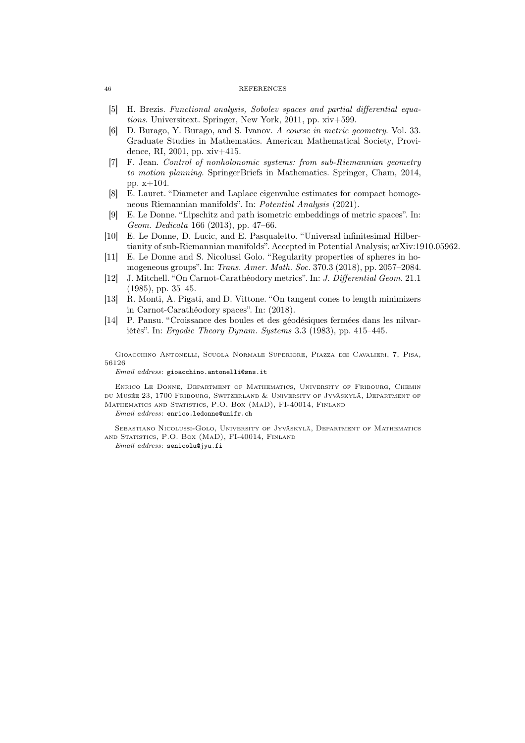[5] H. Brezis. *Functional analysis, Sobolev spaces and partial differential equations*. Universitext. Springer, New York, 2011, pp. xiv+599.

[6] D. Burago, Y. Burago, and S. Ivanov. *A course in metric geometry*. Vol. 33. Graduate Studies in Mathematics. American Mathematical Society, Providence, RI, 2001, pp. xiv+415.

[7] F. Jean. *Control of nonholonomic systems: from sub-Riemannian geometry to motion planning*. SpringerBriefs in Mathematics. Springer, Cham, 2014, pp. x+104.

[8] E. Lauret. "Diameter and Laplace eigenvalue estimates for compact homogeneous Riemannian manifolds". In: *Potential Analysis* (2021).

[9] E. Le Donne. "Lipschitz and path isometric embeddings of metric spaces". In: *Geom. Dedicata* 166 (2013), pp. 47–66.

[10] E. Le Donne, D. Lucic, and E. Pasqualetto. "Universal infinitesimal Hilbertianity of sub-Riemannian manifolds". Accepted in Potential Analysis; arXiv:1910.05962.

[11] E. Le Donne and S. Nicolussi Golo. "Regularity properties of spheres in homogeneous groups". In: *Trans. Amer. Math. Soc.* 370.3 (2018), pp. 2057–2084.

[12] J. Mitchell. "On Carnot-Carathéodory metrics". In: *J. Differential Geom.* 21.1 (1985), pp. 35–45.

[13] R. Monti, A. Pigati, and D. Vittone. "On tangent cones to length minimizers in Carnot-Carathéodory spaces". In: (2018).

[14] P. Pansu. "Croissance des boules et des géodésiques fermées dans les nilvariétés". In: *Ergodic Theory Dynam. Systems* 3.3 (1983), pp. 415–445.

Gioacchino Antonelli, Scuola Normale Superiore, Piazza dei Cavalieri, 7, Pisa, 56126

*Email address*: gioacchino.antonelli@sns.it

Enrico Le Donne, Department of Mathematics, University of Fribourg, Chemin du Musée 23, 1700 Fribourg, Switzerland & University of Jyväskylä, Department of Mathematics and Statistics, P.O. Box (MaD), FI-40014, Finland

*Email address*: enrico.ledonne@unifr.ch

Sebastiano Nicolussi-Golo, University of Jyväskylä, Department of Mathematics and Statistics, P.O. Box (MaD), FI-40014, Finland

*Email address*: senicolu@jyu.fi